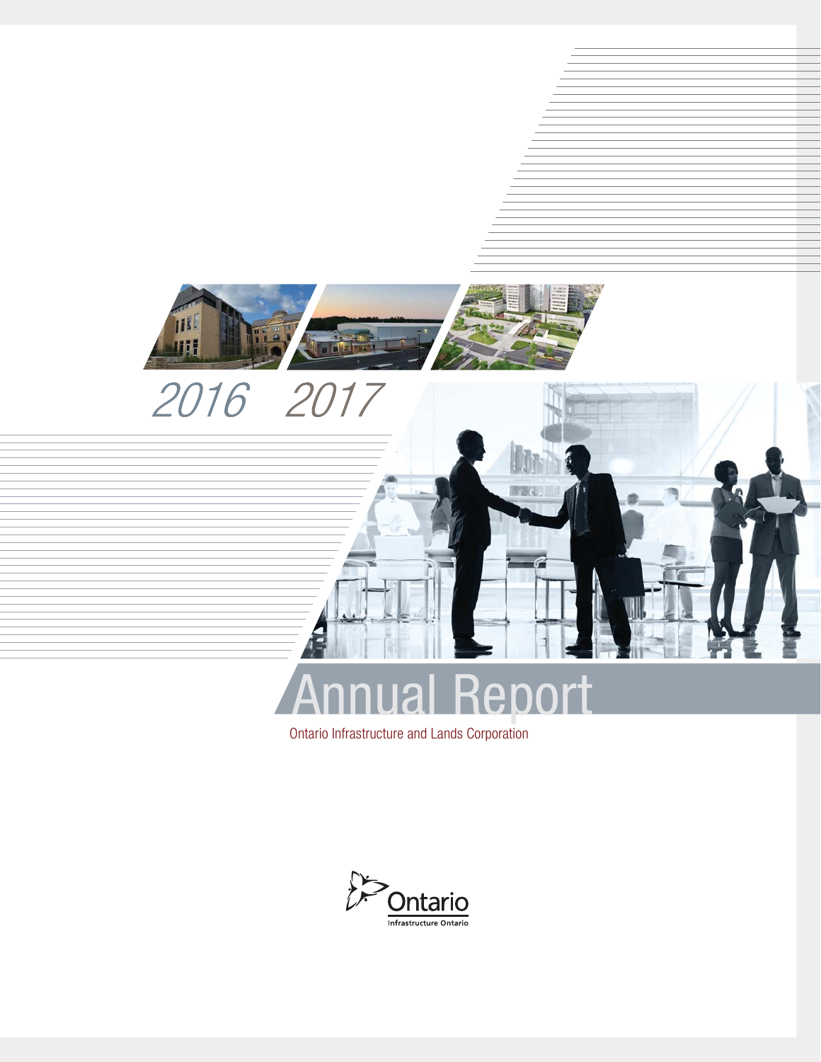# 2016 2017

# Annual Report

Ontario Infrastructure and Lands Corporation

Ontario

Infrastructure Ontario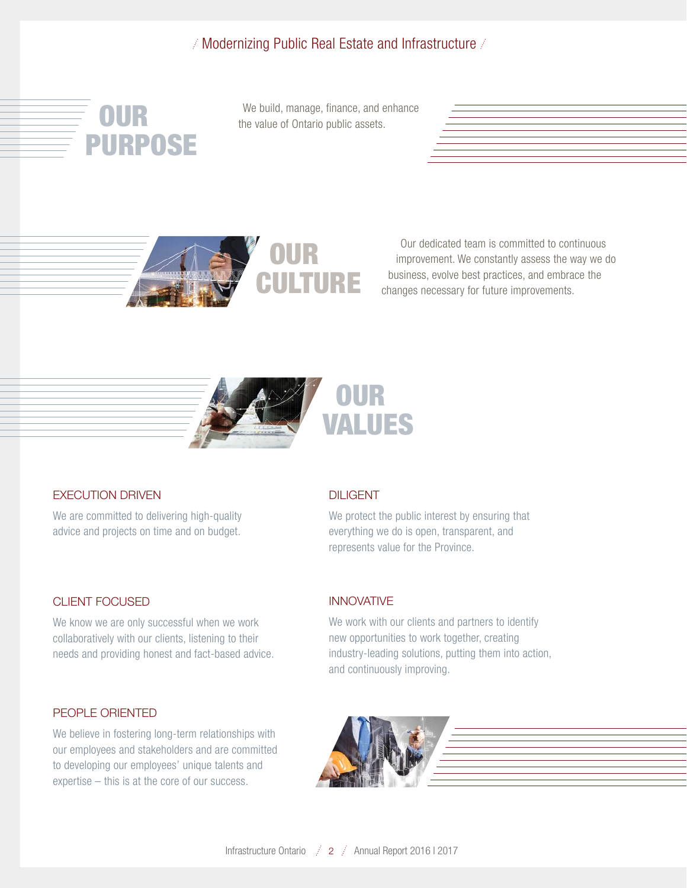# OUR PURPOSE

We build, manage, finance, and enhance the value of Ontario public assets.

# OUR CULTURE

Our dedicated team is committed to continuous improvement. We constantly assess the way we do business, evolve best practices, and embrace the changes necessary for future improvements.

# OUR VALUES

### EXECUTION DRIVEN

We are committed to delivering high-quality advice and projects on time and on budget.

### DILIGENT

We protect the public interest by ensuring that everything we do is open, transparent, and represents value for the Province.

### CLIENT FOCUSED

We know we are only successful when we work collaboratively with our clients, listening to their needs and providing honest and fact-based advice.

### INNOVATIVE

We work with our clients and partners to identify new opportunities to work together, creating industry-leading solutions, putting them into action, and continuously improving.

### PEOPLE ORIENTED

We believe in fostering long-term relationships with our employees and stakeholders and are committed to developing our employees' unique talents and expertise – this is at the core of our success.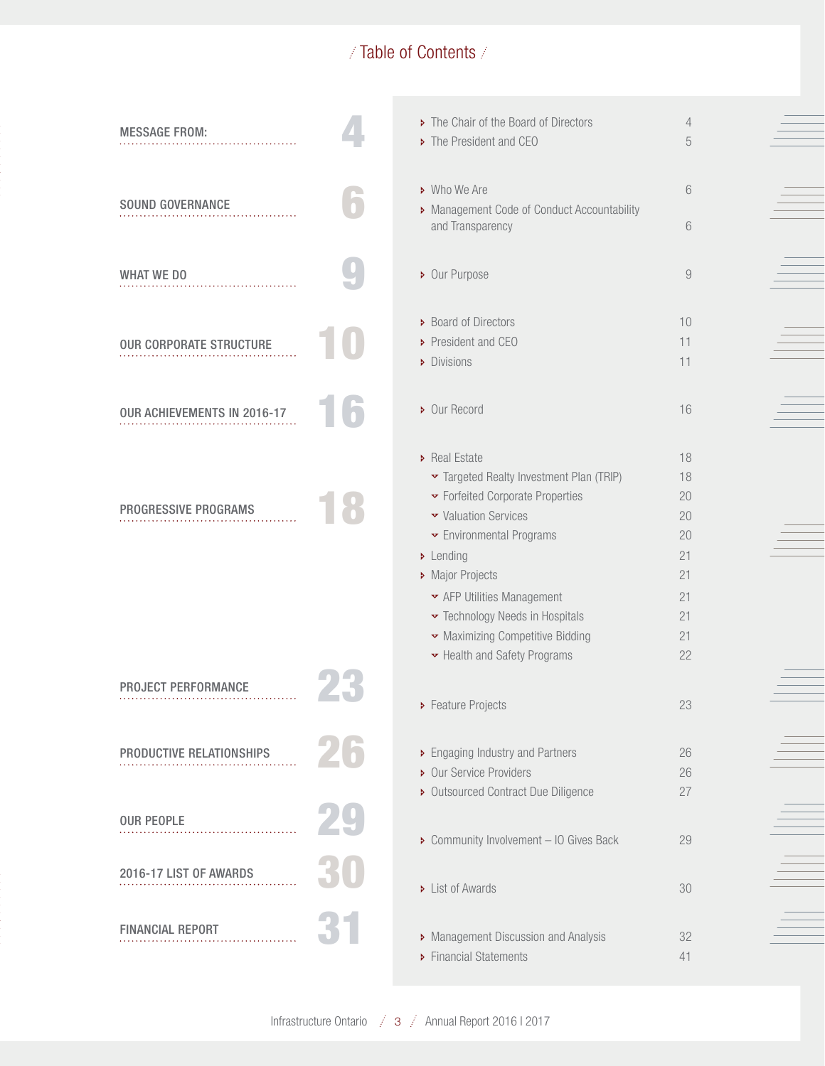# Table of Contents

**MESSAGE FROM:** 4
- The Chair of the Board of Directors — 4
- The President and CEO — 5

**SOUND GOVERNANCE** 6
- Who We Are — 6
- Management Code of Conduct Accountability and Transparency — 6

**WHAT WE DO** 9
- Our Purpose — 9

**OUR CORPORATE STRUCTURE** 10
- Board of Directors — 10
- President and CEO — 11
- Divisions — 11

**OUR ACHIEVEMENTS IN 2016-17** 16
- Our Record — 16

**PROGRESSIVE PROGRAMS** 18
- Real Estate — 18
  - Targeted Realty Investment Plan (TRIP) — 18
  - Forfeited Corporate Properties — 20
  - Valuation Services — 20
  - Environmental Programs — 20
- Lending — 21
- Major Projects — 21
  - AFP Utilities Management — 21
  - Technology Needs in Hospitals — 21
  - Maximizing Competitive Bidding — 21
  - Health and Safety Programs — 22

**PROJECT PERFORMANCE** 23
- Feature Projects — 23

**PRODUCTIVE RELATIONSHIPS** 26
- Engaging Industry and Partners — 26
- Our Service Providers — 26
- Outsourced Contract Due Diligence — 27

**OUR PEOPLE** 29
- Community Involvement – IO Gives Back — 29

**2016-17 LIST OF AWARDS** 30
- List of Awards — 30

**FINANCIAL REPORT** 31
- Management Discussion and Analysis — 32
- Financial Statements — 41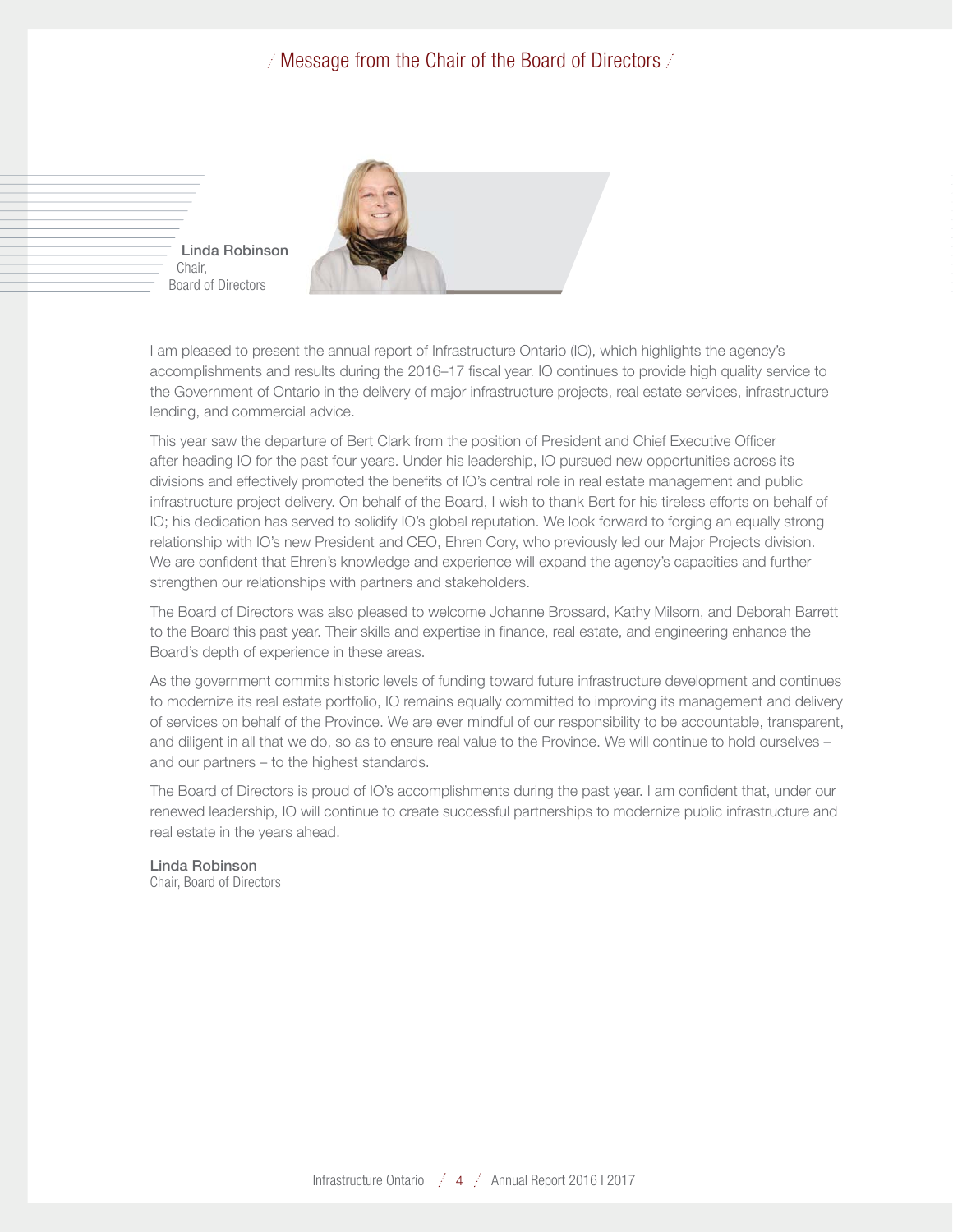# Message from the Chair of the Board of Directors

**Linda Robinson**
Chair,
Board of Directors

I am pleased to present the annual report of Infrastructure Ontario (IO), which highlights the agency's accomplishments and results during the 2016–17 fiscal year. IO continues to provide high quality service to the Government of Ontario in the delivery of major infrastructure projects, real estate services, infrastructure lending, and commercial advice.

This year saw the departure of Bert Clark from the position of President and Chief Executive Officer after heading IO for the past four years. Under his leadership, IO pursued new opportunities across its divisions and effectively promoted the benefits of IO's central role in real estate management and public infrastructure project delivery. On behalf of the Board, I wish to thank Bert for his tireless efforts on behalf of IO; his dedication has served to solidify IO's global reputation. We look forward to forging an equally strong relationship with IO's new President and CEO, Ehren Cory, who previously led our Major Projects division. We are confident that Ehren's knowledge and experience will expand the agency's capacities and further strengthen our relationships with partners and stakeholders.

The Board of Directors was also pleased to welcome Johanne Brossard, Kathy Milsom, and Deborah Barrett to the Board this past year. Their skills and expertise in finance, real estate, and engineering enhance the Board's depth of experience in these areas.

As the government commits historic levels of funding toward future infrastructure development and continues to modernize its real estate portfolio, IO remains equally committed to improving its management and delivery of services on behalf of the Province. We are ever mindful of our responsibility to be accountable, transparent, and diligent in all that we do, so as to ensure real value to the Province. We will continue to hold ourselves – and our partners – to the highest standards.

The Board of Directors is proud of IO's accomplishments during the past year. I am confident that, under our renewed leadership, IO will continue to create successful partnerships to modernize public infrastructure and real estate in the years ahead.

**Linda Robinson**
Chair, Board of Directors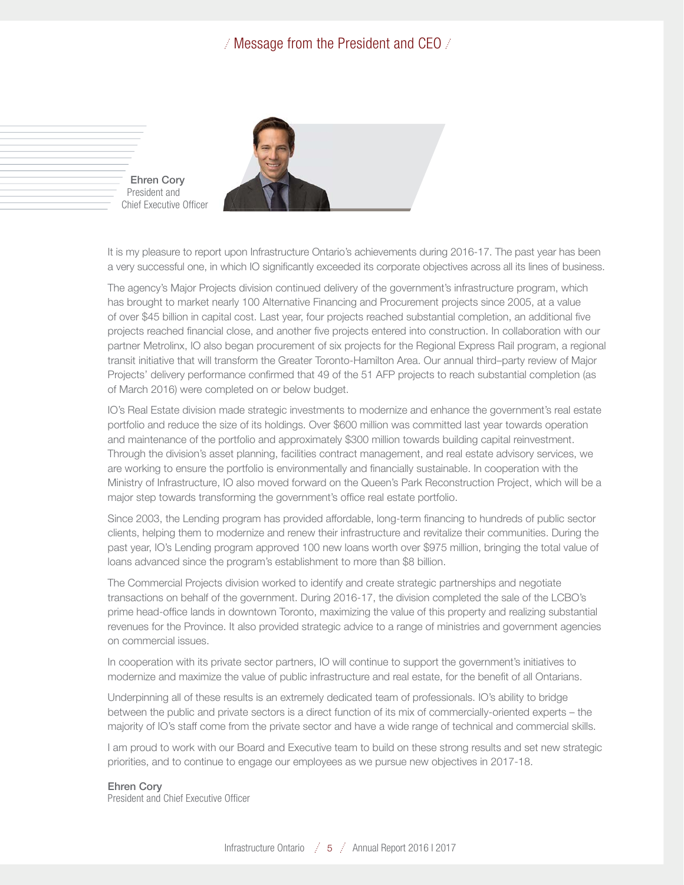# Message from the President and CEO

**Ehren Cory**
President and
Chief Executive Officer

It is my pleasure to report upon Infrastructure Ontario's achievements during 2016-17. The past year has been a very successful one, in which IO significantly exceeded its corporate objectives across all its lines of business.

The agency's Major Projects division continued delivery of the government's infrastructure program, which has brought to market nearly 100 Alternative Financing and Procurement projects since 2005, at a value of over $45 billion in capital cost. Last year, four projects reached substantial completion, an additional five projects reached financial close, and another five projects entered into construction. In collaboration with our partner Metrolinx, IO also began procurement of six projects for the Regional Express Rail program, a regional transit initiative that will transform the Greater Toronto-Hamilton Area. Our annual third–party review of Major Projects' delivery performance confirmed that 49 of the 51 AFP projects to reach substantial completion (as of March 2016) were completed on or below budget.

IO's Real Estate division made strategic investments to modernize and enhance the government's real estate portfolio and reduce the size of its holdings. Over $600 million was committed last year towards operation and maintenance of the portfolio and approximately $300 million towards building capital reinvestment. Through the division's asset planning, facilities contract management, and real estate advisory services, we are working to ensure the portfolio is environmentally and financially sustainable. In cooperation with the Ministry of Infrastructure, IO also moved forward on the Queen's Park Reconstruction Project, which will be a major step towards transforming the government's office real estate portfolio.

Since 2003, the Lending program has provided affordable, long-term financing to hundreds of public sector clients, helping them to modernize and renew their infrastructure and revitalize their communities. During the past year, IO's Lending program approved 100 new loans worth over $975 million, bringing the total value of loans advanced since the program's establishment to more than $8 billion.

The Commercial Projects division worked to identify and create strategic partnerships and negotiate transactions on behalf of the government. During 2016-17, the division completed the sale of the LCBO's prime head-office lands in downtown Toronto, maximizing the value of this property and realizing substantial revenues for the Province. It also provided strategic advice to a range of ministries and government agencies on commercial issues.

In cooperation with its private sector partners, IO will continue to support the government's initiatives to modernize and maximize the value of public infrastructure and real estate, for the benefit of all Ontarians.

Underpinning all of these results is an extremely dedicated team of professionals. IO's ability to bridge between the public and private sectors is a direct function of its mix of commercially-oriented experts – the majority of IO's staff come from the private sector and have a wide range of technical and commercial skills.

I am proud to work with our Board and Executive team to build on these strong results and set new strategic priorities, and to continue to engage our employees as we pursue new objectives in 2017-18.

**Ehren Cory**
President and Chief Executive Officer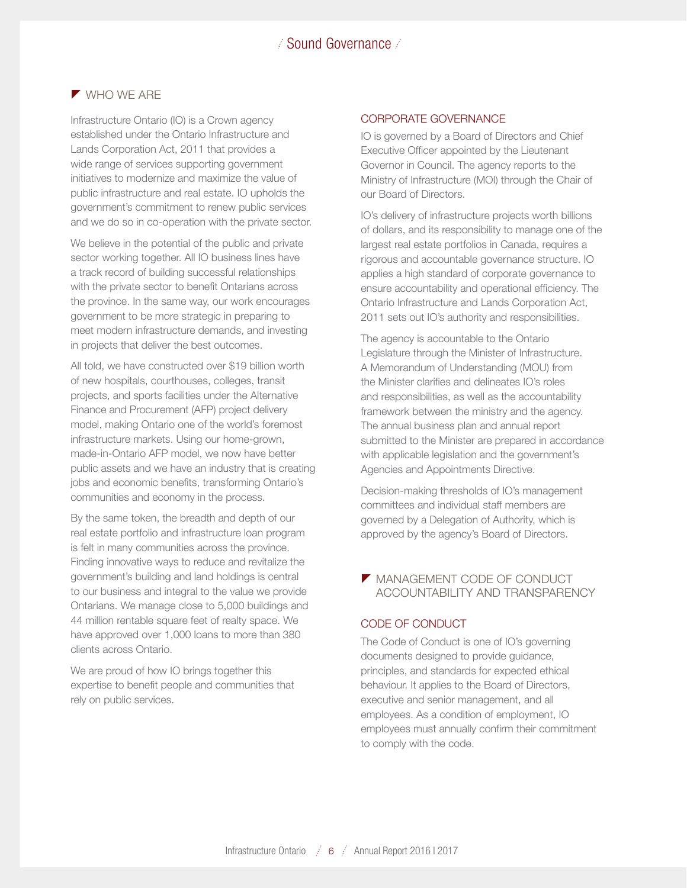# Sound Governance

## WHO WE ARE

Infrastructure Ontario (IO) is a Crown agency established under the Ontario Infrastructure and Lands Corporation Act, 2011 that provides a wide range of services supporting government initiatives to modernize and maximize the value of public infrastructure and real estate. IO upholds the government's commitment to renew public services and we do so in co-operation with the private sector.

We believe in the potential of the public and private sector working together. All IO business lines have a track record of building successful relationships with the private sector to benefit Ontarians across the province. In the same way, our work encourages government to be more strategic in preparing to meet modern infrastructure demands, and investing in projects that deliver the best outcomes.

All told, we have constructed over $19 billion worth of new hospitals, courthouses, colleges, transit projects, and sports facilities under the Alternative Finance and Procurement (AFP) project delivery model, making Ontario one of the world's foremost infrastructure markets. Using our home-grown, made-in-Ontario AFP model, we now have better public assets and we have an industry that is creating jobs and economic benefits, transforming Ontario's communities and economy in the process.

By the same token, the breadth and depth of our real estate portfolio and infrastructure loan program is felt in many communities across the province. Finding innovative ways to reduce and revitalize the government's building and land holdings is central to our business and integral to the value we provide Ontarians. We manage close to 5,000 buildings and 44 million rentable square feet of realty space. We have approved over 1,000 loans to more than 380 clients across Ontario.

We are proud of how IO brings together this expertise to benefit people and communities that rely on public services.

### CORPORATE GOVERNANCE

IO is governed by a Board of Directors and Chief Executive Officer appointed by the Lieutenant Governor in Council. The agency reports to the Ministry of Infrastructure (MOI) through the Chair of our Board of Directors.

IO's delivery of infrastructure projects worth billions of dollars, and its responsibility to manage one of the largest real estate portfolios in Canada, requires a rigorous and accountable governance structure. IO applies a high standard of corporate governance to ensure accountability and operational efficiency. The Ontario Infrastructure and Lands Corporation Act, 2011 sets out IO's authority and responsibilities.

The agency is accountable to the Ontario Legislature through the Minister of Infrastructure. A Memorandum of Understanding (MOU) from the Minister clarifies and delineates IO's roles and responsibilities, as well as the accountability framework between the ministry and the agency. The annual business plan and annual report submitted to the Minister are prepared in accordance with applicable legislation and the government's Agencies and Appointments Directive.

Decision-making thresholds of IO's management committees and individual staff members are governed by a Delegation of Authority, which is approved by the agency's Board of Directors.

## MANAGEMENT CODE OF CONDUCT ACCOUNTABILITY AND TRANSPARENCY

### CODE OF CONDUCT

The Code of Conduct is one of IO's governing documents designed to provide guidance, principles, and standards for expected ethical behaviour. It applies to the Board of Directors, executive and senior management, and all employees. As a condition of employment, IO employees must annually confirm their commitment to comply with the code.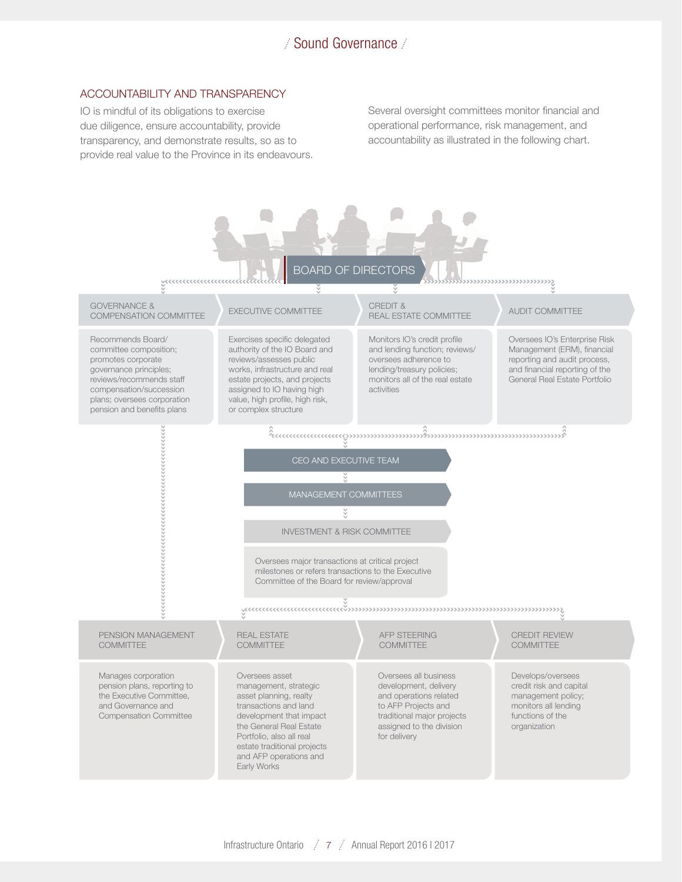# Sound Governance

## ACCOUNTABILITY AND TRANSPARENCY

IO is mindful of its obligations to exercise due diligence, ensure accountability, provide transparency, and demonstrate results, so as to provide real value to the Province in its endeavours.

Several oversight committees monitor financial and operational performance, risk management, and accountability as illustrated in the following chart.

### BOARD OF DIRECTORS

**GOVERNANCE & COMPENSATION COMMITTEE**

Recommends Board/committee composition; promotes corporate governance principles; reviews/recommends staff compensation/succession plans; oversees corporation pension and benefits plans

**EXECUTIVE COMMITTEE**

Exercises specific delegated authority of the IO Board and reviews/assesses public works, infrastructure and real estate projects, and projects assigned to IO having high value, high profile, high risk, or complex structure

**CREDIT & REAL ESTATE COMMITTEE**

Monitors IO's credit profile and lending function; reviews/oversees adherence to lending/treasury policies; monitors all of the real estate activities

**AUDIT COMMITTEE**

Oversees IO's Enterprise Risk Management (ERM), financial reporting and audit process, and financial reporting of the General Real Estate Portfolio

**CEO AND EXECUTIVE TEAM**

**MANAGEMENT COMMITTEES**

**INVESTMENT & RISK COMMITTEE**

Oversees major transactions at critical project milestones or refers transactions to the Executive Committee of the Board for review/approval

**PENSION MANAGEMENT COMMITTEE**

Manages corporation pension plans, reporting to the Executive Committee, and Governance and Compensation Committee

**REAL ESTATE COMMITTEE**

Oversees asset management, strategic asset planning, realty transactions and land development that impact the General Real Estate Portfolio, also all real estate traditional projects and AFP operations and Early Works

**AFP STEERING COMMITTEE**

Oversees all business development, delivery and operations related to AFP Projects and traditional major projects assigned to the division for delivery

**CREDIT REVIEW COMMITTEE**

Develops/oversees credit risk and capital management policy; monitors all lending functions of the organization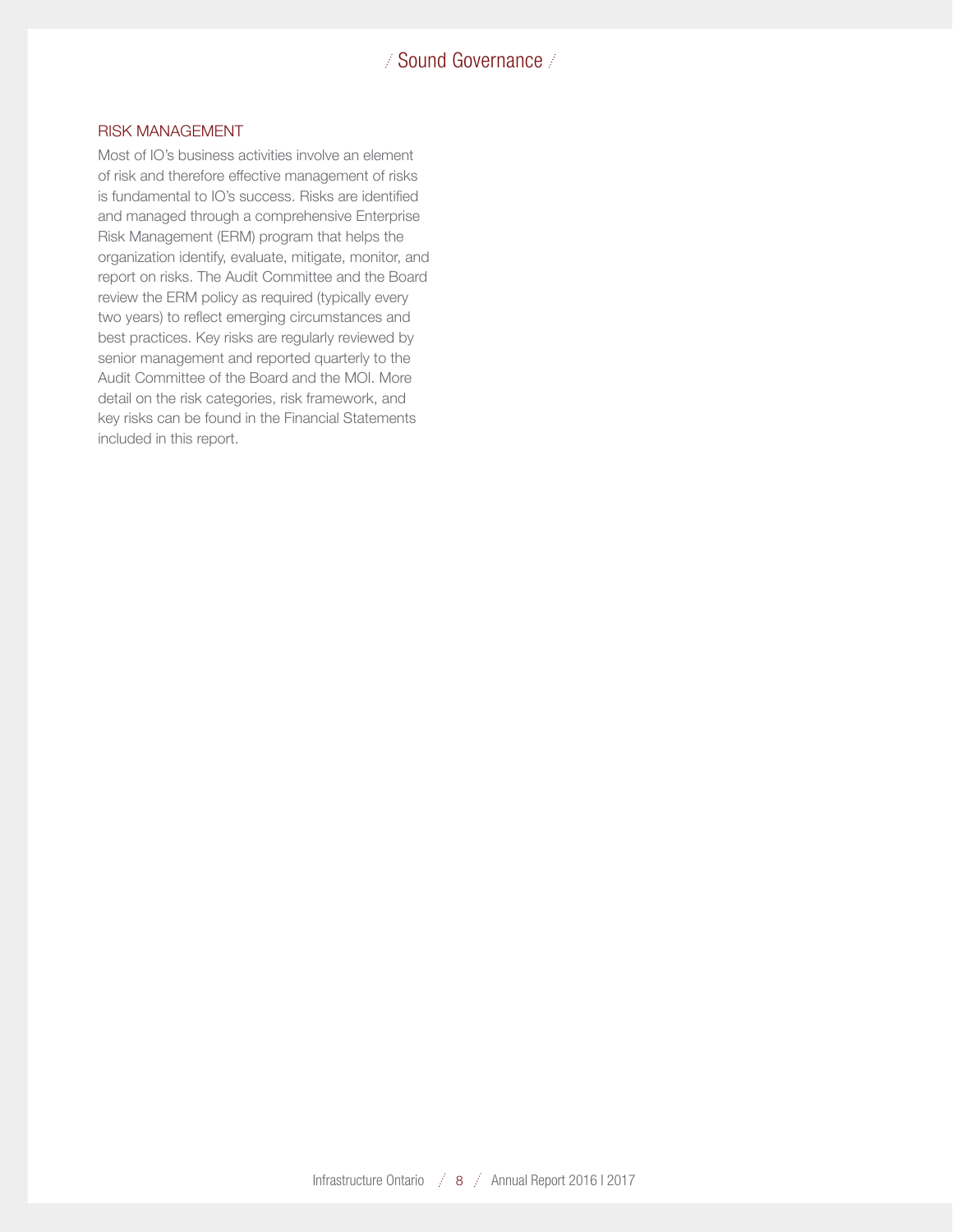## RISK MANAGEMENT

Most of IO's business activities involve an element of risk and therefore effective management of risks is fundamental to IO's success. Risks are identified and managed through a comprehensive Enterprise Risk Management (ERM) program that helps the organization identify, evaluate, mitigate, monitor, and report on risks. The Audit Committee and the Board review the ERM policy as required (typically every two years) to reflect emerging circumstances and best practices. Key risks are regularly reviewed by senior management and reported quarterly to the Audit Committee of the Board and the MOI. More detail on the risk categories, risk framework, and key risks can be found in the Financial Statements included in this report.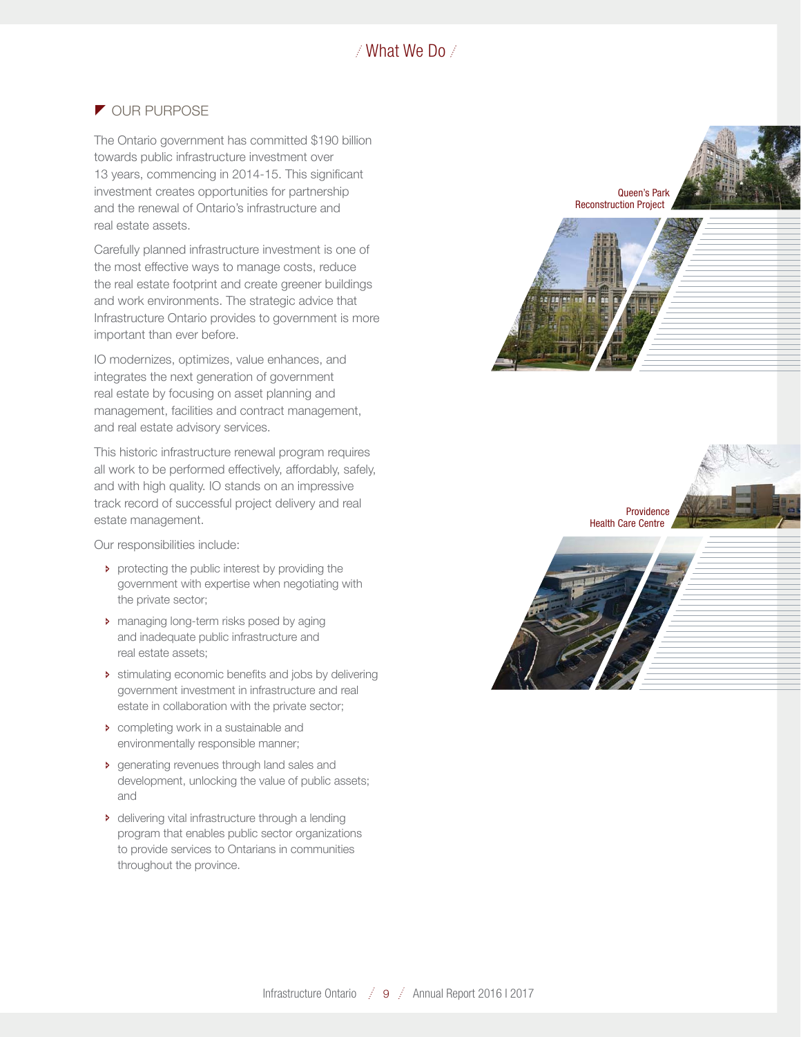# What We Do

## OUR PURPOSE

The Ontario government has committed $190 billion towards public infrastructure investment over 13 years, commencing in 2014-15. This significant investment creates opportunities for partnership and the renewal of Ontario's infrastructure and real estate assets.

Carefully planned infrastructure investment is one of the most effective ways to manage costs, reduce the real estate footprint and create greener buildings and work environments. The strategic advice that Infrastructure Ontario provides to government is more important than ever before.

IO modernizes, optimizes, value enhances, and integrates the next generation of government real estate by focusing on asset planning and management, facilities and contract management, and real estate advisory services.

This historic infrastructure renewal program requires all work to be performed effectively, affordably, safely, and with high quality. IO stands on an impressive track record of successful project delivery and real estate management.

Our responsibilities include:

- protecting the public interest by providing the government with expertise when negotiating with the private sector;
- managing long-term risks posed by aging and inadequate public infrastructure and real estate assets;
- stimulating economic benefits and jobs by delivering government investment in infrastructure and real estate in collaboration with the private sector;
- completing work in a sustainable and environmentally responsible manner;
- generating revenues through land sales and development, unlocking the value of public assets; and
- delivering vital infrastructure through a lending program that enables public sector organizations to provide services to Ontarians in communities throughout the province.

Queen's Park Reconstruction Project

Providence Health Care Centre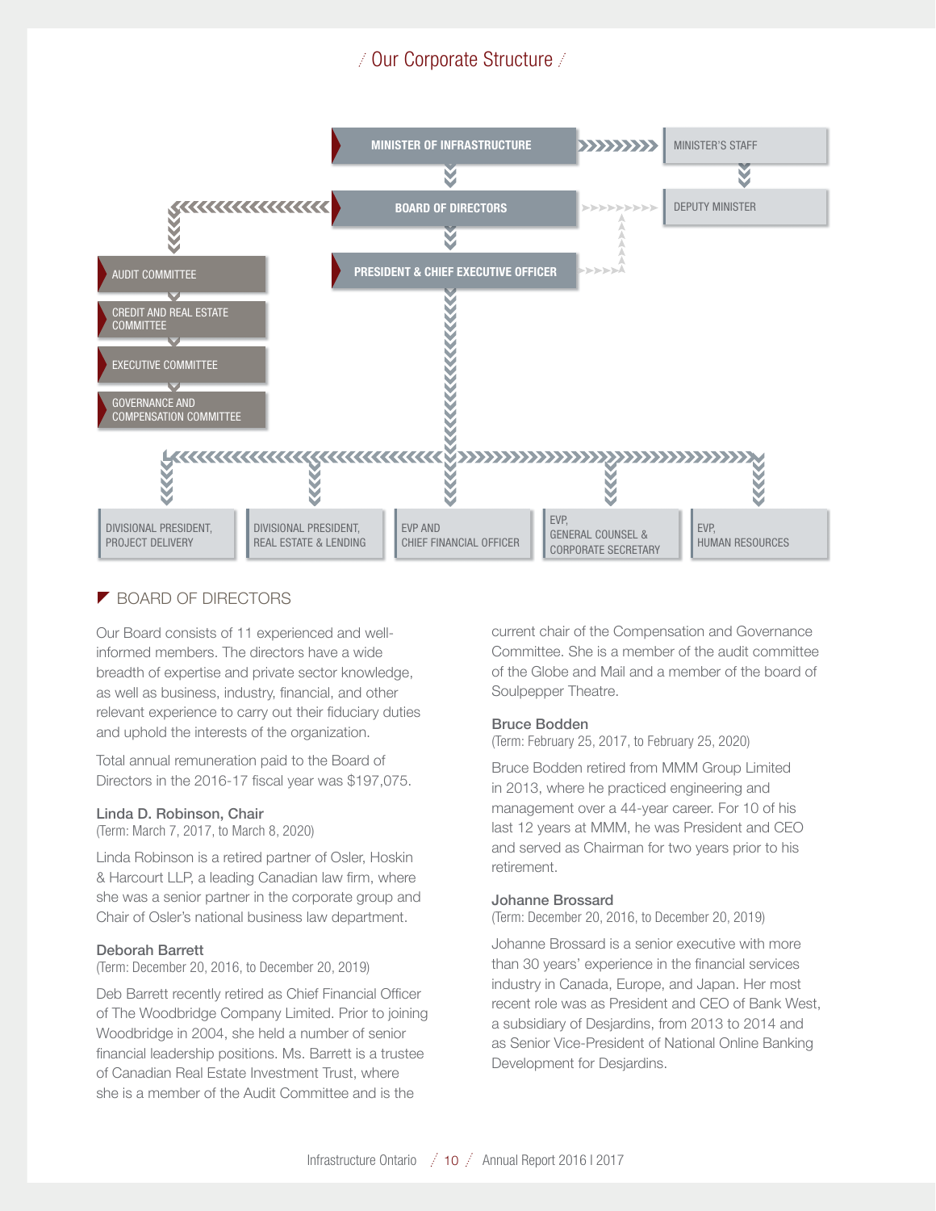# Our Corporate Structure

MINISTER OF INFRASTRUCTURE

MINISTER'S STAFF

BOARD OF DIRECTORS

DEPUTY MINISTER

PRESIDENT & CHIEF EXECUTIVE OFFICER

AUDIT COMMITTEE

CREDIT AND REAL ESTATE COMMITTEE

EXECUTIVE COMMITTEE

GOVERNANCE AND COMPENSATION COMMITTEE

DIVISIONAL PRESIDENT, PROJECT DELIVERY

DIVISIONAL PRESIDENT, REAL ESTATE & LENDING

EVP AND CHIEF FINANCIAL OFFICER

EVP, GENERAL COUNSEL & CORPORATE SECRETARY

EVP, HUMAN RESOURCES

## BOARD OF DIRECTORS

Our Board consists of 11 experienced and well-informed members. The directors have a wide breadth of expertise and private sector knowledge, as well as business, industry, financial, and other relevant experience to carry out their fiduciary duties and uphold the interests of the organization.

Total annual remuneration paid to the Board of Directors in the 2016-17 fiscal year was $197,075.

### Linda D. Robinson, Chair
(Term: March 7, 2017, to March 8, 2020)

Linda Robinson is a retired partner of Osler, Hoskin & Harcourt LLP, a leading Canadian law firm, where she was a senior partner in the corporate group and Chair of Osler's national business law department.

### Deborah Barrett
(Term: December 20, 2016, to December 20, 2019)

Deb Barrett recently retired as Chief Financial Officer of The Woodbridge Company Limited. Prior to joining Woodbridge in 2004, she held a number of senior financial leadership positions. Ms. Barrett is a trustee of Canadian Real Estate Investment Trust, where she is a member of the Audit Committee and is the current chair of the Compensation and Governance Committee. She is a member of the audit committee of the Globe and Mail and a member of the board of Soulpepper Theatre.

### Bruce Bodden
(Term: February 25, 2017, to February 25, 2020)

Bruce Bodden retired from MMM Group Limited in 2013, where he practiced engineering and management over a 44-year career. For 10 of his last 12 years at MMM, he was President and CEO and served as Chairman for two years prior to his retirement.

### Johanne Brossard
(Term: December 20, 2016, to December 20, 2019)

Johanne Brossard is a senior executive with more than 30 years' experience in the financial services industry in Canada, Europe, and Japan. Her most recent role was as President and CEO of Bank West, a subsidiary of Desjardins, from 2013 to 2014 and as Senior Vice-President of National Online Banking Development for Desjardins.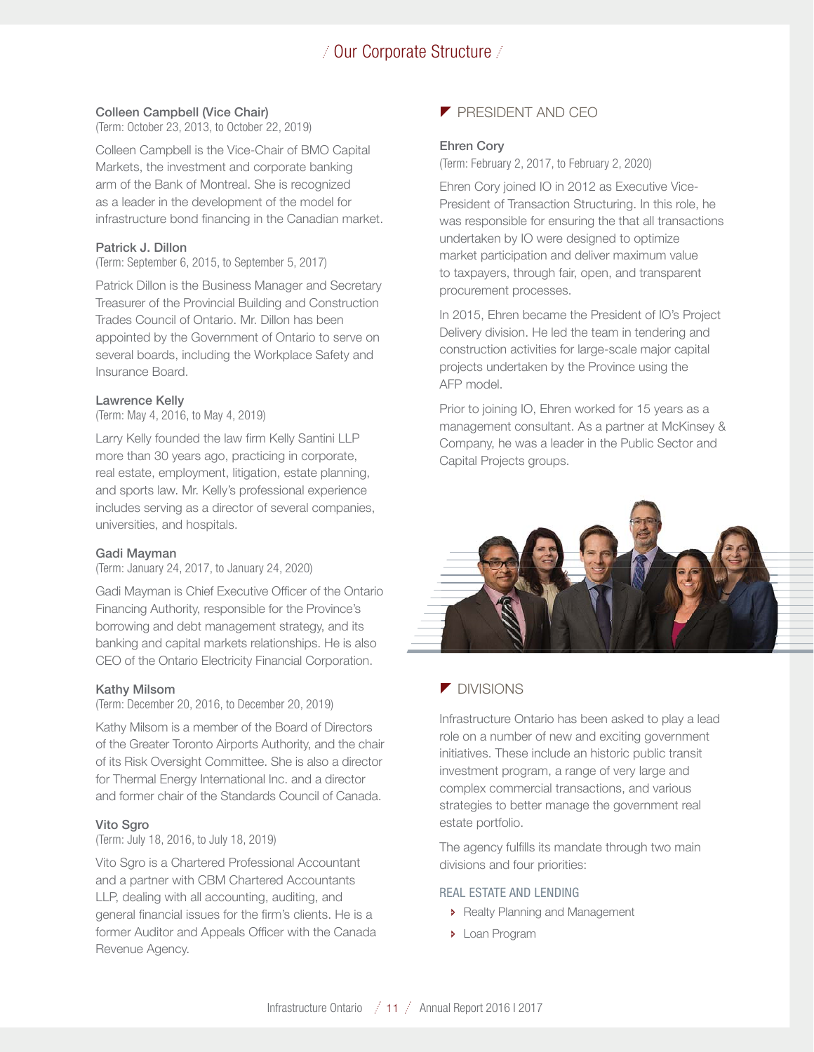# Our Corporate Structure

**Colleen Campbell (Vice Chair)**
(Term: October 23, 2013, to October 22, 2019)

Colleen Campbell is the Vice-Chair of BMO Capital Markets, the investment and corporate banking arm of the Bank of Montreal. She is recognized as a leader in the development of the model for infrastructure bond financing in the Canadian market.

**Patrick J. Dillon**
(Term: September 6, 2015, to September 5, 2017)

Patrick Dillon is the Business Manager and Secretary Treasurer of the Provincial Building and Construction Trades Council of Ontario. Mr. Dillon has been appointed by the Government of Ontario to serve on several boards, including the Workplace Safety and Insurance Board.

**Lawrence Kelly**
(Term: May 4, 2016, to May 4, 2019)

Larry Kelly founded the law firm Kelly Santini LLP more than 30 years ago, practicing in corporate, real estate, employment, litigation, estate planning, and sports law. Mr. Kelly's professional experience includes serving as a director of several companies, universities, and hospitals.

**Gadi Mayman**
(Term: January 24, 2017, to January 24, 2020)

Gadi Mayman is Chief Executive Officer of the Ontario Financing Authority, responsible for the Province's borrowing and debt management strategy, and its banking and capital markets relationships. He is also CEO of the Ontario Electricity Financial Corporation.

**Kathy Milsom**
(Term: December 20, 2016, to December 20, 2019)

Kathy Milsom is a member of the Board of Directors of the Greater Toronto Airports Authority, and the chair of its Risk Oversight Committee. She is also a director for Thermal Energy International Inc. and a director and former chair of the Standards Council of Canada.

**Vito Sgro**
(Term: July 18, 2016, to July 18, 2019)

Vito Sgro is a Chartered Professional Accountant and a partner with CBM Chartered Accountants LLP, dealing with all accounting, auditing, and general financial issues for the firm's clients. He is a former Auditor and Appeals Officer with the Canada Revenue Agency.

## PRESIDENT AND CEO

**Ehren Cory**
(Term: February 2, 2017, to February 2, 2020)

Ehren Cory joined IO in 2012 as Executive Vice-President of Transaction Structuring. In this role, he was responsible for ensuring the that all transactions undertaken by IO were designed to optimize market participation and deliver maximum value to taxpayers, through fair, open, and transparent procurement processes.

In 2015, Ehren became the President of IO's Project Delivery division. He led the team in tendering and construction activities for large-scale major capital projects undertaken by the Province using the AFP model.

Prior to joining IO, Ehren worked for 15 years as a management consultant. As a partner at McKinsey & Company, he was a leader in the Public Sector and Capital Projects groups.

## DIVISIONS

Infrastructure Ontario has been asked to play a lead role on a number of new and exciting government initiatives. These include an historic public transit investment program, a range of very large and complex commercial transactions, and various strategies to better manage the government real estate portfolio.

The agency fulfills its mandate through two main divisions and four priorities:

### REAL ESTATE AND LENDING

- Realty Planning and Management
- Loan Program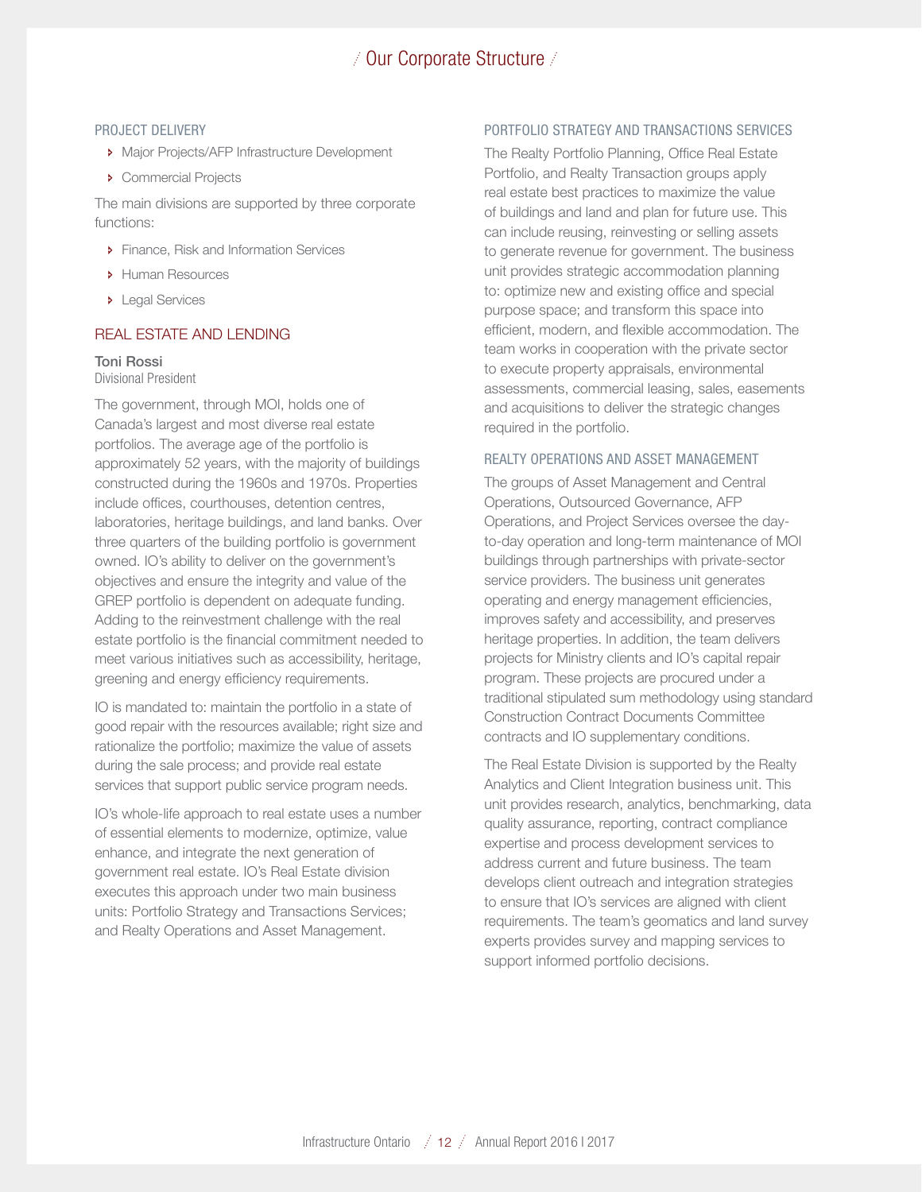# Our Corporate Structure

### PROJECT DELIVERY

- Major Projects/AFP Infrastructure Development
- Commercial Projects

The main divisions are supported by three corporate functions:

- Finance, Risk and Information Services
- Human Resources
- Legal Services

## REAL ESTATE AND LENDING

**Toni Rossi**
Divisional President

The government, through MOI, holds one of Canada's largest and most diverse real estate portfolios. The average age of the portfolio is approximately 52 years, with the majority of buildings constructed during the 1960s and 1970s. Properties include offices, courthouses, detention centres, laboratories, heritage buildings, and land banks. Over three quarters of the building portfolio is government owned. IO's ability to deliver on the government's objectives and ensure the integrity and value of the GREP portfolio is dependent on adequate funding. Adding to the reinvestment challenge with the real estate portfolio is the financial commitment needed to meet various initiatives such as accessibility, heritage, greening and energy efficiency requirements.

IO is mandated to: maintain the portfolio in a state of good repair with the resources available; right size and rationalize the portfolio; maximize the value of assets during the sale process; and provide real estate services that support public service program needs.

IO's whole-life approach to real estate uses a number of essential elements to modernize, optimize, value enhance, and integrate the next generation of government real estate. IO's Real Estate division executes this approach under two main business units: Portfolio Strategy and Transactions Services; and Realty Operations and Asset Management.

### PORTFOLIO STRATEGY AND TRANSACTIONS SERVICES

The Realty Portfolio Planning, Office Real Estate Portfolio, and Realty Transaction groups apply real estate best practices to maximize the value of buildings and land and plan for future use. This can include reusing, reinvesting or selling assets to generate revenue for government. The business unit provides strategic accommodation planning to: optimize new and existing office and special purpose space; and transform this space into efficient, modern, and flexible accommodation. The team works in cooperation with the private sector to execute property appraisals, environmental assessments, commercial leasing, sales, easements and acquisitions to deliver the strategic changes required in the portfolio.

### REALTY OPERATIONS AND ASSET MANAGEMENT

The groups of Asset Management and Central Operations, Outsourced Governance, AFP Operations, and Project Services oversee the day-to-day operation and long-term maintenance of MOI buildings through partnerships with private-sector service providers. The business unit generates operating and energy management efficiencies, improves safety and accessibility, and preserves heritage properties. In addition, the team delivers projects for Ministry clients and IO's capital repair program. These projects are procured under a traditional stipulated sum methodology using standard Construction Contract Documents Committee contracts and IO supplementary conditions.

The Real Estate Division is supported by the Realty Analytics and Client Integration business unit. This unit provides research, analytics, benchmarking, data quality assurance, reporting, contract compliance expertise and process development services to address current and future business. The team develops client outreach and integration strategies to ensure that IO's services are aligned with client requirements. The team's geomatics and land survey experts provides survey and mapping services to support informed portfolio decisions.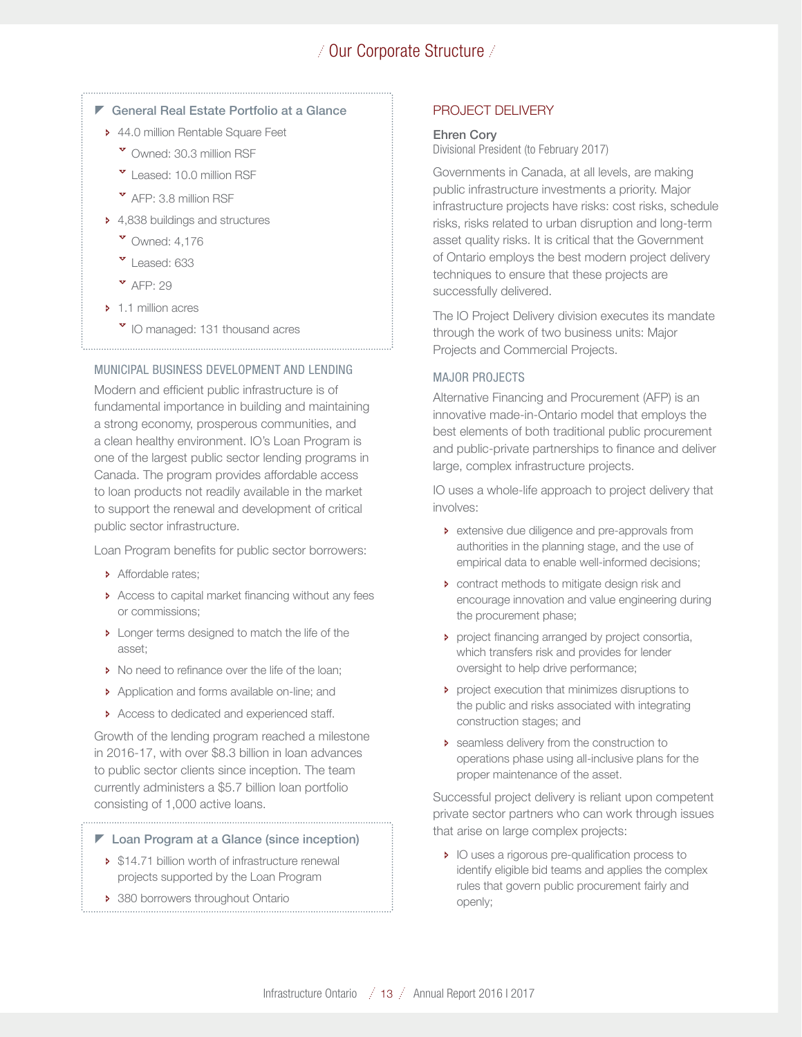# Our Corporate Structure

### General Real Estate Portfolio at a Glance

- 44.0 million Rentable Square Feet
  - Owned: 30.3 million RSF
  - Leased: 10.0 million RSF
  - AFP: 3.8 million RSF
- 4,838 buildings and structures
  - Owned: 4,176
  - Leased: 633
  - AFP: 29
- 1.1 million acres
  - IO managed: 131 thousand acres

### MUNICIPAL BUSINESS DEVELOPMENT AND LENDING

Modern and efficient public infrastructure is of fundamental importance in building and maintaining a strong economy, prosperous communities, and a clean healthy environment. IO's Loan Program is one of the largest public sector lending programs in Canada. The program provides affordable access to loan products not readily available in the market to support the renewal and development of critical public sector infrastructure.

Loan Program benefits for public sector borrowers:

- Affordable rates;
- Access to capital market financing without any fees or commissions;
- Longer terms designed to match the life of the asset;
- No need to refinance over the life of the loan;
- Application and forms available on-line; and
- Access to dedicated and experienced staff.

Growth of the lending program reached a milestone in 2016-17, with over $8.3 billion in loan advances to public sector clients since inception. The team currently administers a $5.7 billion loan portfolio consisting of 1,000 active loans.

### Loan Program at a Glance (since inception)

- $14.71 billion worth of infrastructure renewal projects supported by the Loan Program
- 380 borrowers throughout Ontario

## PROJECT DELIVERY

**Ehren Cory**
Divisional President (to February 2017)

Governments in Canada, at all levels, are making public infrastructure investments a priority. Major infrastructure projects have risks: cost risks, schedule risks, risks related to urban disruption and long-term asset quality risks. It is critical that the Government of Ontario employs the best modern project delivery techniques to ensure that these projects are successfully delivered.

The IO Project Delivery division executes its mandate through the work of two business units: Major Projects and Commercial Projects.

### MAJOR PROJECTS

Alternative Financing and Procurement (AFP) is an innovative made-in-Ontario model that employs the best elements of both traditional public procurement and public-private partnerships to finance and deliver large, complex infrastructure projects.

IO uses a whole-life approach to project delivery that involves:

- extensive due diligence and pre-approvals from authorities in the planning stage, and the use of empirical data to enable well-informed decisions;
- contract methods to mitigate design risk and encourage innovation and value engineering during the procurement phase;
- project financing arranged by project consortia, which transfers risk and provides for lender oversight to help drive performance;
- project execution that minimizes disruptions to the public and risks associated with integrating construction stages; and
- seamless delivery from the construction to operations phase using all-inclusive plans for the proper maintenance of the asset.

Successful project delivery is reliant upon competent private sector partners who can work through issues that arise on large complex projects:

- IO uses a rigorous pre-qualification process to identify eligible bid teams and applies the complex rules that govern public procurement fairly and openly;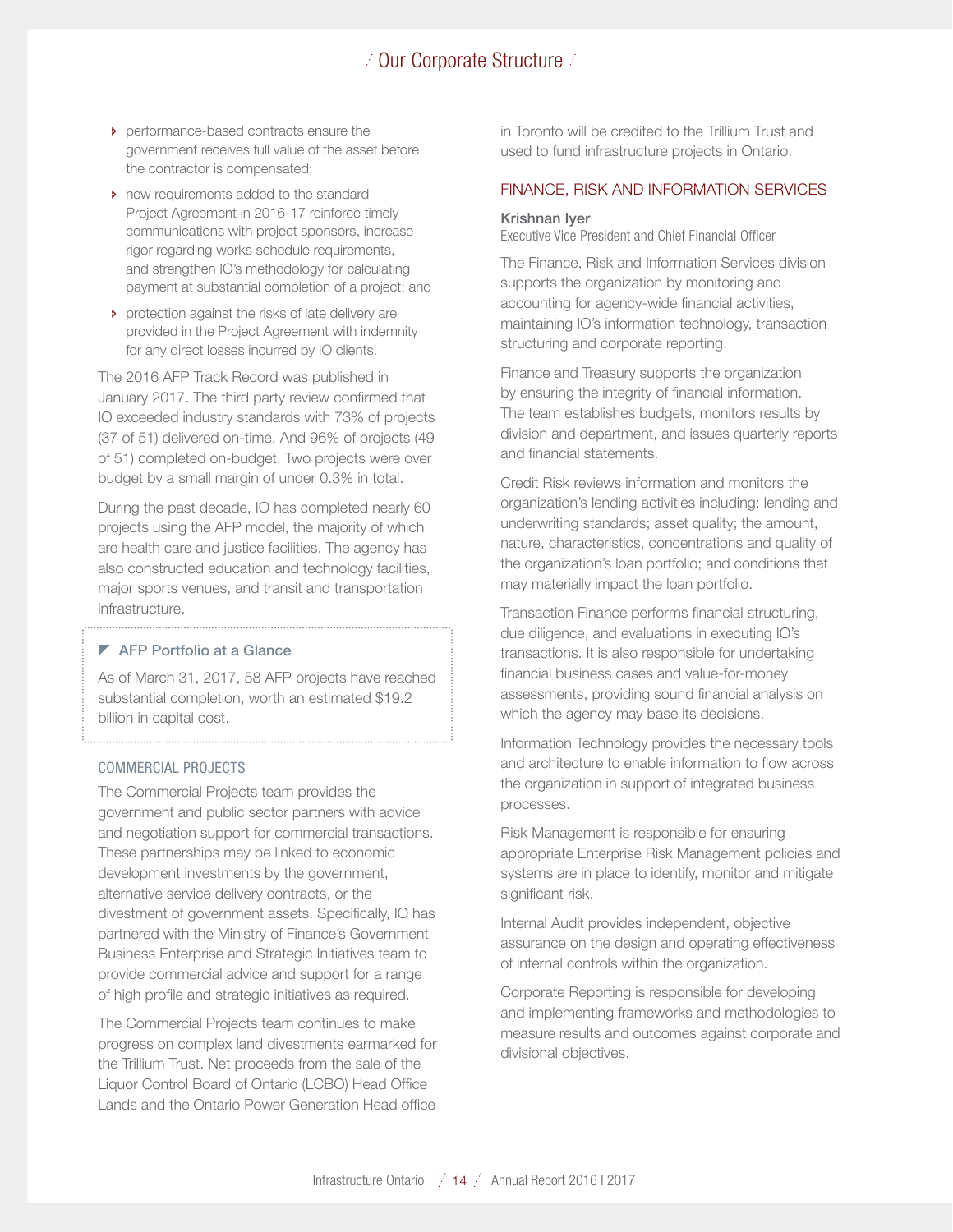- performance-based contracts ensure the government receives full value of the asset before the contractor is compensated;
- new requirements added to the standard Project Agreement in 2016-17 reinforce timely communications with project sponsors, increase rigor regarding works schedule requirements, and strengthen IO's methodology for calculating payment at substantial completion of a project; and
- protection against the risks of late delivery are provided in the Project Agreement with indemnity for any direct losses incurred by IO clients.

The 2016 AFP Track Record was published in January 2017. The third party review confirmed that IO exceeded industry standards with 73% of projects (37 of 51) delivered on-time. And 96% of projects (49 of 51) completed on-budget. Two projects were over budget by a small margin of under 0.3% in total.

During the past decade, IO has completed nearly 60 projects using the AFP model, the majority of which are health care and justice facilities. The agency has also constructed education and technology facilities, major sports venues, and transit and transportation infrastructure.

> **AFP Portfolio at a Glance**
>
> As of March 31, 2017, 58 AFP projects have reached substantial completion, worth an estimated $19.2 billion in capital cost.

### COMMERCIAL PROJECTS

The Commercial Projects team provides the government and public sector partners with advice and negotiation support for commercial transactions. These partnerships may be linked to economic development investments by the government, alternative service delivery contracts, or the divestment of government assets. Specifically, IO has partnered with the Ministry of Finance's Government Business Enterprise and Strategic Initiatives team to provide commercial advice and support for a range of high profile and strategic initiatives as required.

The Commercial Projects team continues to make progress on complex land divestments earmarked for the Trillium Trust. Net proceeds from the sale of the Liquor Control Board of Ontario (LCBO) Head Office Lands and the Ontario Power Generation Head office in Toronto will be credited to the Trillium Trust and used to fund infrastructure projects in Ontario.

## FINANCE, RISK AND INFORMATION SERVICES

**Krishnan Iyer**
Executive Vice President and Chief Financial Officer

The Finance, Risk and Information Services division supports the organization by monitoring and accounting for agency-wide financial activities, maintaining IO's information technology, transaction structuring and corporate reporting.

Finance and Treasury supports the organization by ensuring the integrity of financial information. The team establishes budgets, monitors results by division and department, and issues quarterly reports and financial statements.

Credit Risk reviews information and monitors the organization's lending activities including: lending and underwriting standards; asset quality; the amount, nature, characteristics, concentrations and quality of the organization's loan portfolio; and conditions that may materially impact the loan portfolio.

Transaction Finance performs financial structuring, due diligence, and evaluations in executing IO's transactions. It is also responsible for undertaking financial business cases and value-for-money assessments, providing sound financial analysis on which the agency may base its decisions.

Information Technology provides the necessary tools and architecture to enable information to flow across the organization in support of integrated business processes.

Risk Management is responsible for ensuring appropriate Enterprise Risk Management policies and systems are in place to identify, monitor and mitigate significant risk.

Internal Audit provides independent, objective assurance on the design and operating effectiveness of internal controls within the organization.

Corporate Reporting is responsible for developing and implementing frameworks and methodologies to measure results and outcomes against corporate and divisional objectives.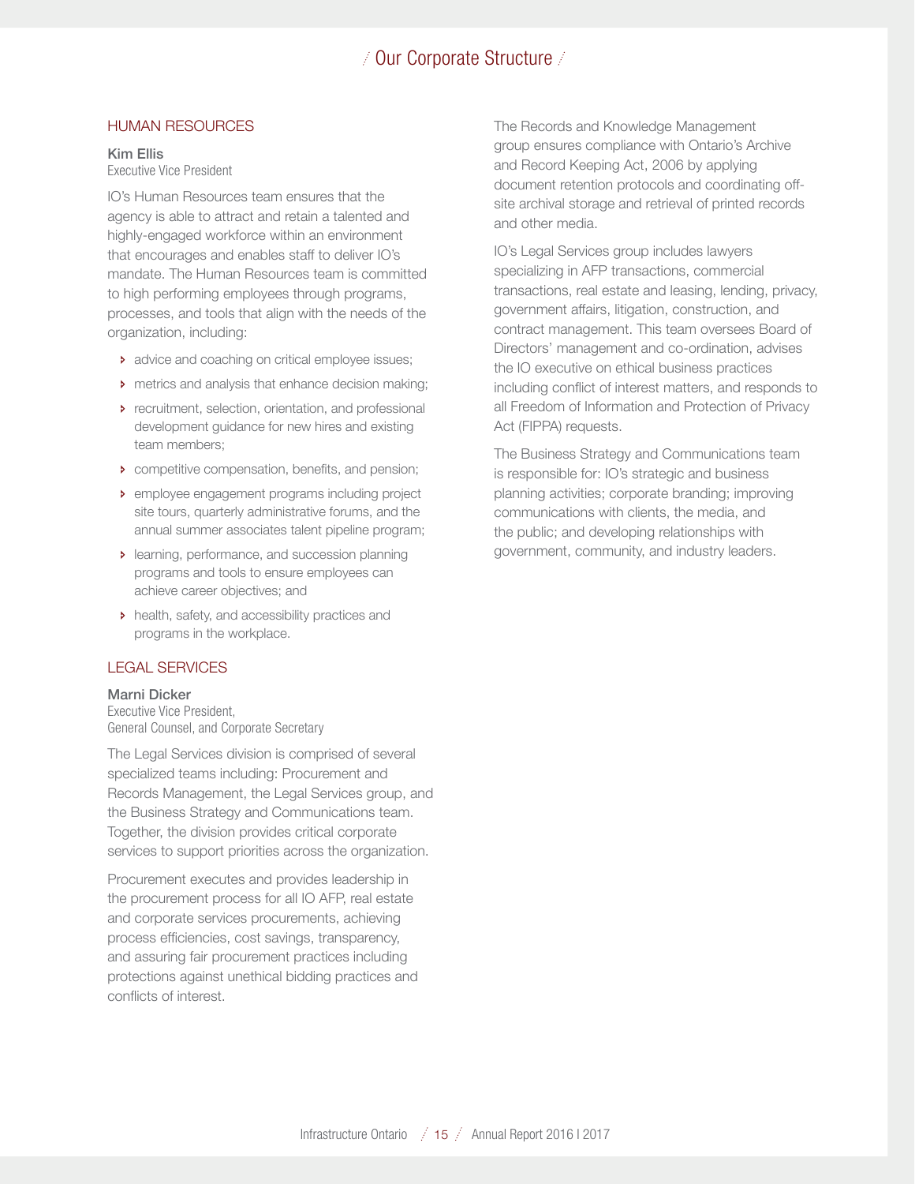# Our Corporate Structure

## HUMAN RESOURCES

**Kim Ellis**
Executive Vice President

IO's Human Resources team ensures that the agency is able to attract and retain a talented and highly-engaged workforce within an environment that encourages and enables staff to deliver IO's mandate. The Human Resources team is committed to high performing employees through programs, processes, and tools that align with the needs of the organization, including:

- advice and coaching on critical employee issues;
- metrics and analysis that enhance decision making;
- recruitment, selection, orientation, and professional development guidance for new hires and existing team members;
- competitive compensation, benefits, and pension;
- employee engagement programs including project site tours, quarterly administrative forums, and the annual summer associates talent pipeline program;
- learning, performance, and succession planning programs and tools to ensure employees can achieve career objectives; and
- health, safety, and accessibility practices and programs in the workplace.

## LEGAL SERVICES

**Marni Dicker**
Executive Vice President,
General Counsel, and Corporate Secretary

The Legal Services division is comprised of several specialized teams including: Procurement and Records Management, the Legal Services group, and the Business Strategy and Communications team. Together, the division provides critical corporate services to support priorities across the organization.

Procurement executes and provides leadership in the procurement process for all IO AFP, real estate and corporate services procurements, achieving process efficiencies, cost savings, transparency, and assuring fair procurement practices including protections against unethical bidding practices and conflicts of interest.

The Records and Knowledge Management group ensures compliance with Ontario's Archive and Record Keeping Act, 2006 by applying document retention protocols and coordinating off-site archival storage and retrieval of printed records and other media.

IO's Legal Services group includes lawyers specializing in AFP transactions, commercial transactions, real estate and leasing, lending, privacy, government affairs, litigation, construction, and contract management. This team oversees Board of Directors' management and co-ordination, advises the IO executive on ethical business practices including conflict of interest matters, and responds to all Freedom of Information and Protection of Privacy Act (FIPPA) requests.

The Business Strategy and Communications team is responsible for: IO's strategic and business planning activities; corporate branding; improving communications with clients, the media, and the public; and developing relationships with government, community, and industry leaders.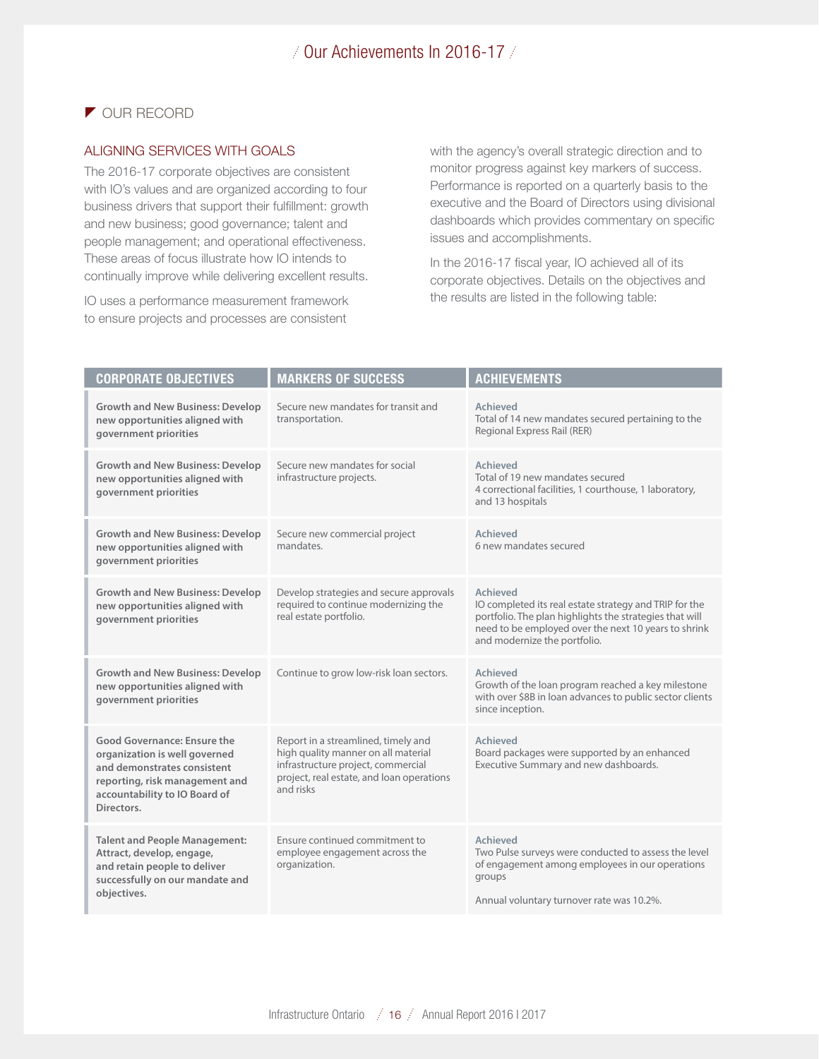# Our Achievements In 2016-17

## OUR RECORD

### ALIGNING SERVICES WITH GOALS

The 2016-17 corporate objectives are consistent with IO's values and are organized according to four business drivers that support their fulfillment: growth and new business; good governance; talent and people management; and operational effectiveness. These areas of focus illustrate how IO intends to continually improve while delivering excellent results.

IO uses a performance measurement framework to ensure projects and processes are consistent with the agency's overall strategic direction and to monitor progress against key markers of success. Performance is reported on a quarterly basis to the executive and the Board of Directors using divisional dashboards which provides commentary on specific issues and accomplishments.

In the 2016-17 fiscal year, IO achieved all of its corporate objectives. Details on the objectives and the results are listed in the following table:

| CORPORATE OBJECTIVES | MARKERS OF SUCCESS | ACHIEVEMENTS |
| --- | --- | --- |
| **Growth and New Business: Develop new opportunities aligned with government priorities** | Secure new mandates for transit and transportation. | **Achieved**<br>Total of 14 new mandates secured pertaining to the Regional Express Rail (RER) |
| **Growth and New Business: Develop new opportunities aligned with government priorities** | Secure new mandates for social infrastructure projects. | **Achieved**<br>Total of 19 new mandates secured<br>4 correctional facilities, 1 courthouse, 1 laboratory, and 13 hospitals |
| **Growth and New Business: Develop new opportunities aligned with government priorities** | Secure new commercial project mandates. | **Achieved**<br>6 new mandates secured |
| **Growth and New Business: Develop new opportunities aligned with government priorities** | Develop strategies and secure approvals required to continue modernizing the real estate portfolio. | **Achieved**<br>IO completed its real estate strategy and TRIP for the portfolio. The plan highlights the strategies that will need to be employed over the next 10 years to shrink and modernize the portfolio. |
| **Growth and New Business: Develop new opportunities aligned with government priorities** | Continue to grow low-risk loan sectors. | **Achieved**<br>Growth of the loan program reached a key milestone with over $8B in loan advances to public sector clients since inception. |
| **Good Governance: Ensure the organization is well governed and demonstrates consistent reporting, risk management and accountability to IO Board of Directors.** | Report in a streamlined, timely and high quality manner on all material infrastructure project, commercial project, real estate, and loan operations and risks | **Achieved**<br>Board packages were supported by an enhanced Executive Summary and new dashboards. |
| **Talent and People Management: Attract, develop, engage, and retain people to deliver successfully on our mandate and objectives.** | Ensure continued commitment to employee engagement across the organization. | **Achieved**<br>Two Pulse surveys were conducted to assess the level of engagement among employees in our operations groups<br><br>Annual voluntary turnover rate was 10.2%. |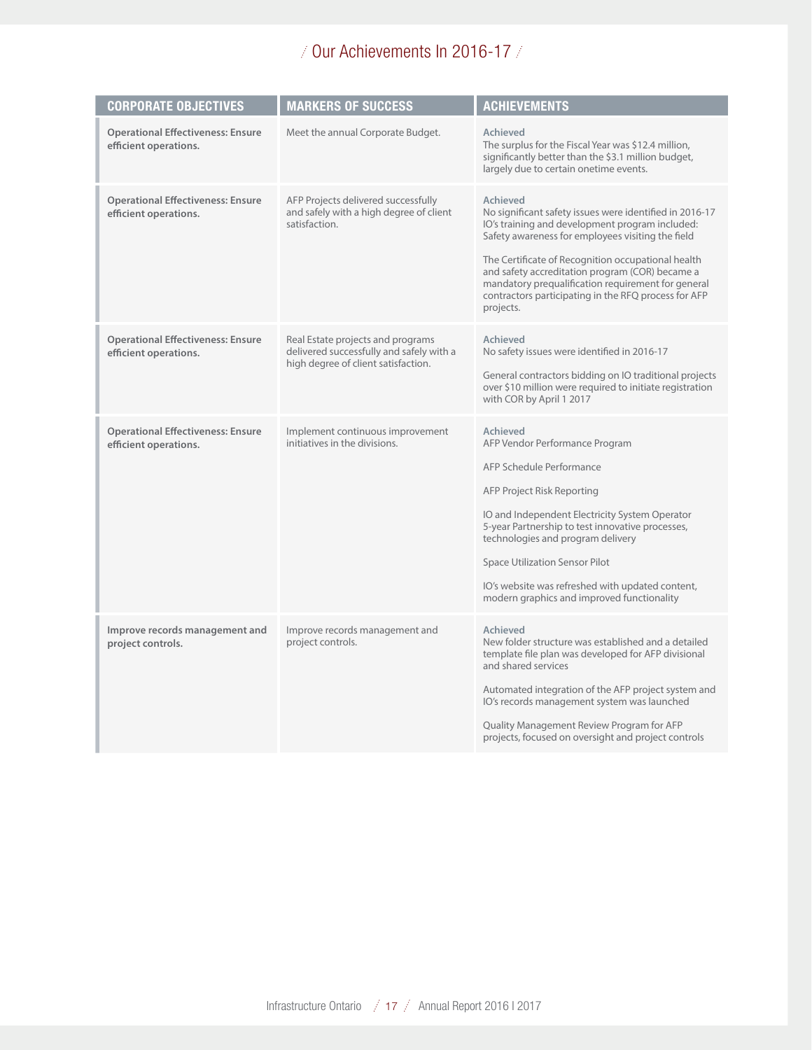# Our Achievements In 2016-17

| CORPORATE OBJECTIVES | MARKERS OF SUCCESS | ACHIEVEMENTS |
|---|---|---|
| **Operational Effectiveness: Ensure efficient operations.** | Meet the annual Corporate Budget. | **Achieved**<br>The surplus for the Fiscal Year was $12.4 million, significantly better than the $3.1 million budget, largely due to certain onetime events. |
| **Operational Effectiveness: Ensure efficient operations.** | AFP Projects delivered successfully and safely with a high degree of client satisfaction. | **Achieved**<br>No significant safety issues were identified in 2016-17 IO's training and development program included: Safety awareness for employees visiting the field<br><br>The Certificate of Recognition occupational health and safety accreditation program (COR) became a mandatory prequalification requirement for general contractors participating in the RFQ process for AFP projects. |
| **Operational Effectiveness: Ensure efficient operations.** | Real Estate projects and programs delivered successfully and safely with a high degree of client satisfaction. | **Achieved**<br>No safety issues were identified in 2016-17<br><br>General contractors bidding on IO traditional projects over $10 million were required to initiate registration with COR by April 1 2017 |
| **Operational Effectiveness: Ensure efficient operations.** | Implement continuous improvement initiatives in the divisions. | **Achieved**<br>AFP Vendor Performance Program<br><br>AFP Schedule Performance<br><br>AFP Project Risk Reporting<br><br>IO and Independent Electricity System Operator 5-year Partnership to test innovative processes, technologies and program delivery<br><br>Space Utilization Sensor Pilot<br><br>IO's website was refreshed with updated content, modern graphics and improved functionality |
| **Improve records management and project controls.** | Improve records management and project controls. | **Achieved**<br>New folder structure was established and a detailed template file plan was developed for AFP divisional and shared services<br><br>Automated integration of the AFP project system and IO's records management system was launched<br><br>Quality Management Review Program for AFP projects, focused on oversight and project controls |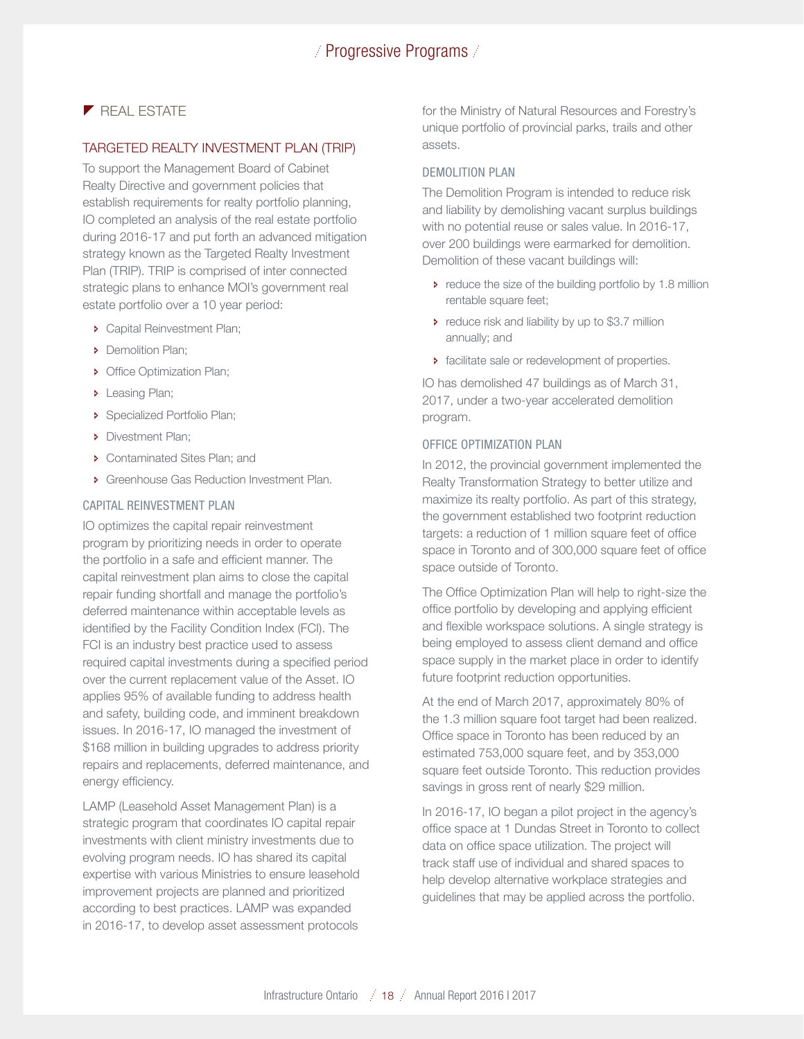## REAL ESTATE

### TARGETED REALTY INVESTMENT PLAN (TRIP)

To support the Management Board of Cabinet Realty Directive and government policies that establish requirements for realty portfolio planning, IO completed an analysis of the real estate portfolio during 2016-17 and put forth an advanced mitigation strategy known as the Targeted Realty Investment Plan (TRIP). TRIP is comprised of inter connected strategic plans to enhance MOI's government real estate portfolio over a 10 year period:

- Capital Reinvestment Plan;
- Demolition Plan;
- Office Optimization Plan;
- Leasing Plan;
- Specialized Portfolio Plan;
- Divestment Plan;
- Contaminated Sites Plan; and
- Greenhouse Gas Reduction Investment Plan.

#### CAPITAL REINVESTMENT PLAN

IO optimizes the capital repair reinvestment program by prioritizing needs in order to operate the portfolio in a safe and efficient manner. The capital reinvestment plan aims to close the capital repair funding shortfall and manage the portfolio's deferred maintenance within acceptable levels as identified by the Facility Condition Index (FCI). The FCI is an industry best practice used to assess required capital investments during a specified period over the current replacement value of the Asset. IO applies 95% of available funding to address health and safety, building code, and imminent breakdown issues. In 2016-17, IO managed the investment of $168 million in building upgrades to address priority repairs and replacements, deferred maintenance, and energy efficiency.

LAMP (Leasehold Asset Management Plan) is a strategic program that coordinates IO capital repair investments with client ministry investments due to evolving program needs. IO has shared its capital expertise with various Ministries to ensure leasehold improvement projects are planned and prioritized according to best practices. LAMP was expanded in 2016-17, to develop asset assessment protocols for the Ministry of Natural Resources and Forestry's unique portfolio of provincial parks, trails and other assets.

#### DEMOLITION PLAN

The Demolition Program is intended to reduce risk and liability by demolishing vacant surplus buildings with no potential reuse or sales value. In 2016-17, over 200 buildings were earmarked for demolition. Demolition of these vacant buildings will:

- reduce the size of the building portfolio by 1.8 million rentable square feet;
- reduce risk and liability by up to $3.7 million annually; and
- facilitate sale or redevelopment of properties.

IO has demolished 47 buildings as of March 31, 2017, under a two-year accelerated demolition program.

#### OFFICE OPTIMIZATION PLAN

In 2012, the provincial government implemented the Realty Transformation Strategy to better utilize and maximize its realty portfolio. As part of this strategy, the government established two footprint reduction targets: a reduction of 1 million square feet of office space in Toronto and of 300,000 square feet of office space outside of Toronto.

The Office Optimization Plan will help to right-size the office portfolio by developing and applying efficient and flexible workspace solutions. A single strategy is being employed to assess client demand and office space supply in the market place in order to identify future footprint reduction opportunities.

At the end of March 2017, approximately 80% of the 1.3 million square foot target had been realized. Office space in Toronto has been reduced by an estimated 753,000 square feet, and by 353,000 square feet outside Toronto. This reduction provides savings in gross rent of nearly $29 million.

In 2016-17, IO began a pilot project in the agency's office space at 1 Dundas Street in Toronto to collect data on office space utilization. The project will track staff use of individual and shared spaces to help develop alternative workplace strategies and guidelines that may be applied across the portfolio.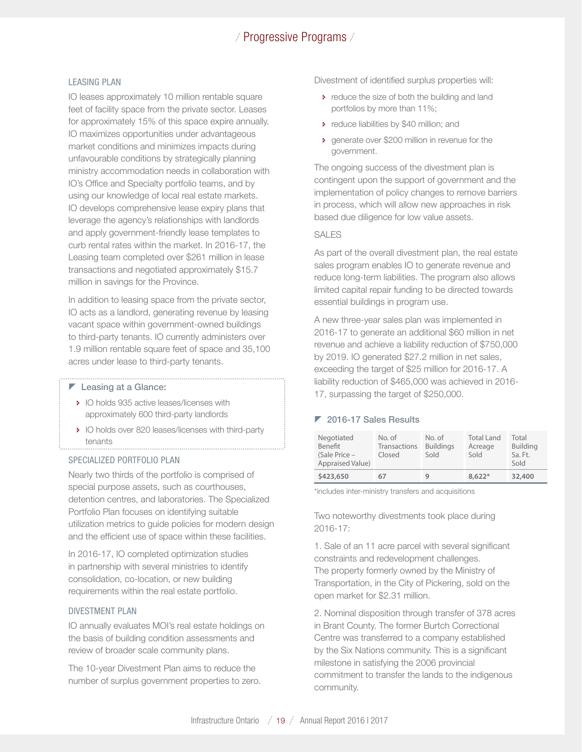## Progressive Programs

### LEASING PLAN

IO leases approximately 10 million rentable square feet of facility space from the private sector. Leases for approximately 15% of this space expire annually. IO maximizes opportunities under advantageous market conditions and minimizes impacts during unfavourable conditions by strategically planning ministry accommodation needs in collaboration with IO's Office and Specialty portfolio teams, and by using our knowledge of local real estate markets. IO develops comprehensive lease expiry plans that leverage the agency's relationships with landlords and apply government-friendly lease templates to curb rental rates within the market. In 2016-17, the Leasing team completed over $261 million in lease transactions and negotiated approximately $15.7 million in savings for the Province.

In addition to leasing space from the private sector, IO acts as a landlord, generating revenue by leasing vacant space within government-owned buildings to third-party tenants. IO currently administers over 1.9 million rentable square feet of space and 35,100 acres under lease to third-party tenants.

#### Leasing at a Glance:

- IO holds 935 active leases/licenses with approximately 600 third-party landlords
- IO holds over 820 leases/licenses with third-party tenants

### SPECIALIZED PORTFOLIO PLAN

Nearly two thirds of the portfolio is comprised of special purpose assets, such as courthouses, detention centres, and laboratories. The Specialized Portfolio Plan focuses on identifying suitable utilization metrics to guide policies for modern design and the efficient use of space within these facilities.

In 2016-17, IO completed optimization studies in partnership with several ministries to identify consolidation, co-location, or new building requirements within the real estate portfolio.

### DIVESTMENT PLAN

IO annually evaluates MOI's real estate holdings on the basis of building condition assessments and review of broader scale community plans.

The 10-year Divestment Plan aims to reduce the number of surplus government properties to zero.

Divestment of identified surplus properties will:

- reduce the size of both the building and land portfolios by more than 11%;
- reduce liabilities by $40 million; and
- generate over $200 million in revenue for the government.

The ongoing success of the divestment plan is contingent upon the support of government and the implementation of policy changes to remove barriers in process, which will allow new approaches in risk based due diligence for low value assets.

### SALES

As part of the overall divestment plan, the real estate sales program enables IO to generate revenue and reduce long-term liabilities. The program also allows limited capital repair funding to be directed towards essential buildings in program use.

A new three-year sales plan was implemented in 2016-17 to generate an additional $60 million in net revenue and achieve a liability reduction of $750,000 by 2019. IO generated $27.2 million in net sales, exceeding the target of $25 million for 2016-17. A liability reduction of $465,000 was achieved in 2016-17, surpassing the target of $250,000.

#### 2016-17 Sales Results

| Negotiated Benefit (Sale Price – Appraised Value) | No. of Transactions Closed | No. of Buildings Sold | Total Land Acreage Sold | Total Building Sq. Ft. Sold |
|---|---|---|---|---|
| **$423,650** | **67** | **9** | **8,622*** | **32,400** |

*includes inter-ministry transfers and acquisitions

Two noteworthy divestments took place during 2016-17:

1. Sale of an 11 acre parcel with several significant constraints and redevelopment challenges. The property formerly owned by the Ministry of Transportation, in the City of Pickering, sold on the open market for $2.31 million.

2. Nominal disposition through transfer of 378 acres in Brant County. The former Burtch Correctional Centre was transferred to a company established by the Six Nations community. This is a significant milestone in satisfying the 2006 provincial commitment to transfer the lands to the indigenous community.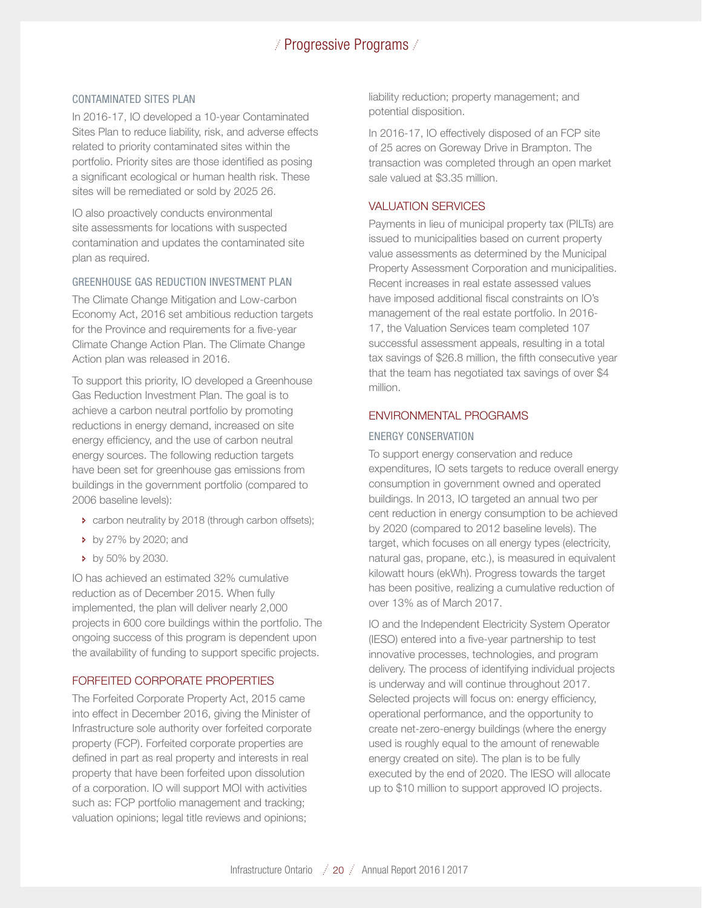## Progressive Programs

### CONTAMINATED SITES PLAN

In 2016-17, IO developed a 10-year Contaminated Sites Plan to reduce liability, risk, and adverse effects related to priority contaminated sites within the portfolio. Priority sites are those identified as posing a significant ecological or human health risk. These sites will be remediated or sold by 2025 26.

IO also proactively conducts environmental site assessments for locations with suspected contamination and updates the contaminated site plan as required.

### GREENHOUSE GAS REDUCTION INVESTMENT PLAN

The Climate Change Mitigation and Low-carbon Economy Act, 2016 set ambitious reduction targets for the Province and requirements for a five-year Climate Change Action Plan. The Climate Change Action plan was released in 2016.

To support this priority, IO developed a Greenhouse Gas Reduction Investment Plan. The goal is to achieve a carbon neutral portfolio by promoting reductions in energy demand, increased on site energy efficiency, and the use of carbon neutral energy sources. The following reduction targets have been set for greenhouse gas emissions from buildings in the government portfolio (compared to 2006 baseline levels):

- carbon neutrality by 2018 (through carbon offsets);
- by 27% by 2020; and
- by 50% by 2030.

IO has achieved an estimated 32% cumulative reduction as of December 2015. When fully implemented, the plan will deliver nearly 2,000 projects in 600 core buildings within the portfolio. The ongoing success of this program is dependent upon the availability of funding to support specific projects.

## FORFEITED CORPORATE PROPERTIES

The Forfeited Corporate Property Act, 2015 came into effect in December 2016, giving the Minister of Infrastructure sole authority over forfeited corporate property (FCP). Forfeited corporate properties are defined in part as real property and interests in real property that have been forfeited upon dissolution of a corporation. IO will support MOI with activities such as: FCP portfolio management and tracking; valuation opinions; legal title reviews and opinions; liability reduction; property management; and potential disposition.

In 2016-17, IO effectively disposed of an FCP site of 25 acres on Goreway Drive in Brampton. The transaction was completed through an open market sale valued at $3.35 million.

## VALUATION SERVICES

Payments in lieu of municipal property tax (PILTs) are issued to municipalities based on current property value assessments as determined by the Municipal Property Assessment Corporation and municipalities. Recent increases in real estate assessed values have imposed additional fiscal constraints on IO's management of the real estate portfolio. In 2016-17, the Valuation Services team completed 107 successful assessment appeals, resulting in a total tax savings of $26.8 million, the fifth consecutive year that the team has negotiated tax savings of over $4 million.

## ENVIRONMENTAL PROGRAMS

### ENERGY CONSERVATION

To support energy conservation and reduce expenditures, IO sets targets to reduce overall energy consumption in government owned and operated buildings. In 2013, IO targeted an annual two per cent reduction in energy consumption to be achieved by 2020 (compared to 2012 baseline levels). The target, which focuses on all energy types (electricity, natural gas, propane, etc.), is measured in equivalent kilowatt hours (ekWh). Progress towards the target has been positive, realizing a cumulative reduction of over 13% as of March 2017.

IO and the Independent Electricity System Operator (IESO) entered into a five-year partnership to test innovative processes, technologies, and program delivery. The process of identifying individual projects is underway and will continue throughout 2017. Selected projects will focus on: energy efficiency, operational performance, and the opportunity to create net-zero-energy buildings (where the energy used is roughly equal to the amount of renewable energy created on site). The plan is to be fully executed by the end of 2020. The IESO will allocate up to $10 million to support approved IO projects.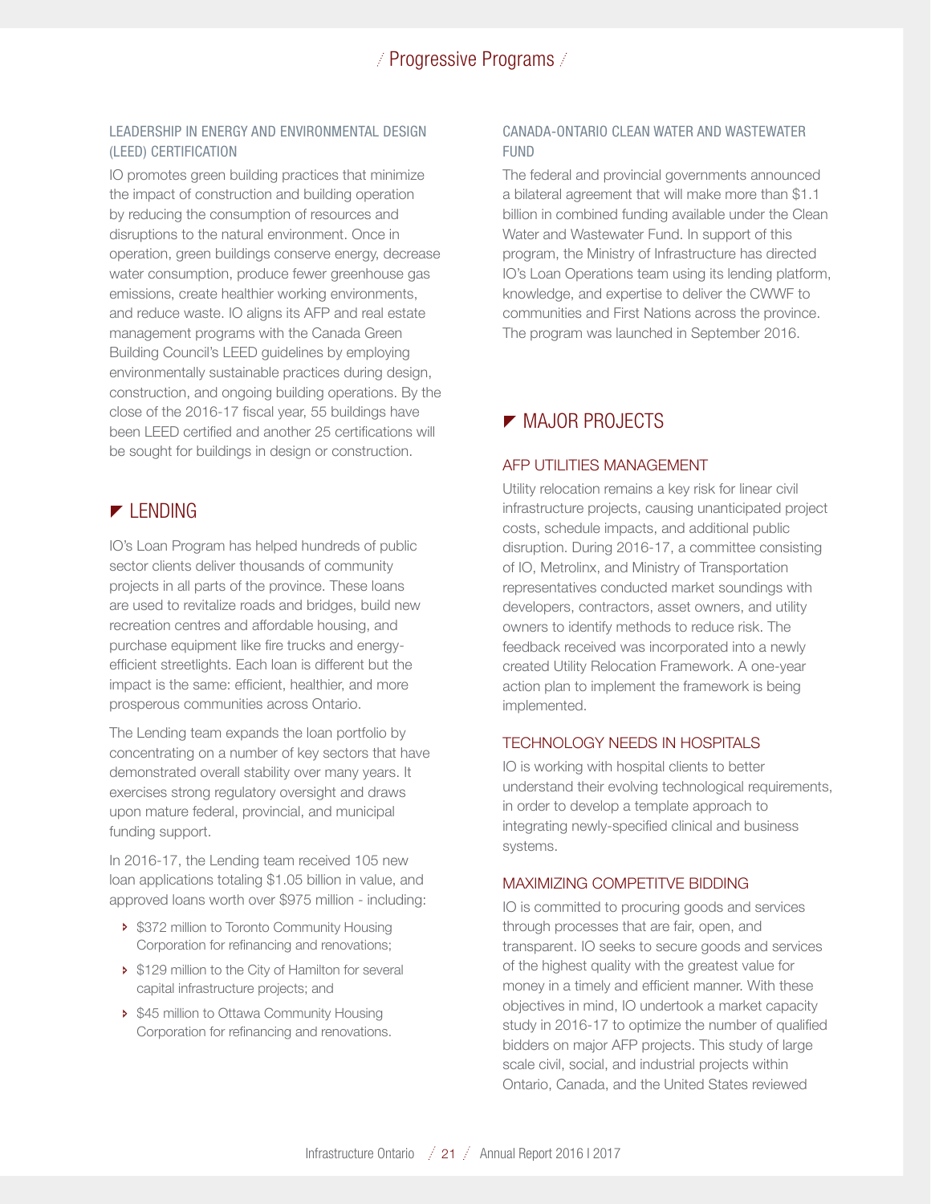### LEADERSHIP IN ENERGY AND ENVIRONMENTAL DESIGN (LEED) CERTIFICATION

IO promotes green building practices that minimize the impact of construction and building operation by reducing the consumption of resources and disruptions to the natural environment. Once in operation, green buildings conserve energy, decrease water consumption, produce fewer greenhouse gas emissions, create healthier working environments, and reduce waste. IO aligns its AFP and real estate management programs with the Canada Green Building Council's LEED guidelines by employing environmentally sustainable practices during design, construction, and ongoing building operations. By the close of the 2016-17 fiscal year, 55 buildings have been LEED certified and another 25 certifications will be sought for buildings in design or construction.

## LENDING

IO's Loan Program has helped hundreds of public sector clients deliver thousands of community projects in all parts of the province. These loans are used to revitalize roads and bridges, build new recreation centres and affordable housing, and purchase equipment like fire trucks and energy-efficient streetlights. Each loan is different but the impact is the same: efficient, healthier, and more prosperous communities across Ontario.

The Lending team expands the loan portfolio by concentrating on a number of key sectors that have demonstrated overall stability over many years. It exercises strong regulatory oversight and draws upon mature federal, provincial, and municipal funding support.

In 2016-17, the Lending team received 105 new loan applications totaling $1.05 billion in value, and approved loans worth over $975 million - including:

- $372 million to Toronto Community Housing Corporation for refinancing and renovations;
- $129 million to the City of Hamilton for several capital infrastructure projects; and
- $45 million to Ottawa Community Housing Corporation for refinancing and renovations.

### CANADA-ONTARIO CLEAN WATER AND WASTEWATER FUND

The federal and provincial governments announced a bilateral agreement that will make more than $1.1 billion in combined funding available under the Clean Water and Wastewater Fund. In support of this program, the Ministry of Infrastructure has directed IO's Loan Operations team using its lending platform, knowledge, and expertise to deliver the CWWF to communities and First Nations across the province. The program was launched in September 2016.

## MAJOR PROJECTS

### AFP UTILITIES MANAGEMENT

Utility relocation remains a key risk for linear civil infrastructure projects, causing unanticipated project costs, schedule impacts, and additional public disruption. During 2016-17, a committee consisting of IO, Metrolinx, and Ministry of Transportation representatives conducted market soundings with developers, contractors, asset owners, and utility owners to identify methods to reduce risk. The feedback received was incorporated into a newly created Utility Relocation Framework. A one-year action plan to implement the framework is being implemented.

### TECHNOLOGY NEEDS IN HOSPITALS

IO is working with hospital clients to better understand their evolving technological requirements, in order to develop a template approach to integrating newly-specified clinical and business systems.

### MAXIMIZING COMPETITVE BIDDING

IO is committed to procuring goods and services through processes that are fair, open, and transparent. IO seeks to secure goods and services of the highest quality with the greatest value for money in a timely and efficient manner. With these objectives in mind, IO undertook a market capacity study in 2016-17 to optimize the number of qualified bidders on major AFP projects. This study of large scale civil, social, and industrial projects within Ontario, Canada, and the United States reviewed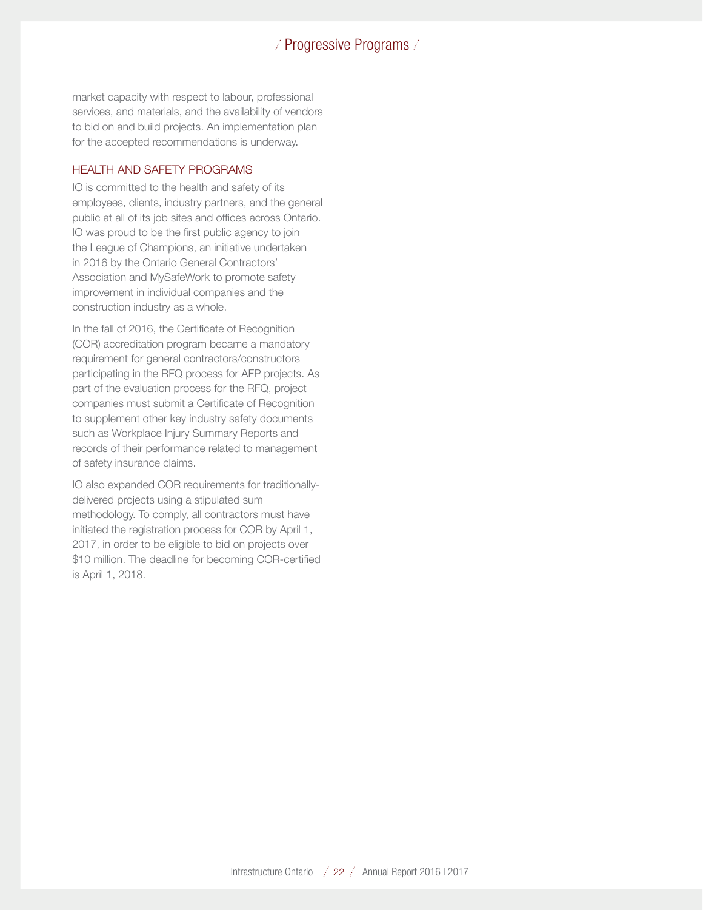market capacity with respect to labour, professional services, and materials, and the availability of vendors to bid on and build projects. An implementation plan for the accepted recommendations is underway.

## HEALTH AND SAFETY PROGRAMS

IO is committed to the health and safety of its employees, clients, industry partners, and the general public at all of its job sites and offices across Ontario. IO was proud to be the first public agency to join the League of Champions, an initiative undertaken in 2016 by the Ontario General Contractors' Association and MySafeWork to promote safety improvement in individual companies and the construction industry as a whole.

In the fall of 2016, the Certificate of Recognition (COR) accreditation program became a mandatory requirement for general contractors/constructors participating in the RFQ process for AFP projects. As part of the evaluation process for the RFQ, project companies must submit a Certificate of Recognition to supplement other key industry safety documents such as Workplace Injury Summary Reports and records of their performance related to management of safety insurance claims.

IO also expanded COR requirements for traditionally-delivered projects using a stipulated sum methodology. To comply, all contractors must have initiated the registration process for COR by April 1, 2017, in order to be eligible to bid on projects over $10 million. The deadline for becoming COR-certified is April 1, 2018.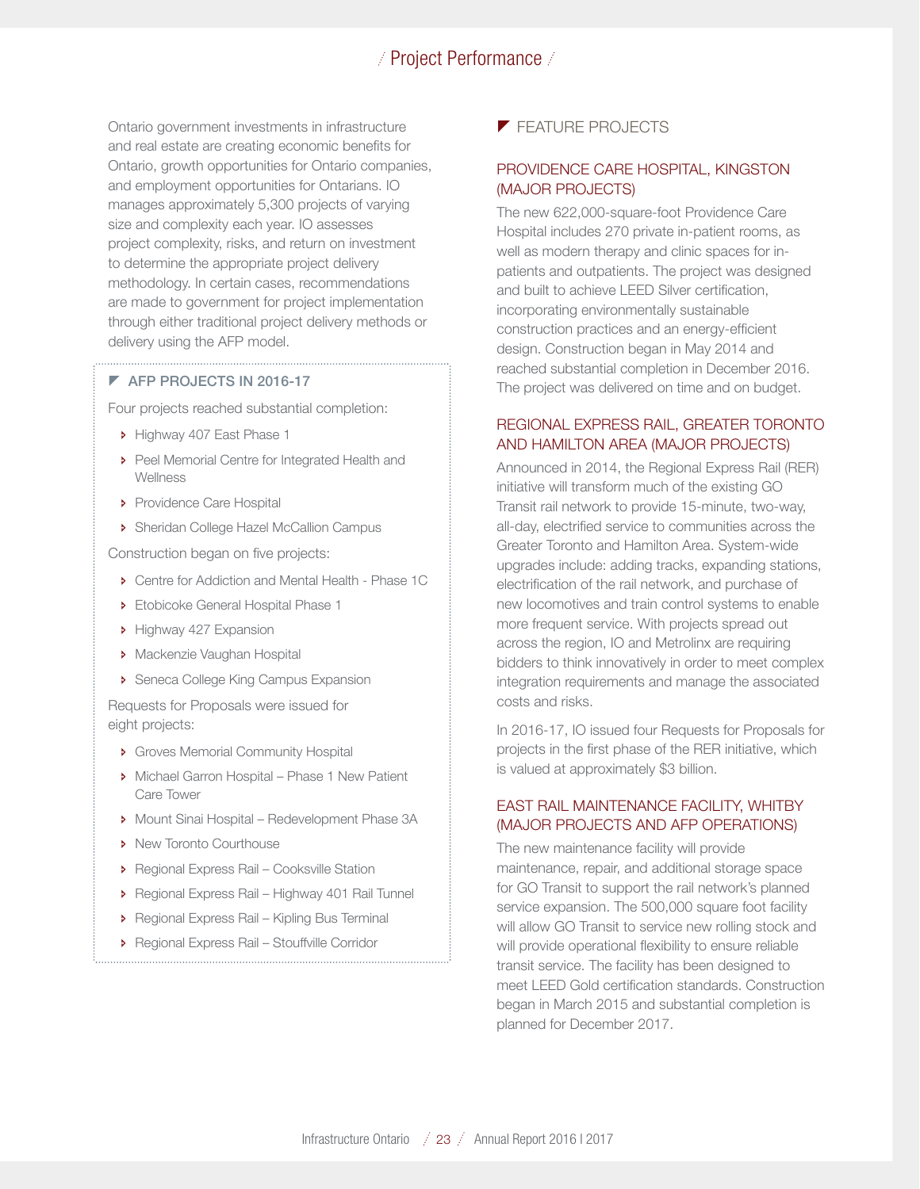# Project Performance

Ontario government investments in infrastructure and real estate are creating economic benefits for Ontario, growth opportunities for Ontario companies, and employment opportunities for Ontarians. IO manages approximately 5,300 projects of varying size and complexity each year. IO assesses project complexity, risks, and return on investment to determine the appropriate project delivery methodology. In certain cases, recommendations are made to government for project implementation through either traditional project delivery methods or delivery using the AFP model.

### AFP PROJECTS IN 2016-17

Four projects reached substantial completion:

- Highway 407 East Phase 1
- Peel Memorial Centre for Integrated Health and Wellness
- Providence Care Hospital
- Sheridan College Hazel McCallion Campus

Construction began on five projects:

- Centre for Addiction and Mental Health - Phase 1C
- Etobicoke General Hospital Phase 1
- Highway 427 Expansion
- Mackenzie Vaughan Hospital
- Seneca College King Campus Expansion

Requests for Proposals were issued for eight projects:

- Groves Memorial Community Hospital
- Michael Garron Hospital – Phase 1 New Patient Care Tower
- Mount Sinai Hospital – Redevelopment Phase 3A
- New Toronto Courthouse
- Regional Express Rail – Cooksville Station
- Regional Express Rail – Highway 401 Rail Tunnel
- Regional Express Rail – Kipling Bus Terminal
- Regional Express Rail – Stouffville Corridor

## FEATURE PROJECTS

### PROVIDENCE CARE HOSPITAL, KINGSTON (MAJOR PROJECTS)

The new 622,000-square-foot Providence Care Hospital includes 270 private in-patient rooms, as well as modern therapy and clinic spaces for in-patients and outpatients. The project was designed and built to achieve LEED Silver certification, incorporating environmentally sustainable construction practices and an energy-efficient design. Construction began in May 2014 and reached substantial completion in December 2016. The project was delivered on time and on budget.

### REGIONAL EXPRESS RAIL, GREATER TORONTO AND HAMILTON AREA (MAJOR PROJECTS)

Announced in 2014, the Regional Express Rail (RER) initiative will transform much of the existing GO Transit rail network to provide 15-minute, two-way, all-day, electrified service to communities across the Greater Toronto and Hamilton Area. System-wide upgrades include: adding tracks, expanding stations, electrification of the rail network, and purchase of new locomotives and train control systems to enable more frequent service. With projects spread out across the region, IO and Metrolinx are requiring bidders to think innovatively in order to meet complex integration requirements and manage the associated costs and risks.

In 2016-17, IO issued four Requests for Proposals for projects in the first phase of the RER initiative, which is valued at approximately $3 billion.

### EAST RAIL MAINTENANCE FACILITY, WHITBY (MAJOR PROJECTS AND AFP OPERATIONS)

The new maintenance facility will provide maintenance, repair, and additional storage space for GO Transit to support the rail network's planned service expansion. The 500,000 square foot facility will allow GO Transit to service new rolling stock and will provide operational flexibility to ensure reliable transit service. The facility has been designed to meet LEED Gold certification standards. Construction began in March 2015 and substantial completion is planned for December 2017.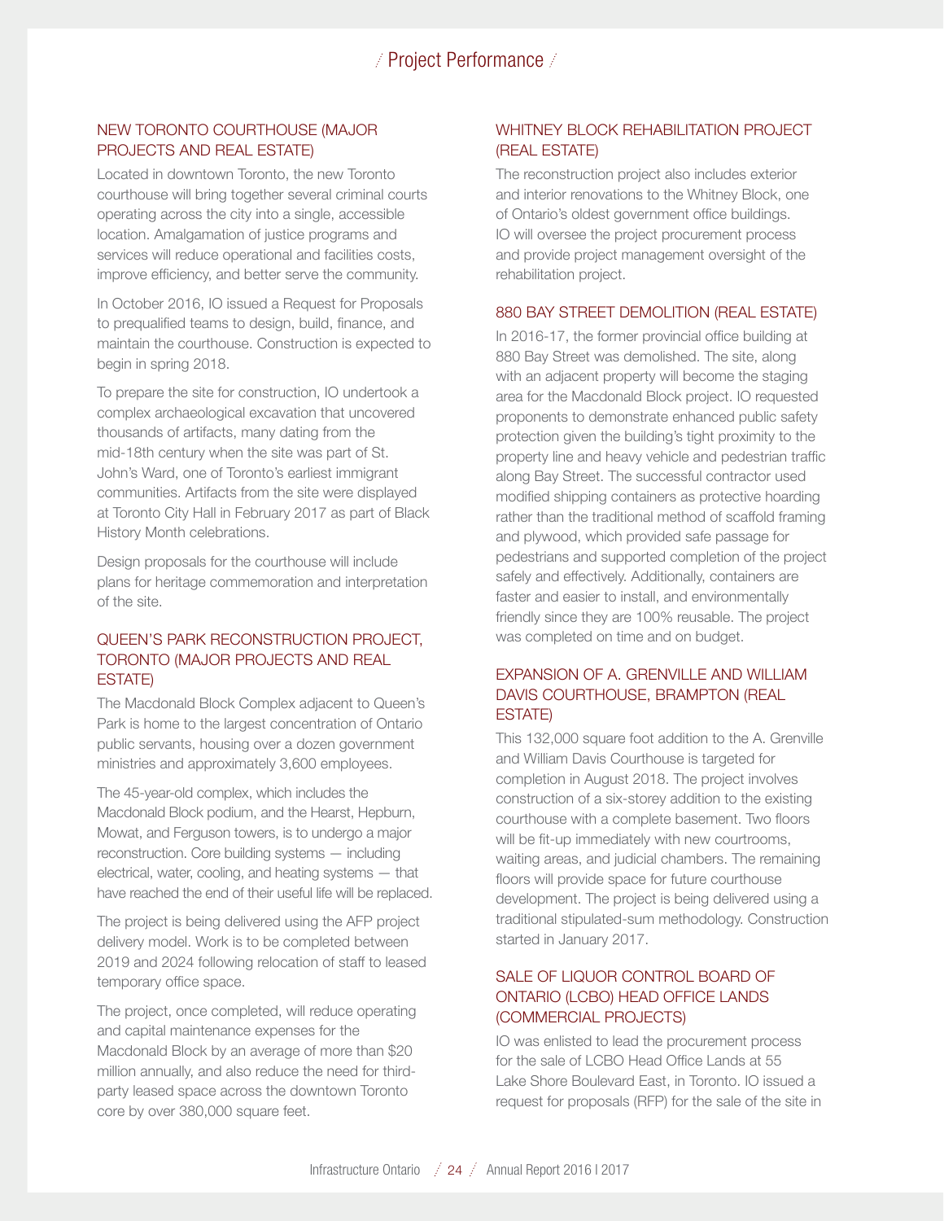## Project Performance

### NEW TORONTO COURTHOUSE (MAJOR PROJECTS AND REAL ESTATE)

Located in downtown Toronto, the new Toronto courthouse will bring together several criminal courts operating across the city into a single, accessible location. Amalgamation of justice programs and services will reduce operational and facilities costs, improve efficiency, and better serve the community.

In October 2016, IO issued a Request for Proposals to prequalified teams to design, build, finance, and maintain the courthouse. Construction is expected to begin in spring 2018.

To prepare the site for construction, IO undertook a complex archaeological excavation that uncovered thousands of artifacts, many dating from the mid-18th century when the site was part of St. John's Ward, one of Toronto's earliest immigrant communities. Artifacts from the site were displayed at Toronto City Hall in February 2017 as part of Black History Month celebrations.

Design proposals for the courthouse will include plans for heritage commemoration and interpretation of the site.

### QUEEN'S PARK RECONSTRUCTION PROJECT, TORONTO (MAJOR PROJECTS AND REAL ESTATE)

The Macdonald Block Complex adjacent to Queen's Park is home to the largest concentration of Ontario public servants, housing over a dozen government ministries and approximately 3,600 employees.

The 45-year-old complex, which includes the Macdonald Block podium, and the Hearst, Hepburn, Mowat, and Ferguson towers, is to undergo a major reconstruction. Core building systems — including electrical, water, cooling, and heating systems — that have reached the end of their useful life will be replaced.

The project is being delivered using the AFP project delivery model. Work is to be completed between 2019 and 2024 following relocation of staff to leased temporary office space.

The project, once completed, will reduce operating and capital maintenance expenses for the Macdonald Block by an average of more than $20 million annually, and also reduce the need for third-party leased space across the downtown Toronto core by over 380,000 square feet.

### WHITNEY BLOCK REHABILITATION PROJECT (REAL ESTATE)

The reconstruction project also includes exterior and interior renovations to the Whitney Block, one of Ontario's oldest government office buildings. IO will oversee the project procurement process and provide project management oversight of the rehabilitation project.

### 880 BAY STREET DEMOLITION (REAL ESTATE)

In 2016-17, the former provincial office building at 880 Bay Street was demolished. The site, along with an adjacent property will become the staging area for the Macdonald Block project. IO requested proponents to demonstrate enhanced public safety protection given the building's tight proximity to the property line and heavy vehicle and pedestrian traffic along Bay Street. The successful contractor used modified shipping containers as protective hoarding rather than the traditional method of scaffold framing and plywood, which provided safe passage for pedestrians and supported completion of the project safely and effectively. Additionally, containers are faster and easier to install, and environmentally friendly since they are 100% reusable. The project was completed on time and on budget.

### EXPANSION OF A. GRENVILLE AND WILLIAM DAVIS COURTHOUSE, BRAMPTON (REAL ESTATE)

This 132,000 square foot addition to the A. Grenville and William Davis Courthouse is targeted for completion in August 2018. The project involves construction of a six-storey addition to the existing courthouse with a complete basement. Two floors will be fit-up immediately with new courtrooms, waiting areas, and judicial chambers. The remaining floors will provide space for future courthouse development. The project is being delivered using a traditional stipulated-sum methodology. Construction started in January 2017.

### SALE OF LIQUOR CONTROL BOARD OF ONTARIO (LCBO) HEAD OFFICE LANDS (COMMERCIAL PROJECTS)

IO was enlisted to lead the procurement process for the sale of LCBO Head Office Lands at 55 Lake Shore Boulevard East, in Toronto. IO issued a request for proposals (RFP) for the sale of the site in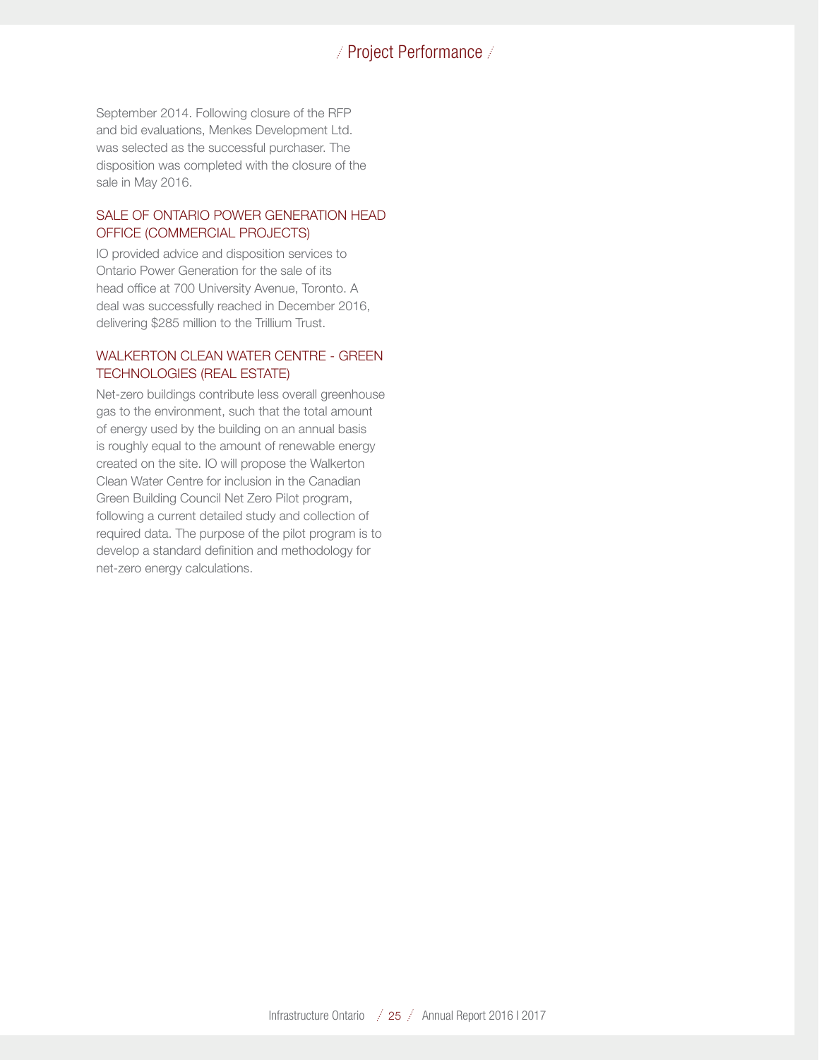September 2014. Following closure of the RFP and bid evaluations, Menkes Development Ltd. was selected as the successful purchaser. The disposition was completed with the closure of the sale in May 2016.

### SALE OF ONTARIO POWER GENERATION HEAD OFFICE (COMMERCIAL PROJECTS)

IO provided advice and disposition services to Ontario Power Generation for the sale of its head office at 700 University Avenue, Toronto. A deal was successfully reached in December 2016, delivering $285 million to the Trillium Trust.

### WALKERTON CLEAN WATER CENTRE - GREEN TECHNOLOGIES (REAL ESTATE)

Net-zero buildings contribute less overall greenhouse gas to the environment, such that the total amount of energy used by the building on an annual basis is roughly equal to the amount of renewable energy created on the site. IO will propose the Walkerton Clean Water Centre for inclusion in the Canadian Green Building Council Net Zero Pilot program, following a current detailed study and collection of required data. The purpose of the pilot program is to develop a standard definition and methodology for net-zero energy calculations.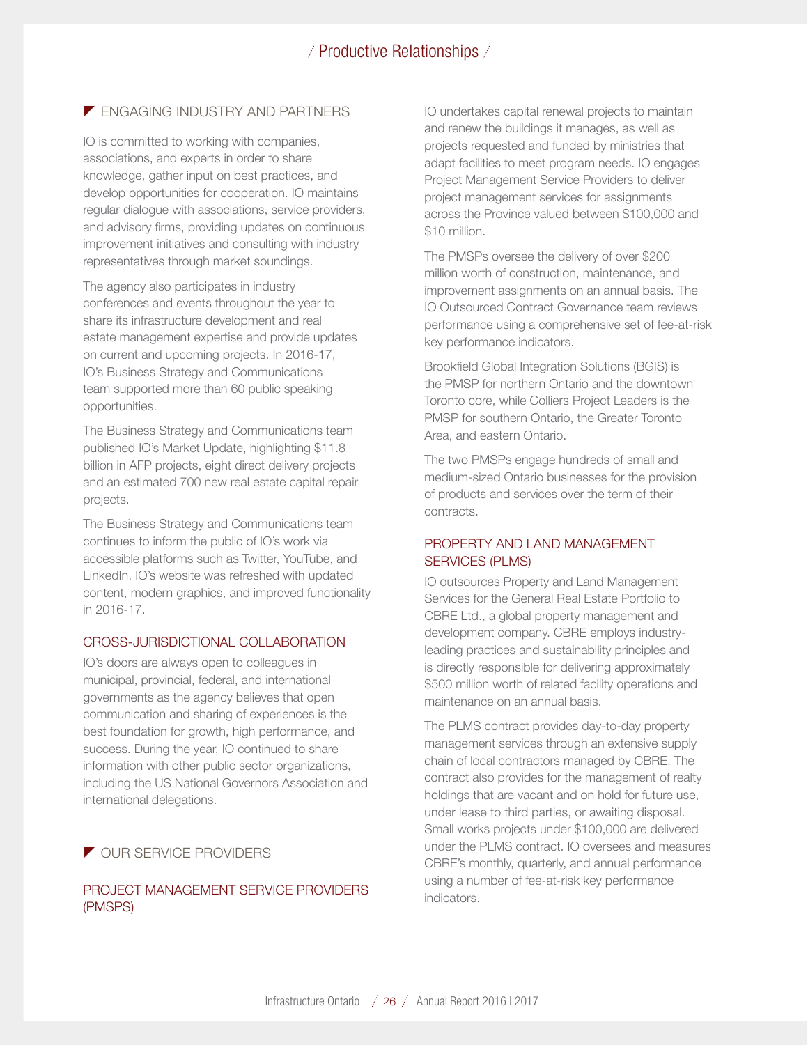## Productive Relationships

### ENGAGING INDUSTRY AND PARTNERS

IO is committed to working with companies, associations, and experts in order to share knowledge, gather input on best practices, and develop opportunities for cooperation. IO maintains regular dialogue with associations, service providers, and advisory firms, providing updates on continuous improvement initiatives and consulting with industry representatives through market soundings.

The agency also participates in industry conferences and events throughout the year to share its infrastructure development and real estate management expertise and provide updates on current and upcoming projects. In 2016-17, IO's Business Strategy and Communications team supported more than 60 public speaking opportunities.

The Business Strategy and Communications team published IO's Market Update, highlighting $11.8 billion in AFP projects, eight direct delivery projects and an estimated 700 new real estate capital repair projects.

The Business Strategy and Communications team continues to inform the public of IO's work via accessible platforms such as Twitter, YouTube, and LinkedIn. IO's website was refreshed with updated content, modern graphics, and improved functionality in 2016-17.

#### CROSS-JURISDICTIONAL COLLABORATION

IO's doors are always open to colleagues in municipal, provincial, federal, and international governments as the agency believes that open communication and sharing of experiences is the best foundation for growth, high performance, and success. During the year, IO continued to share information with other public sector organizations, including the US National Governors Association and international delegations.

### OUR SERVICE PROVIDERS

#### PROJECT MANAGEMENT SERVICE PROVIDERS (PMSPS)

IO undertakes capital renewal projects to maintain and renew the buildings it manages, as well as projects requested and funded by ministries that adapt facilities to meet program needs. IO engages Project Management Service Providers to deliver project management services for assignments across the Province valued between $100,000 and $10 million.

The PMSPs oversee the delivery of over $200 million worth of construction, maintenance, and improvement assignments on an annual basis. The IO Outsourced Contract Governance team reviews performance using a comprehensive set of fee-at-risk key performance indicators.

Brookfield Global Integration Solutions (BGIS) is the PMSP for northern Ontario and the downtown Toronto core, while Colliers Project Leaders is the PMSP for southern Ontario, the Greater Toronto Area, and eastern Ontario.

The two PMSPs engage hundreds of small and medium-sized Ontario businesses for the provision of products and services over the term of their contracts.

#### PROPERTY AND LAND MANAGEMENT SERVICES (PLMS)

IO outsources Property and Land Management Services for the General Real Estate Portfolio to CBRE Ltd., a global property management and development company. CBRE employs industry-leading practices and sustainability principles and is directly responsible for delivering approximately $500 million worth of related facility operations and maintenance on an annual basis.

The PLMS contract provides day-to-day property management services through an extensive supply chain of local contractors managed by CBRE. The contract also provides for the management of realty holdings that are vacant and on hold for future use, under lease to third parties, or awaiting disposal. Small works projects under $100,000 are delivered under the PLMS contract. IO oversees and measures CBRE's monthly, quarterly, and annual performance using a number of fee-at-risk key performance indicators.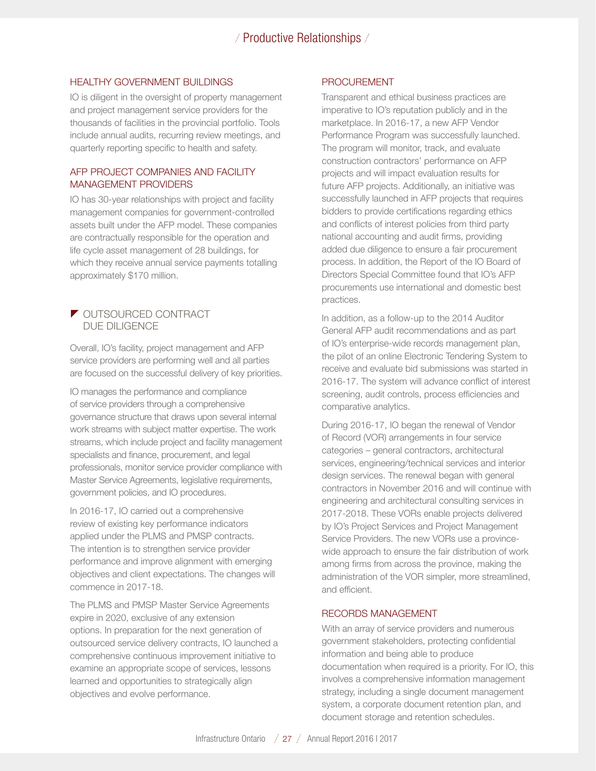## HEALTHY GOVERNMENT BUILDINGS

IO is diligent in the oversight of property management and project management service providers for the thousands of facilities in the provincial portfolio. Tools include annual audits, recurring review meetings, and quarterly reporting specific to health and safety.

## AFP PROJECT COMPANIES AND FACILITY MANAGEMENT PROVIDERS

IO has 30-year relationships with project and facility management companies for government-controlled assets built under the AFP model. These companies are contractually responsible for the operation and life cycle asset management of 28 buildings, for which they receive annual service payments totalling approximately $170 million.

# OUTSOURCED CONTRACT DUE DILIGENCE

Overall, IO's facility, project management and AFP service providers are performing well and all parties are focused on the successful delivery of key priorities.

IO manages the performance and compliance of service providers through a comprehensive governance structure that draws upon several internal work streams with subject matter expertise. The work streams, which include project and facility management specialists and finance, procurement, and legal professionals, monitor service provider compliance with Master Service Agreements, legislative requirements, government policies, and IO procedures.

In 2016-17, IO carried out a comprehensive review of existing key performance indicators applied under the PLMS and PMSP contracts. The intention is to strengthen service provider performance and improve alignment with emerging objectives and client expectations. The changes will commence in 2017-18.

The PLMS and PMSP Master Service Agreements expire in 2020, exclusive of any extension options. In preparation for the next generation of outsourced service delivery contracts, IO launched a comprehensive continuous improvement initiative to examine an appropriate scope of services, lessons learned and opportunities to strategically align objectives and evolve performance.

## PROCUREMENT

Transparent and ethical business practices are imperative to IO's reputation publicly and in the marketplace. In 2016-17, a new AFP Vendor Performance Program was successfully launched. The program will monitor, track, and evaluate construction contractors' performance on AFP projects and will impact evaluation results for future AFP projects. Additionally, an initiative was successfully launched in AFP projects that requires bidders to provide certifications regarding ethics and conflicts of interest policies from third party national accounting and audit firms, providing added due diligence to ensure a fair procurement process. In addition, the Report of the IO Board of Directors Special Committee found that IO's AFP procurements use international and domestic best practices.

In addition, as a follow-up to the 2014 Auditor General AFP audit recommendations and as part of IO's enterprise-wide records management plan, the pilot of an online Electronic Tendering System to receive and evaluate bid submissions was started in 2016-17. The system will advance conflict of interest screening, audit controls, process efficiencies and comparative analytics.

During 2016-17, IO began the renewal of Vendor of Record (VOR) arrangements in four service categories – general contractors, architectural services, engineering/technical services and interior design services. The renewal began with general contractors in November 2016 and will continue with engineering and architectural consulting services in 2017-2018. These VORs enable projects delivered by IO's Project Services and Project Management Service Providers. The new VORs use a province-wide approach to ensure the fair distribution of work among firms from across the province, making the administration of the VOR simpler, more streamlined, and efficient.

## RECORDS MANAGEMENT

With an array of service providers and numerous government stakeholders, protecting confidential information and being able to produce documentation when required is a priority. For IO, this involves a comprehensive information management strategy, including a single document management system, a corporate document retention plan, and document storage and retention schedules.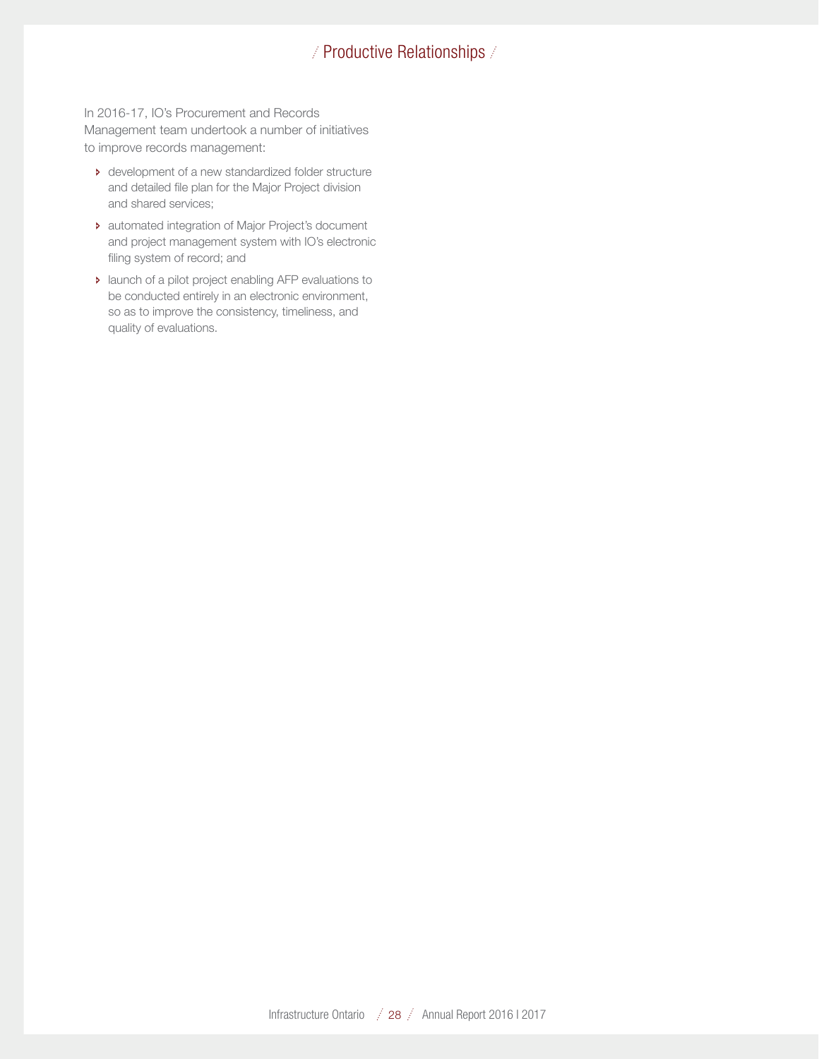In 2016-17, IO's Procurement and Records Management team undertook a number of initiatives to improve records management:

- development of a new standardized folder structure and detailed file plan for the Major Project division and shared services;
- automated integration of Major Project's document and project management system with IO's electronic filing system of record; and
- launch of a pilot project enabling AFP evaluations to be conducted entirely in an electronic environment, so as to improve the consistency, timeliness, and quality of evaluations.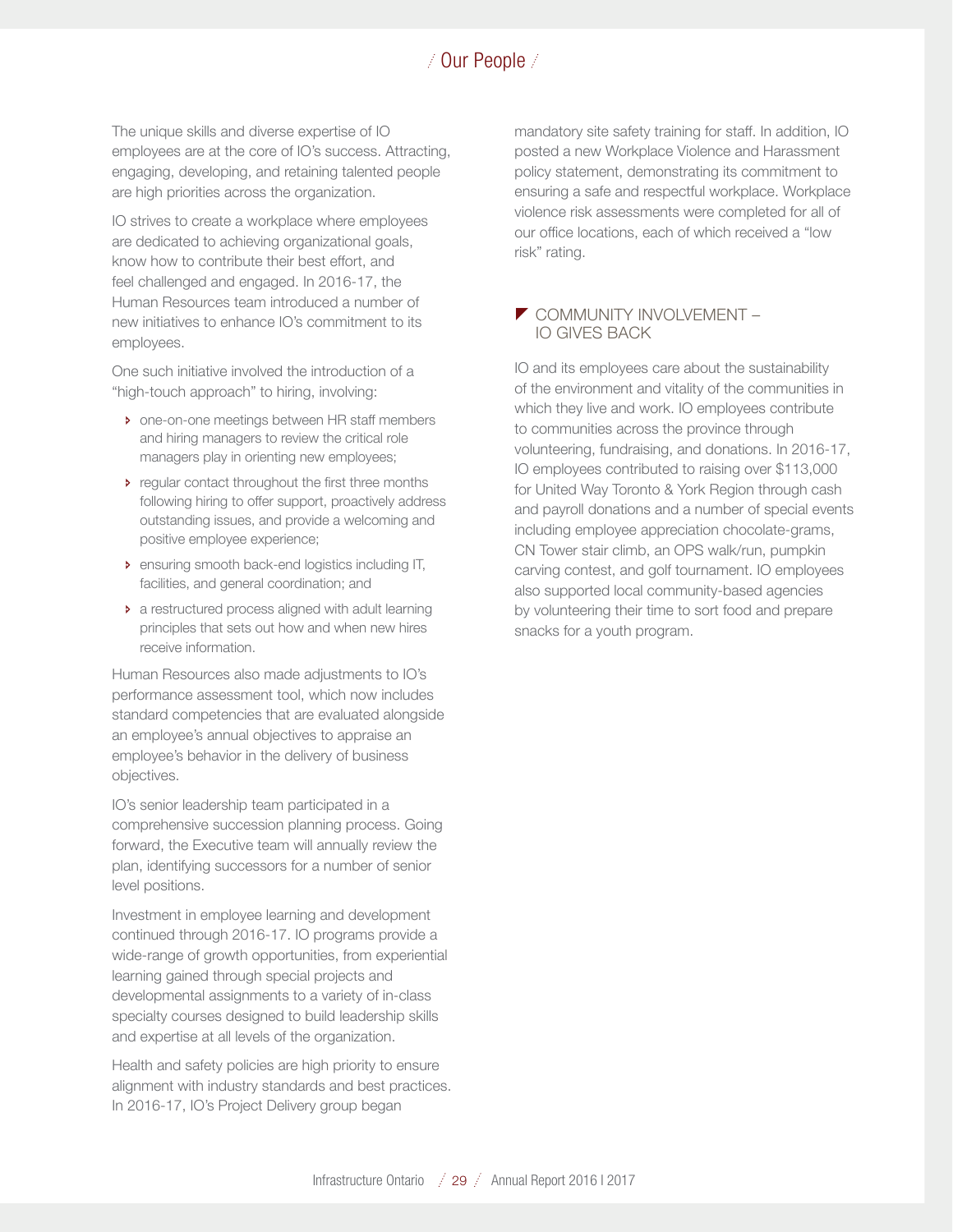# Our People

The unique skills and diverse expertise of IO employees are at the core of IO's success. Attracting, engaging, developing, and retaining talented people are high priorities across the organization.

IO strives to create a workplace where employees are dedicated to achieving organizational goals, know how to contribute their best effort, and feel challenged and engaged. In 2016-17, the Human Resources team introduced a number of new initiatives to enhance IO's commitment to its employees.

One such initiative involved the introduction of a "high-touch approach" to hiring, involving:

- one-on-one meetings between HR staff members and hiring managers to review the critical role managers play in orienting new employees;
- regular contact throughout the first three months following hiring to offer support, proactively address outstanding issues, and provide a welcoming and positive employee experience;
- ensuring smooth back-end logistics including IT, facilities, and general coordination; and
- a restructured process aligned with adult learning principles that sets out how and when new hires receive information.

Human Resources also made adjustments to IO's performance assessment tool, which now includes standard competencies that are evaluated alongside an employee's annual objectives to appraise an employee's behavior in the delivery of business objectives.

IO's senior leadership team participated in a comprehensive succession planning process. Going forward, the Executive team will annually review the plan, identifying successors for a number of senior level positions.

Investment in employee learning and development continued through 2016-17. IO programs provide a wide-range of growth opportunities, from experiential learning gained through special projects and developmental assignments to a variety of in-class specialty courses designed to build leadership skills and expertise at all levels of the organization.

Health and safety policies are high priority to ensure alignment with industry standards and best practices. In 2016-17, IO's Project Delivery group began mandatory site safety training for staff. In addition, IO posted a new Workplace Violence and Harassment policy statement, demonstrating its commitment to ensuring a safe and respectful workplace. Workplace violence risk assessments were completed for all of our office locations, each of which received a "low risk" rating.

## COMMUNITY INVOLVEMENT – IO GIVES BACK

IO and its employees care about the sustainability of the environment and vitality of the communities in which they live and work. IO employees contribute to communities across the province through volunteering, fundraising, and donations. In 2016-17, IO employees contributed to raising over $113,000 for United Way Toronto & York Region through cash and payroll donations and a number of special events including employee appreciation chocolate-grams, CN Tower stair climb, an OPS walk/run, pumpkin carving contest, and golf tournament. IO employees also supported local community-based agencies by volunteering their time to sort food and prepare snacks for a youth program.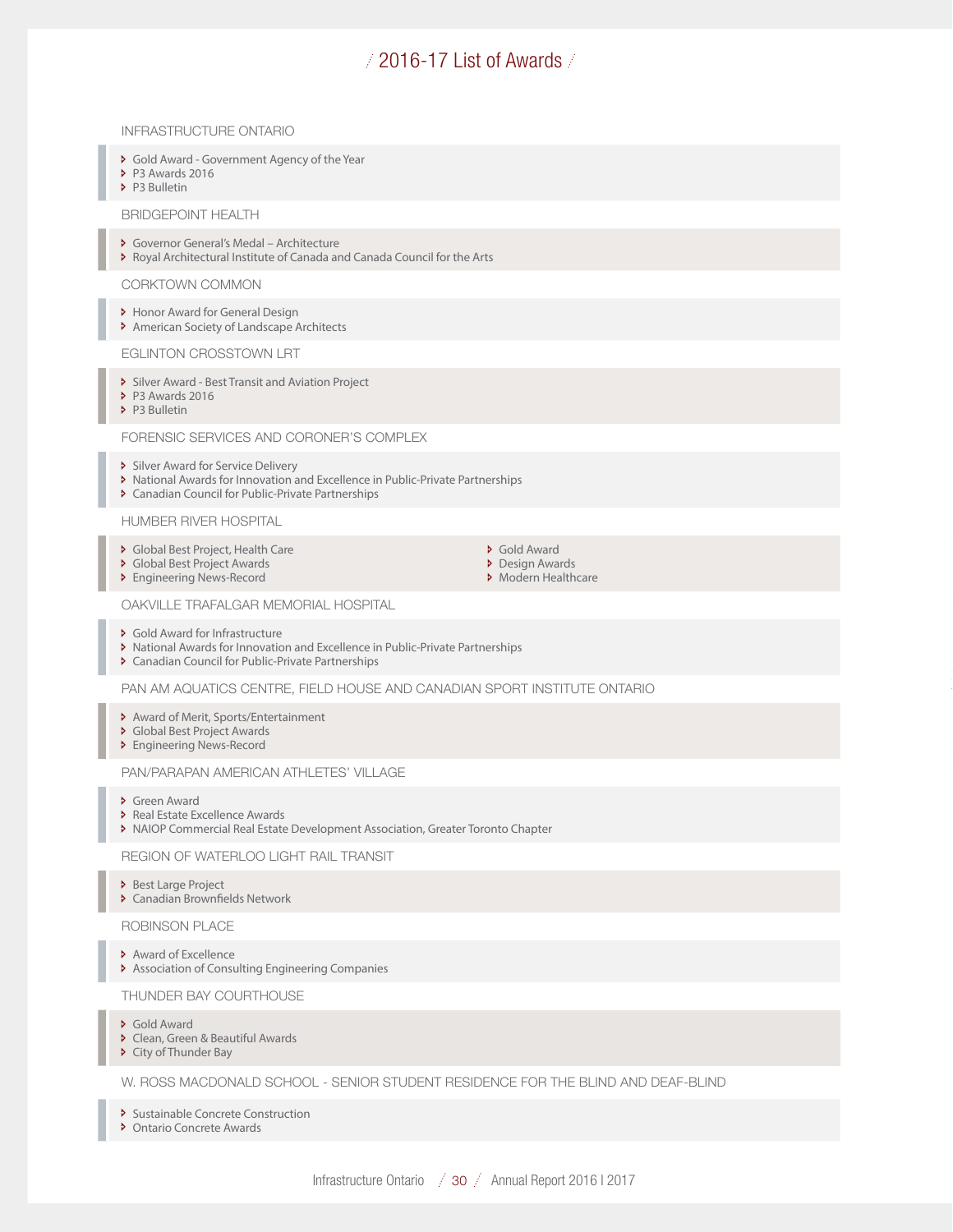# 2016-17 List of Awards

### INFRASTRUCTURE ONTARIO

- Gold Award - Government Agency of the Year
- P3 Awards 2016
- P3 Bulletin

### BRIDGEPOINT HEALTH

- Governor General's Medal – Architecture
- Royal Architectural Institute of Canada and Canada Council for the Arts

### CORKTOWN COMMON

- Honor Award for General Design
- American Society of Landscape Architects

### EGLINTON CROSSTOWN LRT

- Silver Award - Best Transit and Aviation Project
- P3 Awards 2016
- P3 Bulletin

### FORENSIC SERVICES AND CORONER'S COMPLEX

- Silver Award for Service Delivery
- National Awards for Innovation and Excellence in Public-Private Partnerships
- Canadian Council for Public-Private Partnerships

### HUMBER RIVER HOSPITAL

- Global Best Project, Health Care
- Global Best Project Awards
- Engineering News-Record

- Gold Award
- Design Awards
- Modern Healthcare

### OAKVILLE TRAFALGAR MEMORIAL HOSPITAL

- Gold Award for Infrastructure
- National Awards for Innovation and Excellence in Public-Private Partnerships
- Canadian Council for Public-Private Partnerships

### PAN AM AQUATICS CENTRE, FIELD HOUSE AND CANADIAN SPORT INSTITUTE ONTARIO

- Award of Merit, Sports/Entertainment
- Global Best Project Awards
- Engineering News-Record

### PAN/PARAPAN AMERICAN ATHLETES' VILLAGE

- Green Award
- Real Estate Excellence Awards
- NAIOP Commercial Real Estate Development Association, Greater Toronto Chapter

### REGION OF WATERLOO LIGHT RAIL TRANSIT

- Best Large Project
- Canadian Brownfields Network

### ROBINSON PLACE

- Award of Excellence
- Association of Consulting Engineering Companies

### THUNDER BAY COURTHOUSE

- Gold Award
- Clean, Green & Beautiful Awards
- City of Thunder Bay

### W. ROSS MACDONALD SCHOOL - SENIOR STUDENT RESIDENCE FOR THE BLIND AND DEAF-BLIND

- Sustainable Concrete Construction
- Ontario Concrete Awards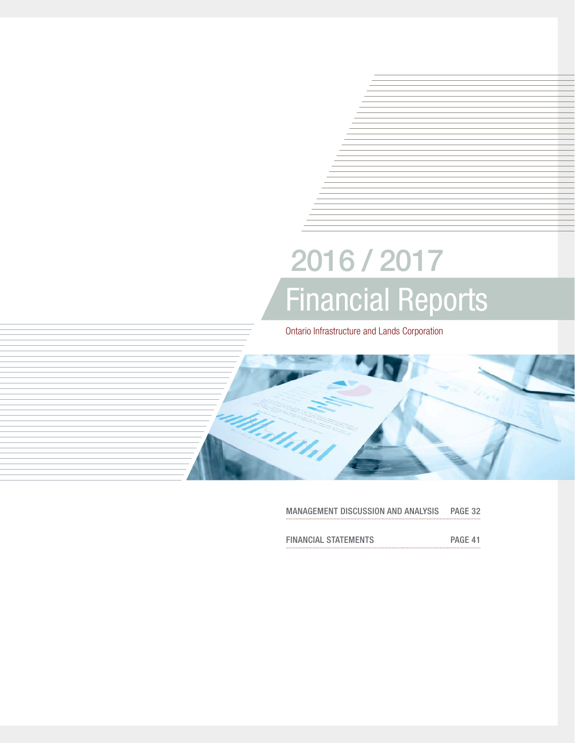# 2016 / 2017

# Financial Reports

Ontario Infrastructure and Lands Corporation

| | |
|---|---|
| MANAGEMENT DISCUSSION AND ANALYSIS | PAGE 32 |
| FINANCIAL STATEMENTS | PAGE 41 |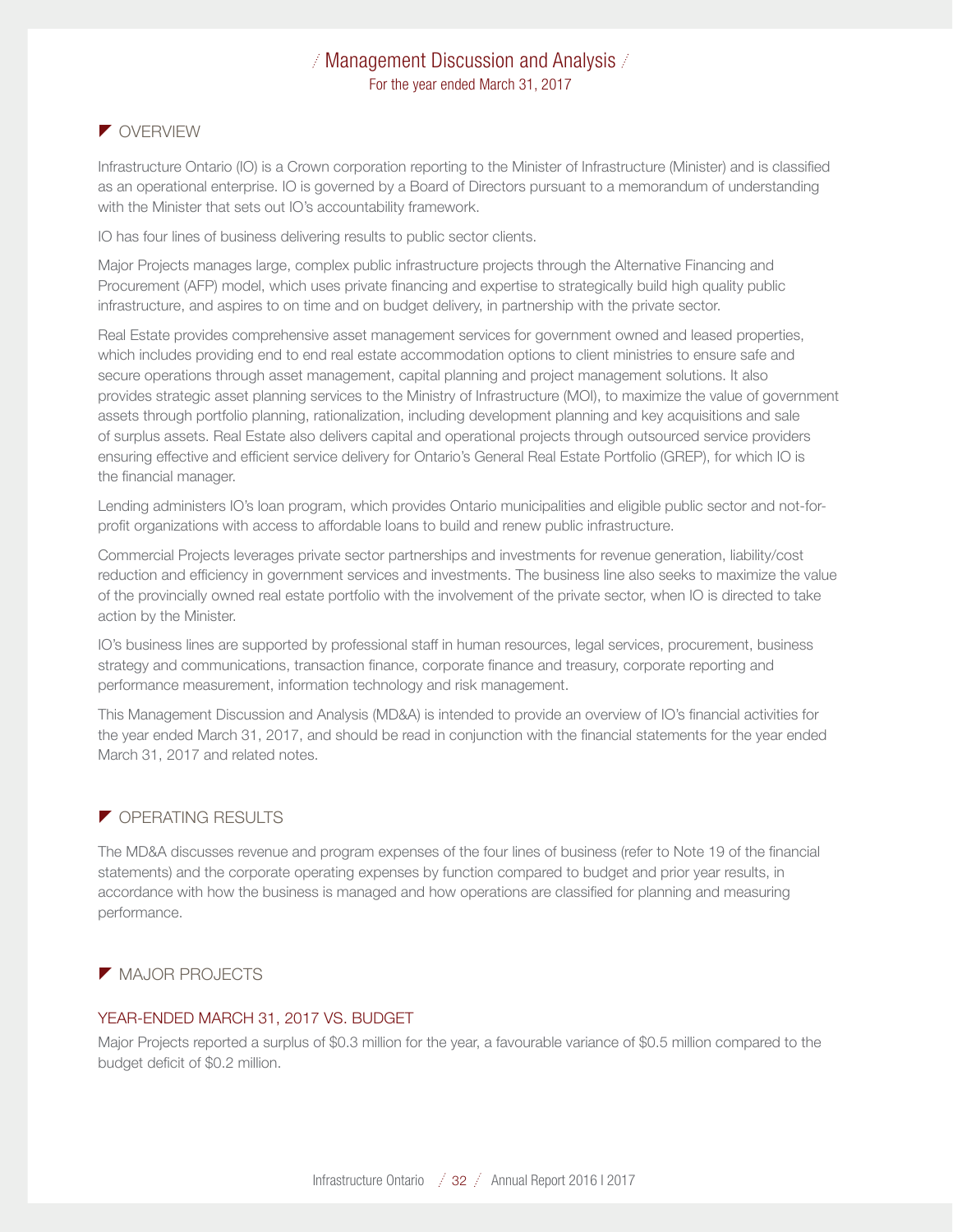# Management Discussion and Analysis

For the year ended March 31, 2017

## OVERVIEW

Infrastructure Ontario (IO) is a Crown corporation reporting to the Minister of Infrastructure (Minister) and is classified as an operational enterprise. IO is governed by a Board of Directors pursuant to a memorandum of understanding with the Minister that sets out IO's accountability framework.

IO has four lines of business delivering results to public sector clients.

Major Projects manages large, complex public infrastructure projects through the Alternative Financing and Procurement (AFP) model, which uses private financing and expertise to strategically build high quality public infrastructure, and aspires to on time and on budget delivery, in partnership with the private sector.

Real Estate provides comprehensive asset management services for government owned and leased properties, which includes providing end to end real estate accommodation options to client ministries to ensure safe and secure operations through asset management, capital planning and project management solutions. It also provides strategic asset planning services to the Ministry of Infrastructure (MOI), to maximize the value of government assets through portfolio planning, rationalization, including development planning and key acquisitions and sale of surplus assets. Real Estate also delivers capital and operational projects through outsourced service providers ensuring effective and efficient service delivery for Ontario's General Real Estate Portfolio (GREP), for which IO is the financial manager.

Lending administers IO's loan program, which provides Ontario municipalities and eligible public sector and not-for-profit organizations with access to affordable loans to build and renew public infrastructure.

Commercial Projects leverages private sector partnerships and investments for revenue generation, liability/cost reduction and efficiency in government services and investments. The business line also seeks to maximize the value of the provincially owned real estate portfolio with the involvement of the private sector, when IO is directed to take action by the Minister.

IO's business lines are supported by professional staff in human resources, legal services, procurement, business strategy and communications, transaction finance, corporate finance and treasury, corporate reporting and performance measurement, information technology and risk management.

This Management Discussion and Analysis (MD&A) is intended to provide an overview of IO's financial activities for the year ended March 31, 2017, and should be read in conjunction with the financial statements for the year ended March 31, 2017 and related notes.

## OPERATING RESULTS

The MD&A discusses revenue and program expenses of the four lines of business (refer to Note 19 of the financial statements) and the corporate operating expenses by function compared to budget and prior year results, in accordance with how the business is managed and how operations are classified for planning and measuring performance.

## MAJOR PROJECTS

### YEAR-ENDED MARCH 31, 2017 VS. BUDGET

Major Projects reported a surplus of $0.3 million for the year, a favourable variance of $0.5 million compared to the budget deficit of $0.2 million.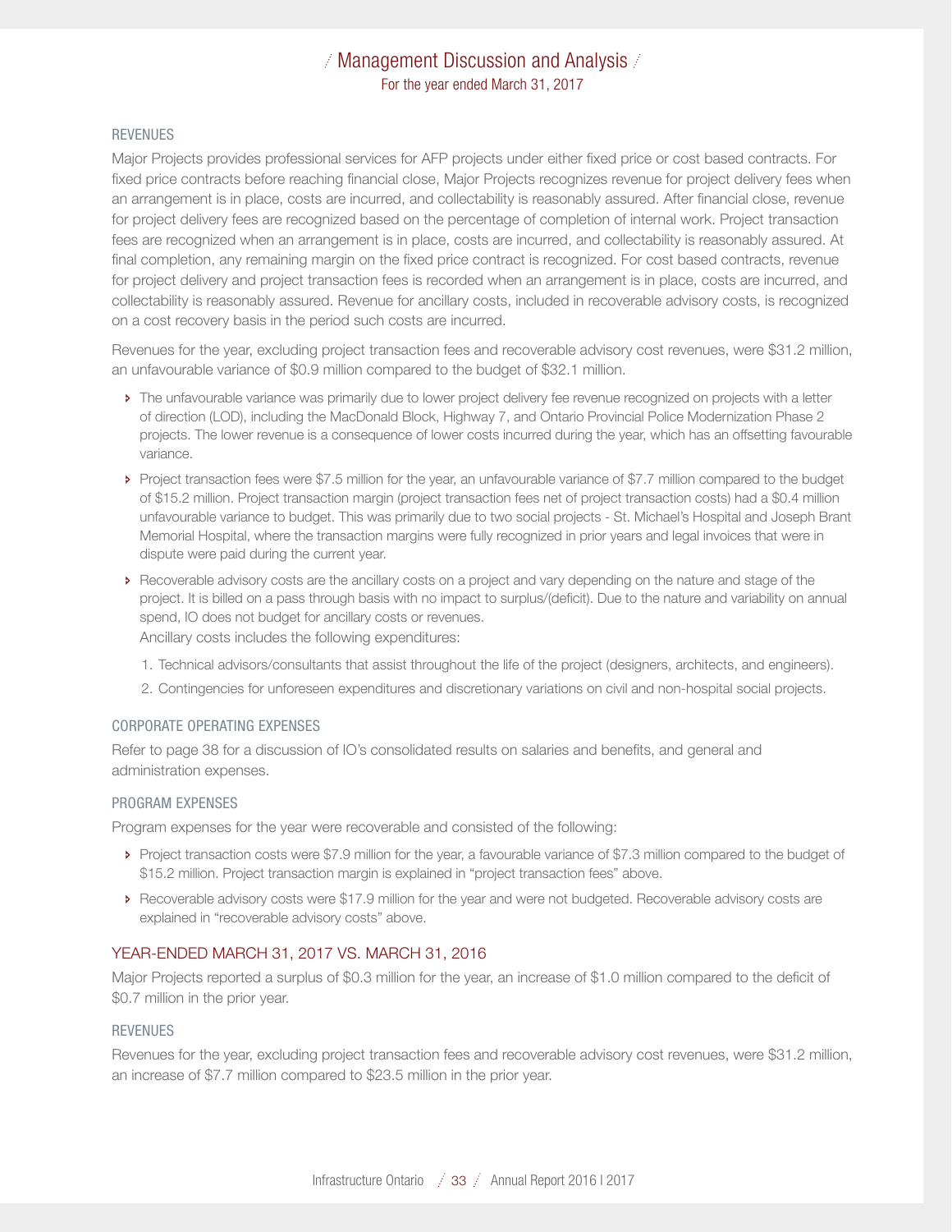### REVENUES

Major Projects provides professional services for AFP projects under either fixed price or cost based contracts. For fixed price contracts before reaching financial close, Major Projects recognizes revenue for project delivery fees when an arrangement is in place, costs are incurred, and collectability is reasonably assured. After financial close, revenue for project delivery fees are recognized based on the percentage of completion of internal work. Project transaction fees are recognized when an arrangement is in place, costs are incurred, and collectability is reasonably assured. At final completion, any remaining margin on the fixed price contract is recognized. For cost based contracts, revenue for project delivery and project transaction fees is recorded when an arrangement is in place, costs are incurred, and collectability is reasonably assured. Revenue for ancillary costs, included in recoverable advisory costs, is recognized on a cost recovery basis in the period such costs are incurred.

Revenues for the year, excluding project transaction fees and recoverable advisory cost revenues, were $31.2 million, an unfavourable variance of $0.9 million compared to the budget of $32.1 million.

- The unfavourable variance was primarily due to lower project delivery fee revenue recognized on projects with a letter of direction (LOD), including the MacDonald Block, Highway 7, and Ontario Provincial Police Modernization Phase 2 projects. The lower revenue is a consequence of lower costs incurred during the year, which has an offsetting favourable variance.
- Project transaction fees were $7.5 million for the year, an unfavourable variance of $7.7 million compared to the budget of $15.2 million. Project transaction margin (project transaction fees net of project transaction costs) had a $0.4 million unfavourable variance to budget. This was primarily due to two social projects - St. Michael's Hospital and Joseph Brant Memorial Hospital, where the transaction margins were fully recognized in prior years and legal invoices that were in dispute were paid during the current year.
- Recoverable advisory costs are the ancillary costs on a project and vary depending on the nature and stage of the project. It is billed on a pass through basis with no impact to surplus/(deficit). Due to the nature and variability on annual spend, IO does not budget for ancillary costs or revenues.

  Ancillary costs includes the following expenditures:

  1. Technical advisors/consultants that assist throughout the life of the project (designers, architects, and engineers).
  2. Contingencies for unforeseen expenditures and discretionary variations on civil and non-hospital social projects.

### CORPORATE OPERATING EXPENSES

Refer to page 38 for a discussion of IO's consolidated results on salaries and benefits, and general and administration expenses.

### PROGRAM EXPENSES

Program expenses for the year were recoverable and consisted of the following:

- Project transaction costs were $7.9 million for the year, a favourable variance of $7.3 million compared to the budget of $15.2 million. Project transaction margin is explained in "project transaction fees" above.
- Recoverable advisory costs were $17.9 million for the year and were not budgeted. Recoverable advisory costs are explained in "recoverable advisory costs" above.

## YEAR-ENDED MARCH 31, 2017 VS. MARCH 31, 2016

Major Projects reported a surplus of $0.3 million for the year, an increase of $1.0 million compared to the deficit of $0.7 million in the prior year.

### REVENUES

Revenues for the year, excluding project transaction fees and recoverable advisory cost revenues, were $31.2 million, an increase of $7.7 million compared to $23.5 million in the prior year.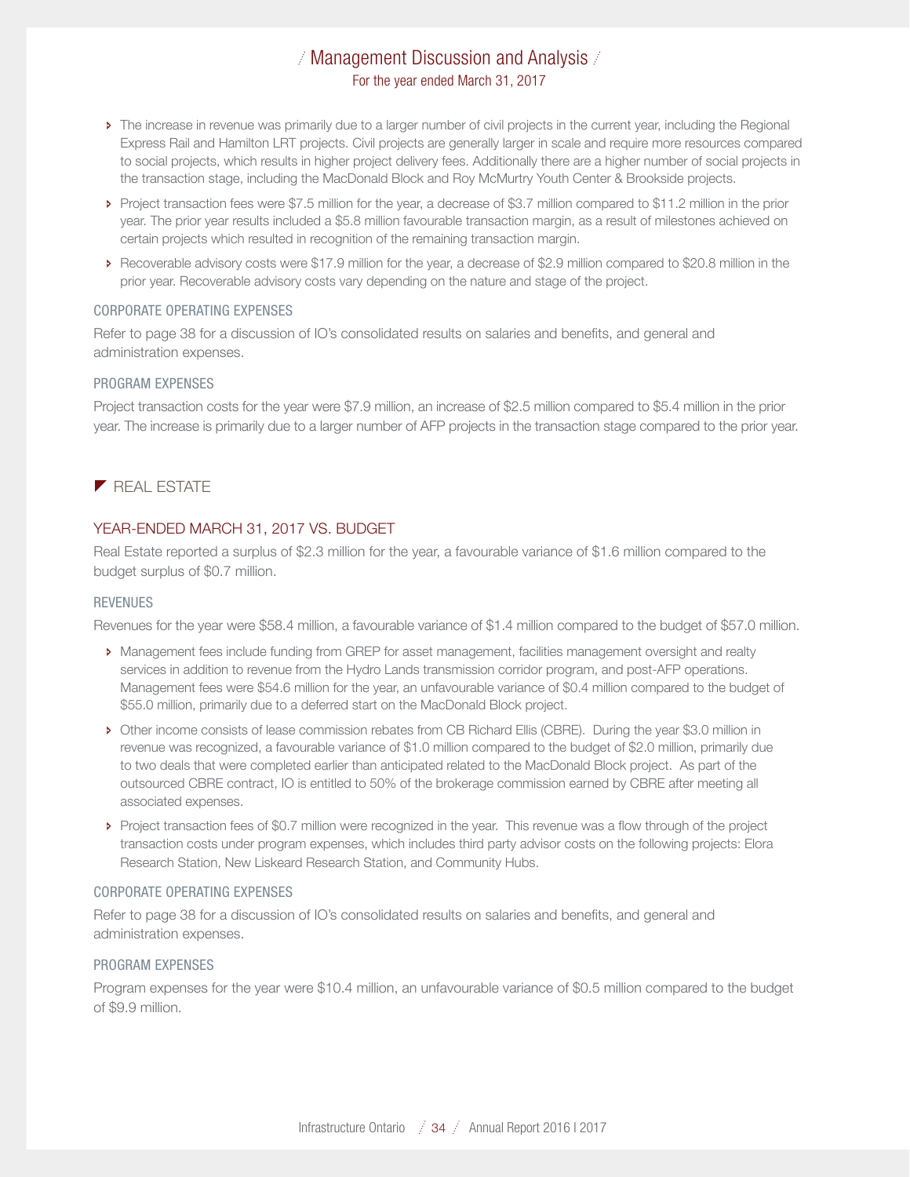- The increase in revenue was primarily due to a larger number of civil projects in the current year, including the Regional Express Rail and Hamilton LRT projects. Civil projects are generally larger in scale and require more resources compared to social projects, which results in higher project delivery fees. Additionally there are a higher number of social projects in the transaction stage, including the MacDonald Block and Roy McMurtry Youth Center & Brookside projects.
- Project transaction fees were $7.5 million for the year, a decrease of $3.7 million compared to $11.2 million in the prior year. The prior year results included a $5.8 million favourable transaction margin, as a result of milestones achieved on certain projects which resulted in recognition of the remaining transaction margin.
- Recoverable advisory costs were $17.9 million for the year, a decrease of $2.9 million compared to $20.8 million in the prior year. Recoverable advisory costs vary depending on the nature and stage of the project.

#### CORPORATE OPERATING EXPENSES

Refer to page 38 for a discussion of IO's consolidated results on salaries and benefits, and general and administration expenses.

#### PROGRAM EXPENSES

Project transaction costs for the year were $7.9 million, an increase of $2.5 million compared to $5.4 million in the prior year. The increase is primarily due to a larger number of AFP projects in the transaction stage compared to the prior year.

## REAL ESTATE

### YEAR-ENDED MARCH 31, 2017 VS. BUDGET

Real Estate reported a surplus of $2.3 million for the year, a favourable variance of $1.6 million compared to the budget surplus of $0.7 million.

#### REVENUES

Revenues for the year were $58.4 million, a favourable variance of $1.4 million compared to the budget of $57.0 million.

- Management fees include funding from GREP for asset management, facilities management oversight and realty services in addition to revenue from the Hydro Lands transmission corridor program, and post-AFP operations. Management fees were $54.6 million for the year, an unfavourable variance of $0.4 million compared to the budget of $55.0 million, primarily due to a deferred start on the MacDonald Block project.
- Other income consists of lease commission rebates from CB Richard Ellis (CBRE). During the year $3.0 million in revenue was recognized, a favourable variance of $1.0 million compared to the budget of $2.0 million, primarily due to two deals that were completed earlier than anticipated related to the MacDonald Block project. As part of the outsourced CBRE contract, IO is entitled to 50% of the brokerage commission earned by CBRE after meeting all associated expenses.
- Project transaction fees of $0.7 million were recognized in the year. This revenue was a flow through of the project transaction costs under program expenses, which includes third party advisor costs on the following projects: Elora Research Station, New Liskeard Research Station, and Community Hubs.

#### CORPORATE OPERATING EXPENSES

Refer to page 38 for a discussion of IO's consolidated results on salaries and benefits, and general and administration expenses.

#### PROGRAM EXPENSES

Program expenses for the year were $10.4 million, an unfavourable variance of $0.5 million compared to the budget of $9.9 million.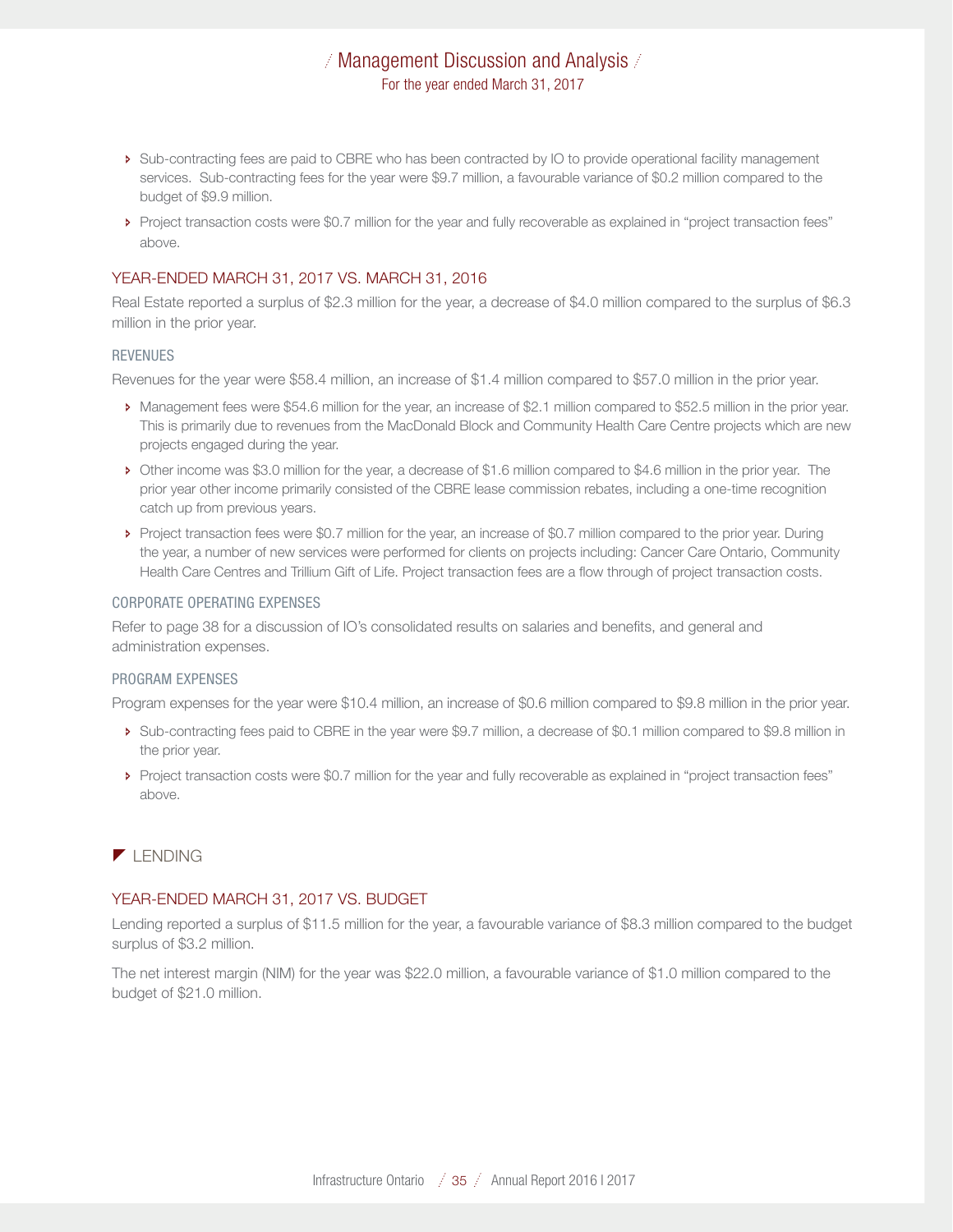- Sub-contracting fees are paid to CBRE who has been contracted by IO to provide operational facility management services. Sub-contracting fees for the year were $9.7 million, a favourable variance of $0.2 million compared to the budget of $9.9 million.
- Project transaction costs were $0.7 million for the year and fully recoverable as explained in "project transaction fees" above.

### YEAR-ENDED MARCH 31, 2017 VS. MARCH 31, 2016

Real Estate reported a surplus of $2.3 million for the year, a decrease of $4.0 million compared to the surplus of $6.3 million in the prior year.

#### REVENUES

Revenues for the year were $58.4 million, an increase of $1.4 million compared to $57.0 million in the prior year.

- Management fees were $54.6 million for the year, an increase of $2.1 million compared to $52.5 million in the prior year. This is primarily due to revenues from the MacDonald Block and Community Health Care Centre projects which are new projects engaged during the year.
- Other income was $3.0 million for the year, a decrease of $1.6 million compared to $4.6 million in the prior year. The prior year other income primarily consisted of the CBRE lease commission rebates, including a one-time recognition catch up from previous years.
- Project transaction fees were $0.7 million for the year, an increase of $0.7 million compared to the prior year. During the year, a number of new services were performed for clients on projects including: Cancer Care Ontario, Community Health Care Centres and Trillium Gift of Life. Project transaction fees are a flow through of project transaction costs.

#### CORPORATE OPERATING EXPENSES

Refer to page 38 for a discussion of IO's consolidated results on salaries and benefits, and general and administration expenses.

#### PROGRAM EXPENSES

Program expenses for the year were $10.4 million, an increase of $0.6 million compared to $9.8 million in the prior year.

- Sub-contracting fees paid to CBRE in the year were $9.7 million, a decrease of $0.1 million compared to $9.8 million in the prior year.
- Project transaction costs were $0.7 million for the year and fully recoverable as explained in "project transaction fees" above.

## LENDING

### YEAR-ENDED MARCH 31, 2017 VS. BUDGET

Lending reported a surplus of $11.5 million for the year, a favourable variance of $8.3 million compared to the budget surplus of $3.2 million.

The net interest margin (NIM) for the year was $22.0 million, a favourable variance of $1.0 million compared to the budget of $21.0 million.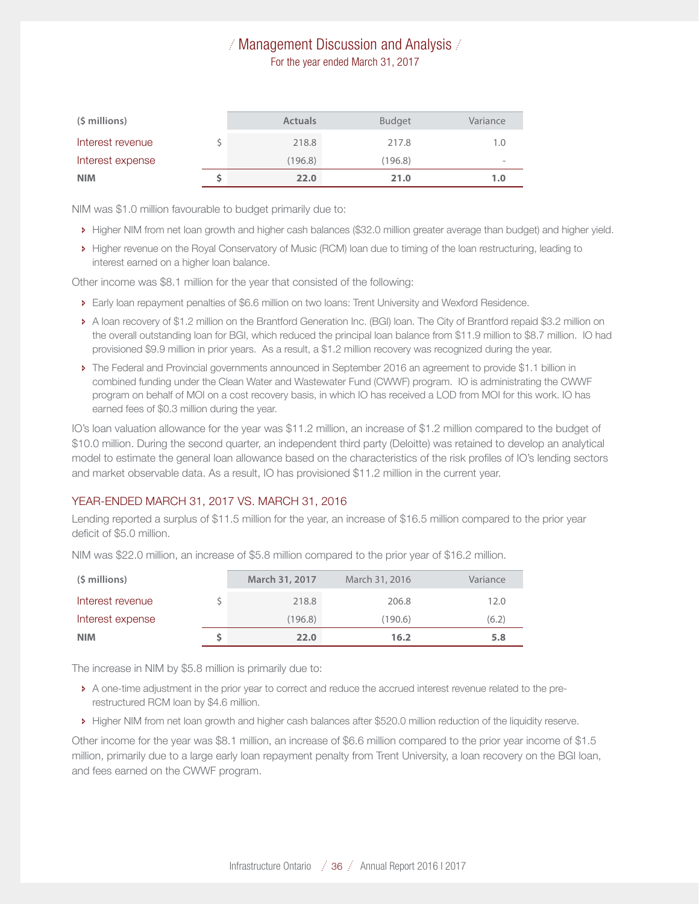| ($ millions) | | Actuals | Budget | Variance |
|---|---|---|---|---|
| Interest revenue | $ | 218.8 | 217.8 | 1.0 |
| Interest expense | | (196.8) | (196.8) | - |
| **NIM** | **$** | **22.0** | **21.0** | **1.0** |

NIM was $1.0 million favourable to budget primarily due to:

- Higher NIM from net loan growth and higher cash balances ($32.0 million greater average than budget) and higher yield.
- Higher revenue on the Royal Conservatory of Music (RCM) loan due to timing of the loan restructuring, leading to interest earned on a higher loan balance.

Other income was $8.1 million for the year that consisted of the following:

- Early loan repayment penalties of $6.6 million on two loans: Trent University and Wexford Residence.
- A loan recovery of $1.2 million on the Brantford Generation Inc. (BGI) loan. The City of Brantford repaid $3.2 million on the overall outstanding loan for BGI, which reduced the principal loan balance from $11.9 million to $8.7 million. IO had provisioned $9.9 million in prior years. As a result, a $1.2 million recovery was recognized during the year.
- The Federal and Provincial governments announced in September 2016 an agreement to provide $1.1 billion in combined funding under the Clean Water and Wastewater Fund (CWWF) program. IO is administrating the CWWF program on behalf of MOI on a cost recovery basis, in which IO has received a LOD from MOI for this work. IO has earned fees of $0.3 million during the year.

IO's loan valuation allowance for the year was $11.2 million, an increase of $1.2 million compared to the budget of $10.0 million. During the second quarter, an independent third party (Deloitte) was retained to develop an analytical model to estimate the general loan allowance based on the characteristics of the risk profiles of IO's lending sectors and market observable data. As a result, IO has provisioned $11.2 million in the current year.

## YEAR-ENDED MARCH 31, 2017 VS. MARCH 31, 2016

Lending reported a surplus of $11.5 million for the year, an increase of $16.5 million compared to the prior year deficit of $5.0 million.

NIM was $22.0 million, an increase of $5.8 million compared to the prior year of $16.2 million.

| ($ millions) | | March 31, 2017 | March 31, 2016 | Variance |
|---|---|---|---|---|
| Interest revenue | $ | 218.8 | 206.8 | 12.0 |
| Interest expense | | (196.8) | (190.6) | (6.2) |
| **NIM** | **$** | **22.0** | **16.2** | **5.8** |

The increase in NIM by $5.8 million is primarily due to:

- A one-time adjustment in the prior year to correct and reduce the accrued interest revenue related to the pre-restructured RCM loan by $4.6 million.
- Higher NIM from net loan growth and higher cash balances after $520.0 million reduction of the liquidity reserve.

Other income for the year was $8.1 million, an increase of $6.6 million compared to the prior year income of $1.5 million, primarily due to a large early loan repayment penalty from Trent University, a loan recovery on the BGI loan, and fees earned on the CWWF program.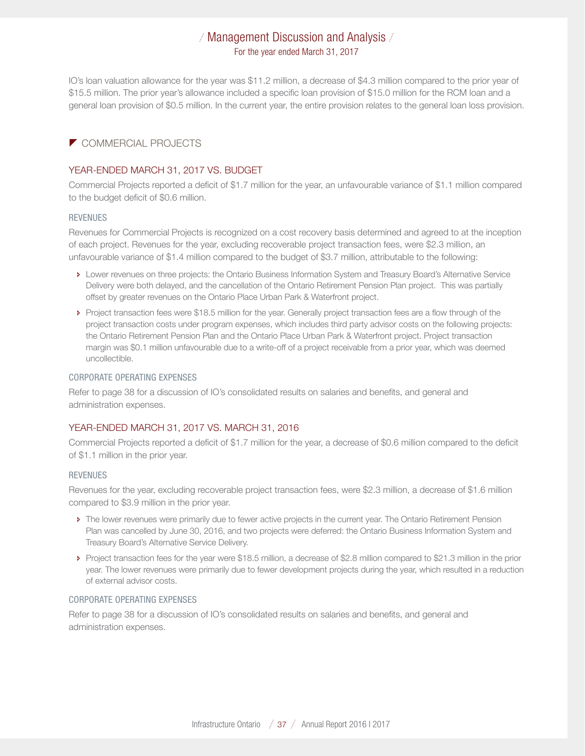IO's loan valuation allowance for the year was $11.2 million, a decrease of $4.3 million compared to the prior year of $15.5 million. The prior year's allowance included a specific loan provision of $15.0 million for the RCM loan and a general loan provision of $0.5 million. In the current year, the entire provision relates to the general loan loss provision.

## COMMERCIAL PROJECTS

### YEAR-ENDED MARCH 31, 2017 VS. BUDGET

Commercial Projects reported a deficit of $1.7 million for the year, an unfavourable variance of $1.1 million compared to the budget deficit of $0.6 million.

#### REVENUES

Revenues for Commercial Projects is recognized on a cost recovery basis determined and agreed to at the inception of each project. Revenues for the year, excluding recoverable project transaction fees, were $2.3 million, an unfavourable variance of $1.4 million compared to the budget of $3.7 million, attributable to the following:

- Lower revenues on three projects: the Ontario Business Information System and Treasury Board's Alternative Service Delivery were both delayed, and the cancellation of the Ontario Retirement Pension Plan project. This was partially offset by greater revenues on the Ontario Place Urban Park & Waterfront project.
- Project transaction fees were $18.5 million for the year. Generally project transaction fees are a flow through of the project transaction costs under program expenses, which includes third party advisor costs on the following projects: the Ontario Retirement Pension Plan and the Ontario Place Urban Park & Waterfront project. Project transaction margin was $0.1 million unfavourable due to a write-off of a project receivable from a prior year, which was deemed uncollectible.

#### CORPORATE OPERATING EXPENSES

Refer to page 38 for a discussion of IO's consolidated results on salaries and benefits, and general and administration expenses.

### YEAR-ENDED MARCH 31, 2017 VS. MARCH 31, 2016

Commercial Projects reported a deficit of $1.7 million for the year, a decrease of $0.6 million compared to the deficit of $1.1 million in the prior year.

#### REVENUES

Revenues for the year, excluding recoverable project transaction fees, were $2.3 million, a decrease of $1.6 million compared to $3.9 million in the prior year.

- The lower revenues were primarily due to fewer active projects in the current year. The Ontario Retirement Pension Plan was cancelled by June 30, 2016, and two projects were deferred: the Ontario Business Information System and Treasury Board's Alternative Service Delivery.
- Project transaction fees for the year were $18.5 million, a decrease of $2.8 million compared to $21.3 million in the prior year. The lower revenues were primarily due to fewer development projects during the year, which resulted in a reduction of external advisor costs.

#### CORPORATE OPERATING EXPENSES

Refer to page 38 for a discussion of IO's consolidated results on salaries and benefits, and general and administration expenses.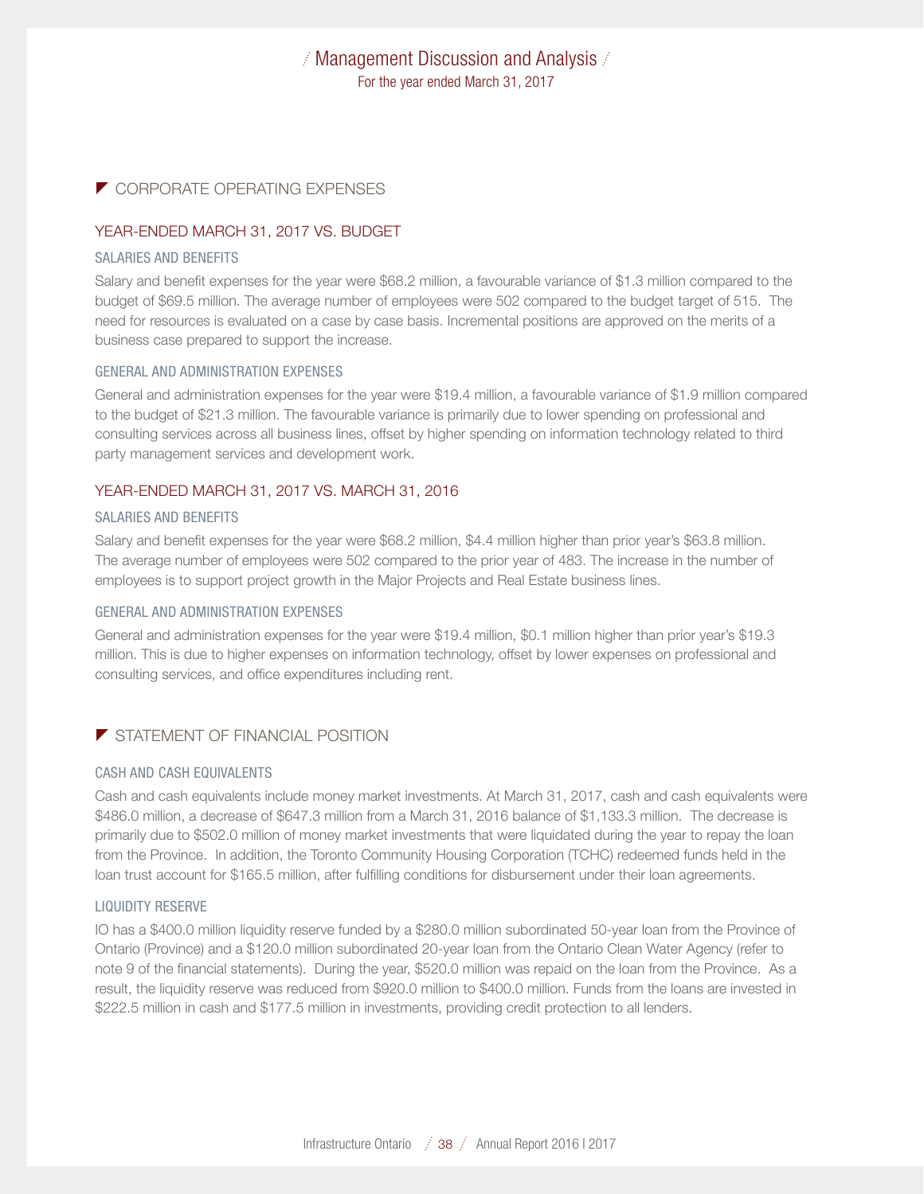## CORPORATE OPERATING EXPENSES

### YEAR-ENDED MARCH 31, 2017 VS. BUDGET

#### SALARIES AND BENEFITS

Salary and benefit expenses for the year were $68.2 million, a favourable variance of $1.3 million compared to the budget of $69.5 million. The average number of employees were 502 compared to the budget target of 515. The need for resources is evaluated on a case by case basis. Incremental positions are approved on the merits of a business case prepared to support the increase.

#### GENERAL AND ADMINISTRATION EXPENSES

General and administration expenses for the year were $19.4 million, a favourable variance of $1.9 million compared to the budget of $21.3 million. The favourable variance is primarily due to lower spending on professional and consulting services across all business lines, offset by higher spending on information technology related to third party management services and development work.

### YEAR-ENDED MARCH 31, 2017 VS. MARCH 31, 2016

#### SALARIES AND BENEFITS

Salary and benefit expenses for the year were $68.2 million, $4.4 million higher than prior year's $63.8 million. The average number of employees were 502 compared to the prior year of 483. The increase in the number of employees is to support project growth in the Major Projects and Real Estate business lines.

#### GENERAL AND ADMINISTRATION EXPENSES

General and administration expenses for the year were $19.4 million, $0.1 million higher than prior year's $19.3 million. This is due to higher expenses on information technology, offset by lower expenses on professional and consulting services, and office expenditures including rent.

## STATEMENT OF FINANCIAL POSITION

#### CASH AND CASH EQUIVALENTS

Cash and cash equivalents include money market investments. At March 31, 2017, cash and cash equivalents were $486.0 million, a decrease of $647.3 million from a March 31, 2016 balance of $1,133.3 million. The decrease is primarily due to $502.0 million of money market investments that were liquidated during the year to repay the loan from the Province. In addition, the Toronto Community Housing Corporation (TCHC) redeemed funds held in the loan trust account for $165.5 million, after fulfilling conditions for disbursement under their loan agreements.

#### LIQUIDITY RESERVE

IO has a $400.0 million liquidity reserve funded by a $280.0 million subordinated 50-year loan from the Province of Ontario (Province) and a $120.0 million subordinated 20-year loan from the Ontario Clean Water Agency (refer to note 9 of the financial statements). During the year, $520.0 million was repaid on the loan from the Province. As a result, the liquidity reserve was reduced from $920.0 million to $400.0 million. Funds from the loans are invested in $222.5 million in cash and $177.5 million in investments, providing credit protection to all lenders.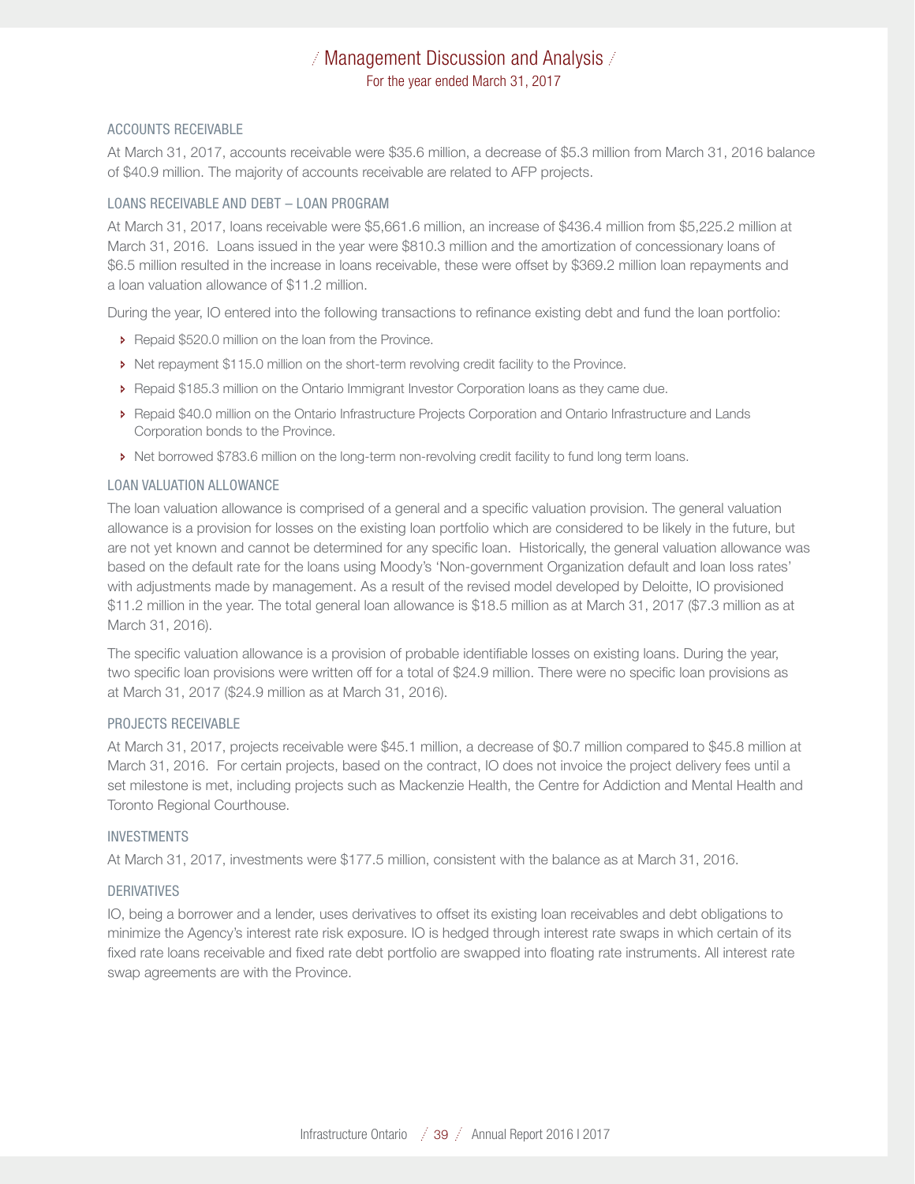## ACCOUNTS RECEIVABLE

At March 31, 2017, accounts receivable were $35.6 million, a decrease of $5.3 million from March 31, 2016 balance of $40.9 million. The majority of accounts receivable are related to AFP projects.

## LOANS RECEIVABLE AND DEBT – LOAN PROGRAM

At March 31, 2017, loans receivable were $5,661.6 million, an increase of $436.4 million from $5,225.2 million at March 31, 2016. Loans issued in the year were $810.3 million and the amortization of concessionary loans of $6.5 million resulted in the increase in loans receivable, these were offset by $369.2 million loan repayments and a loan valuation allowance of $11.2 million.

During the year, IO entered into the following transactions to refinance existing debt and fund the loan portfolio:

- Repaid $520.0 million on the loan from the Province.
- Net repayment $115.0 million on the short-term revolving credit facility to the Province.
- Repaid $185.3 million on the Ontario Immigrant Investor Corporation loans as they came due.
- Repaid $40.0 million on the Ontario Infrastructure Projects Corporation and Ontario Infrastructure and Lands Corporation bonds to the Province.
- Net borrowed $783.6 million on the long-term non-revolving credit facility to fund long term loans.

## LOAN VALUATION ALLOWANCE

The loan valuation allowance is comprised of a general and a specific valuation provision. The general valuation allowance is a provision for losses on the existing loan portfolio which are considered to be likely in the future, but are not yet known and cannot be determined for any specific loan. Historically, the general valuation allowance was based on the default rate for the loans using Moody's 'Non-government Organization default and loan loss rates' with adjustments made by management. As a result of the revised model developed by Deloitte, IO provisioned $11.2 million in the year. The total general loan allowance is $18.5 million as at March 31, 2017 ($7.3 million as at March 31, 2016).

The specific valuation allowance is a provision of probable identifiable losses on existing loans. During the year, two specific loan provisions were written off for a total of $24.9 million. There were no specific loan provisions as at March 31, 2017 ($24.9 million as at March 31, 2016).

## PROJECTS RECEIVABLE

At March 31, 2017, projects receivable were $45.1 million, a decrease of $0.7 million compared to $45.8 million at March 31, 2016. For certain projects, based on the contract, IO does not invoice the project delivery fees until a set milestone is met, including projects such as Mackenzie Health, the Centre for Addiction and Mental Health and Toronto Regional Courthouse.

## INVESTMENTS

At March 31, 2017, investments were $177.5 million, consistent with the balance as at March 31, 2016.

## DERIVATIVES

IO, being a borrower and a lender, uses derivatives to offset its existing loan receivables and debt obligations to minimize the Agency's interest rate risk exposure. IO is hedged through interest rate swaps in which certain of its fixed rate loans receivable and fixed rate debt portfolio are swapped into floating rate instruments. All interest rate swap agreements are with the Province.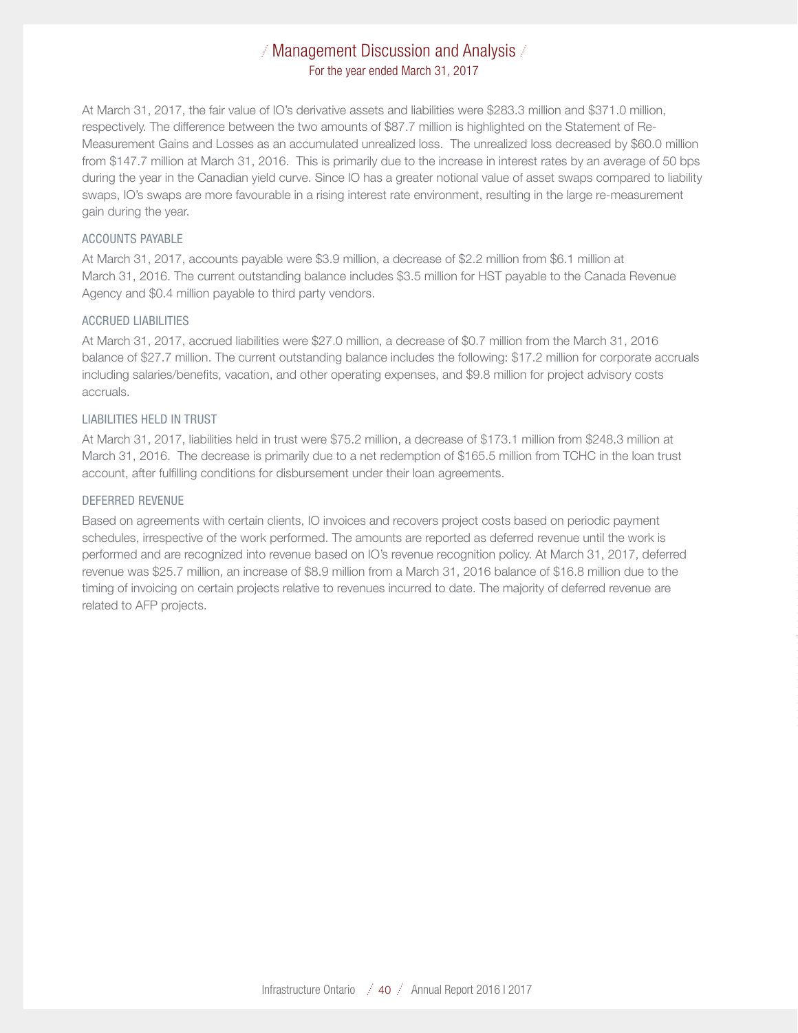At March 31, 2017, the fair value of IO's derivative assets and liabilities were $283.3 million and $371.0 million, respectively. The difference between the two amounts of $87.7 million is highlighted on the Statement of Re-Measurement Gains and Losses as an accumulated unrealized loss. The unrealized loss decreased by $60.0 million from $147.7 million at March 31, 2016. This is primarily due to the increase in interest rates by an average of 50 bps during the year in the Canadian yield curve. Since IO has a greater notional value of asset swaps compared to liability swaps, IO's swaps are more favourable in a rising interest rate environment, resulting in the large re-measurement gain during the year.

### ACCOUNTS PAYABLE

At March 31, 2017, accounts payable were $3.9 million, a decrease of $2.2 million from $6.1 million at March 31, 2016. The current outstanding balance includes $3.5 million for HST payable to the Canada Revenue Agency and $0.4 million payable to third party vendors.

### ACCRUED LIABILITIES

At March 31, 2017, accrued liabilities were $27.0 million, a decrease of $0.7 million from the March 31, 2016 balance of $27.7 million. The current outstanding balance includes the following: $17.2 million for corporate accruals including salaries/benefits, vacation, and other operating expenses, and $9.8 million for project advisory costs accruals.

### LIABILITIES HELD IN TRUST

At March 31, 2017, liabilities held in trust were $75.2 million, a decrease of $173.1 million from $248.3 million at March 31, 2016. The decrease is primarily due to a net redemption of $165.5 million from TCHC in the loan trust account, after fulfilling conditions for disbursement under their loan agreements.

### DEFERRED REVENUE

Based on agreements with certain clients, IO invoices and recovers project costs based on periodic payment schedules, irrespective of the work performed. The amounts are reported as deferred revenue until the work is performed and are recognized into revenue based on IO's revenue recognition policy. At March 31, 2017, deferred revenue was $25.7 million, an increase of $8.9 million from a March 31, 2016 balance of $16.8 million due to the timing of invoicing on certain projects relative to revenues incurred to date. The majority of deferred revenue are related to AFP projects.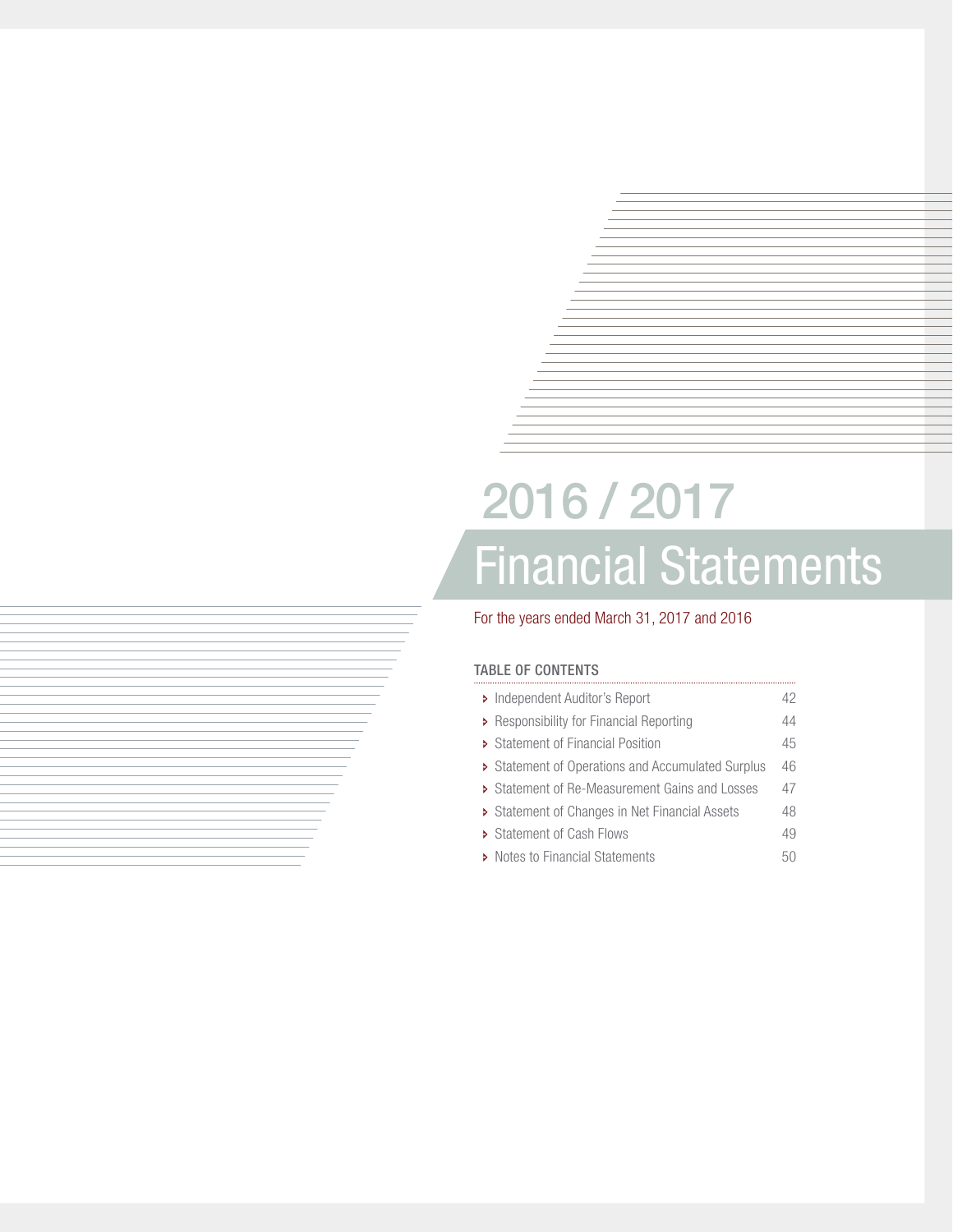# 2016 / 2017

# Financial Statements

For the years ended March 31, 2017 and 2016

## TABLE OF CONTENTS

| | |
|---|---|
| Independent Auditor's Report | 42 |
| Responsibility for Financial Reporting | 44 |
| Statement of Financial Position | 45 |
| Statement of Operations and Accumulated Surplus | 46 |
| Statement of Re-Measurement Gains and Losses | 47 |
| Statement of Changes in Net Financial Assets | 48 |
| Statement of Cash Flows | 49 |
| Notes to Financial Statements | 50 |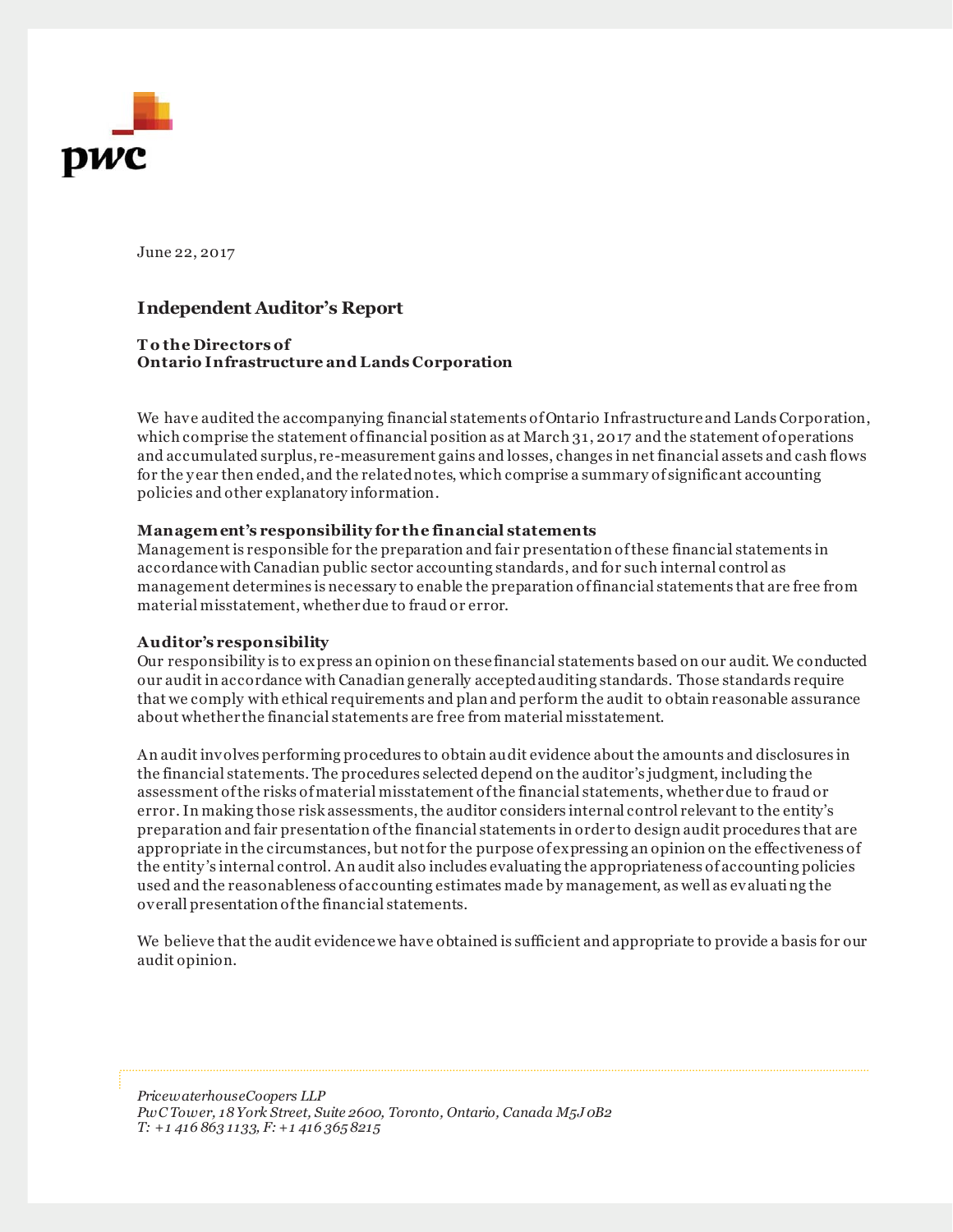June 22, 2017

## Independent Auditor's Report

**To the Directors of**
**Ontario Infrastructure and Lands Corporation**

We have audited the accompanying financial statements of Ontario Infrastructure and Lands Corporation, which comprise the statement of financial position as at March 31, 2017 and the statement of operations and accumulated surplus, re-measurement gains and losses, changes in net financial assets and cash flows for the year then ended, and the related notes, which comprise a summary of significant accounting policies and other explanatory information.

**Management's responsibility for the financial statements**
Management is responsible for the preparation and fair presentation of these financial statements in accordance with Canadian public sector accounting standards, and for such internal control as management determines is necessary to enable the preparation of financial statements that are free from material misstatement, whether due to fraud or error.

**Auditor's responsibility**
Our responsibility is to express an opinion on these financial statements based on our audit. We conducted our audit in accordance with Canadian generally accepted auditing standards. Those standards require that we comply with ethical requirements and plan and perform the audit to obtain reasonable assurance about whether the financial statements are free from material misstatement.

An audit involves performing procedures to obtain audit evidence about the amounts and disclosures in the financial statements. The procedures selected depend on the auditor's judgment, including the assessment of the risks of material misstatement of the financial statements, whether due to fraud or error. In making those risk assessments, the auditor considers internal control relevant to the entity's preparation and fair presentation of the financial statements in order to design audit procedures that are appropriate in the circumstances, but not for the purpose of expressing an opinion on the effectiveness of the entity's internal control. An audit also includes evaluating the appropriateness of accounting policies used and the reasonableness of accounting estimates made by management, as well as evaluating the overall presentation of the financial statements.

We believe that the audit evidence we have obtained is sufficient and appropriate to provide a basis for our audit opinion.

*PricewaterhouseCoopers LLP*
*PwC Tower, 18 York Street, Suite 2600, Toronto, Ontario, Canada M5J 0B2*
*T: +1 416 863 1133, F: +1 416 365 8215*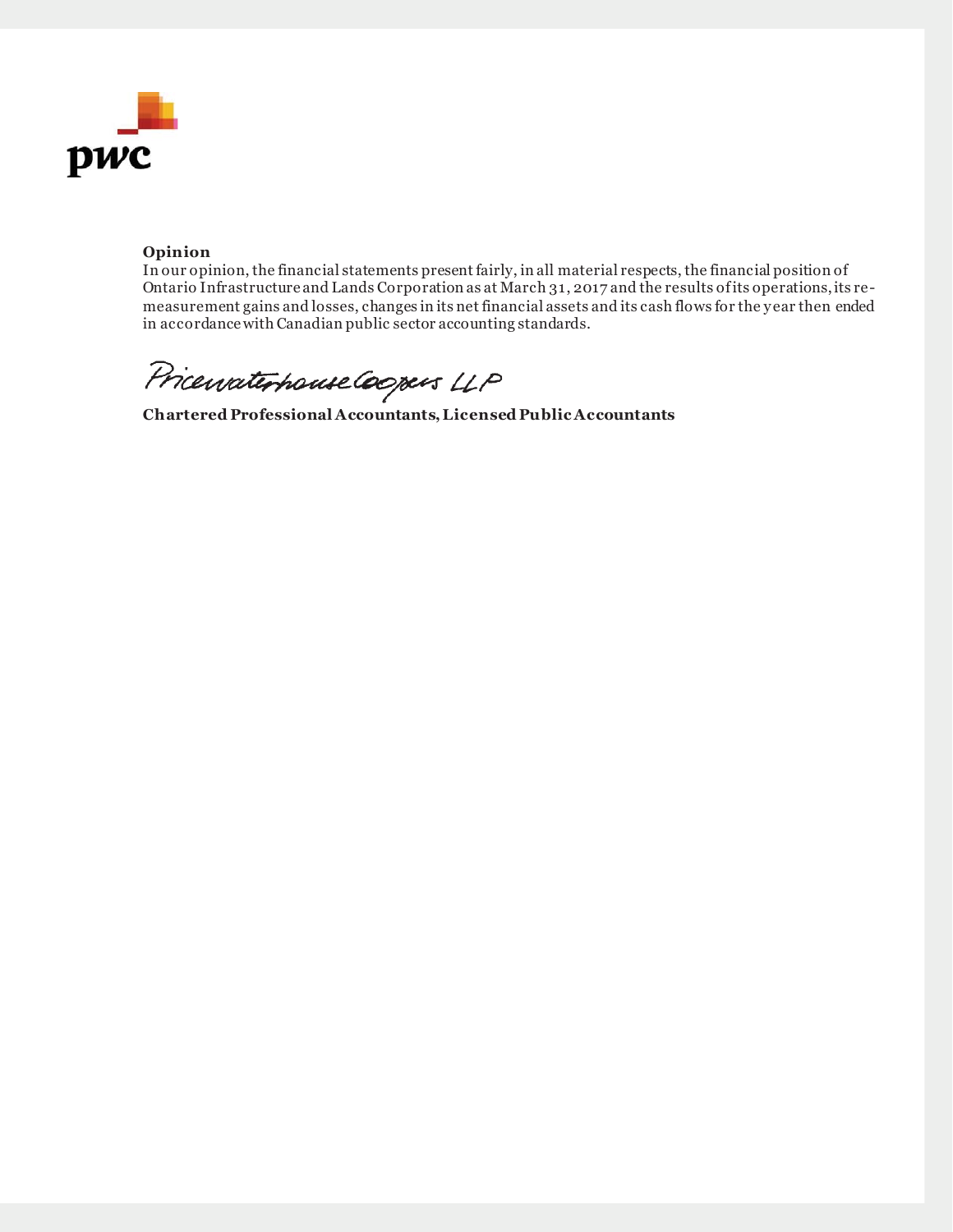**Opinion**

In our opinion, the financial statements present fairly, in all material respects, the financial position of Ontario Infrastructure and Lands Corporation as at March 31, 2017 and the results of its operations, its re-measurement gains and losses, changes in its net financial assets and its cash flows for the year then ended in accordance with Canadian public sector accounting standards.

PricewaterhouseCoopers LLP

**Chartered Professional Accountants, Licensed Public Accountants**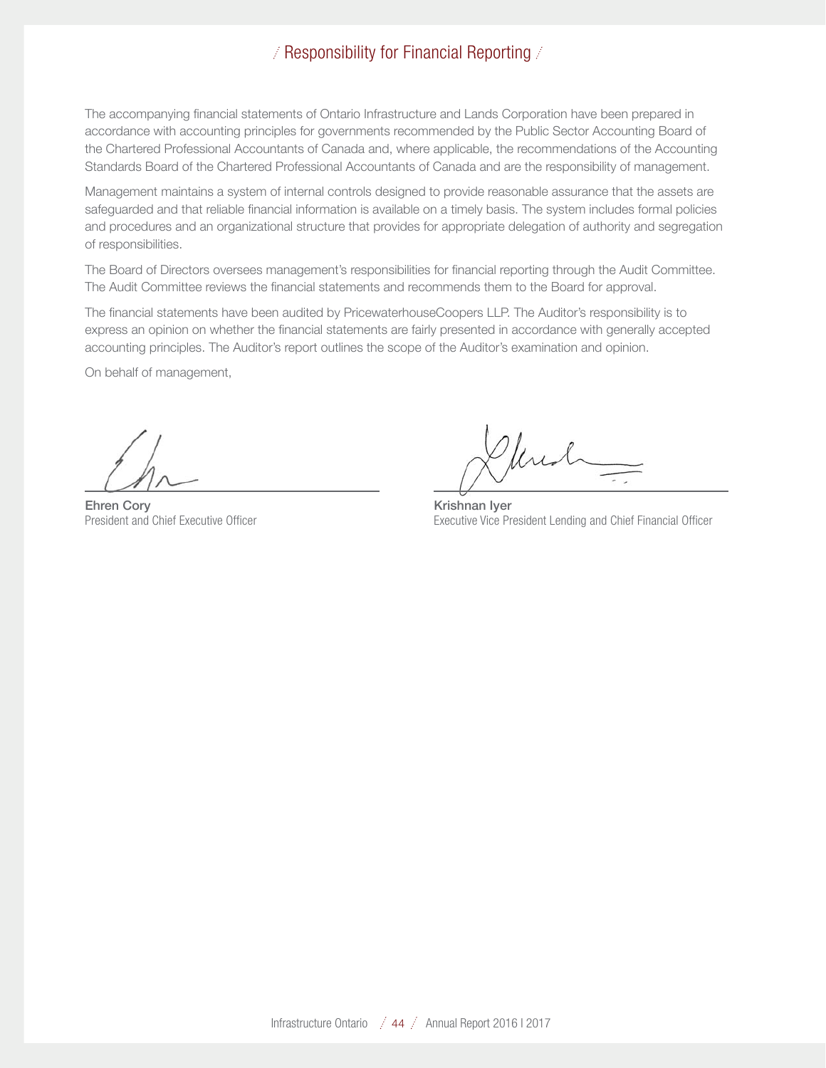# Responsibility for Financial Reporting

The accompanying financial statements of Ontario Infrastructure and Lands Corporation have been prepared in accordance with accounting principles for governments recommended by the Public Sector Accounting Board of the Chartered Professional Accountants of Canada and, where applicable, the recommendations of the Accounting Standards Board of the Chartered Professional Accountants of Canada and are the responsibility of management.

Management maintains a system of internal controls designed to provide reasonable assurance that the assets are safeguarded and that reliable financial information is available on a timely basis. The system includes formal policies and procedures and an organizational structure that provides for appropriate delegation of authority and segregation of responsibilities.

The Board of Directors oversees management's responsibilities for financial reporting through the Audit Committee. The Audit Committee reviews the financial statements and recommends them to the Board for approval.

The financial statements have been audited by PricewaterhouseCoopers LLP. The Auditor's responsibility is to express an opinion on whether the financial statements are fairly presented in accordance with generally accepted accounting principles. The Auditor's report outlines the scope of the Auditor's examination and opinion.

On behalf of management,

**Ehren Cory**
President and Chief Executive Officer

**Krishnan Iyer**
Executive Vice President Lending and Chief Financial Officer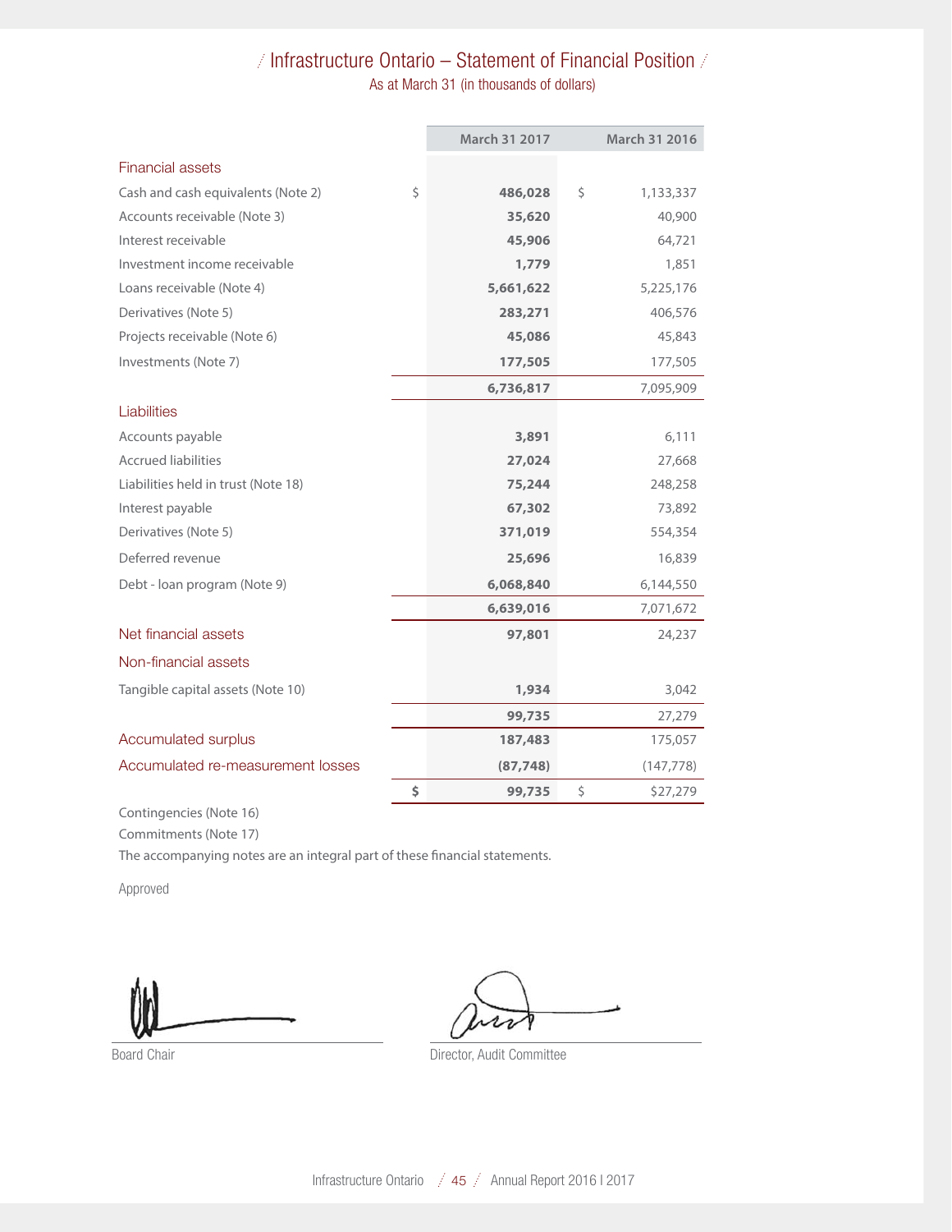# Infrastructure Ontario – Statement of Financial Position

As at March 31 (in thousands of dollars)

| | March 31 2017 | March 31 2016 |
|---|---|---|
| **Financial assets** | | |
| Cash and cash equivalents (Note 2) | $ **486,028** | $ 1,133,337 |
| Accounts receivable (Note 3) | **35,620** | 40,900 |
| Interest receivable | **45,906** | 64,721 |
| Investment income receivable | **1,779** | 1,851 |
| Loans receivable (Note 4) | **5,661,622** | 5,225,176 |
| Derivatives (Note 5) | **283,271** | 406,576 |
| Projects receivable (Note 6) | **45,086** | 45,843 |
| Investments (Note 7) | **177,505** | 177,505 |
| | **6,736,817** | 7,095,909 |
| **Liabilities** | | |
| Accounts payable | **3,891** | 6,111 |
| Accrued liabilities | **27,024** | 27,668 |
| Liabilities held in trust (Note 18) | **75,244** | 248,258 |
| Interest payable | **67,302** | 73,892 |
| Derivatives (Note 5) | **371,019** | 554,354 |
| Deferred revenue | **25,696** | 16,839 |
| Debt - loan program (Note 9) | **6,068,840** | 6,144,550 |
| | **6,639,016** | 7,071,672 |
| **Net financial assets** | **97,801** | 24,237 |
| **Non-financial assets** | | |
| Tangible capital assets (Note 10) | **1,934** | 3,042 |
| | **99,735** | 27,279 |
| **Accumulated surplus** | **187,483** | 175,057 |
| **Accumulated re-measurement losses** | **(87,748)** | (147,778) |
| | $ **99,735** | $ $27,279 |

Contingencies (Note 16)

Commitments (Note 17)

The accompanying notes are an integral part of these financial statements.

Approved

Board Chair

Director, Audit Committee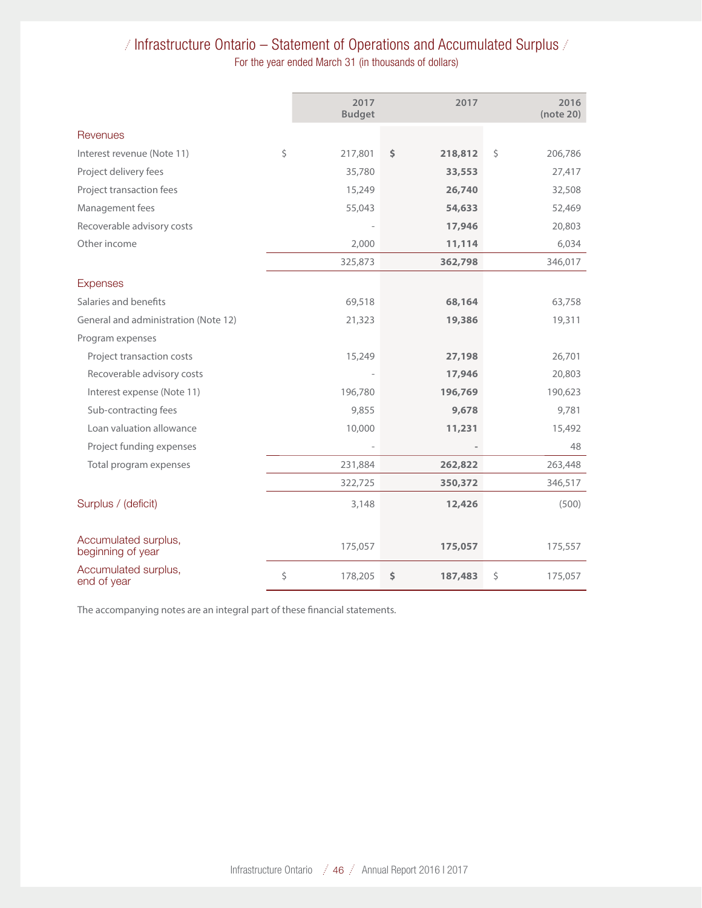# Infrastructure Ontario – Statement of Operations and Accumulated Surplus

For the year ended March 31 (in thousands of dollars)

| | 2017 Budget | 2017 | 2016 (note 20) |
|---|---|---|---|
| **Revenues** | | | |
| Interest revenue (Note 11) | $ 217,801 | **$ 218,812** | $ 206,786 |
| Project delivery fees | 35,780 | **33,553** | 27,417 |
| Project transaction fees | 15,249 | **26,740** | 32,508 |
| Management fees | 55,043 | **54,633** | 52,469 |
| Recoverable advisory costs | - | **17,946** | 20,803 |
| Other income | 2,000 | **11,114** | 6,034 |
| | 325,873 | **362,798** | 346,017 |
| **Expenses** | | | |
| Salaries and benefits | 69,518 | **68,164** | 63,758 |
| General and administration (Note 12) | 21,323 | **19,386** | 19,311 |
| Program expenses | | | |
| Project transaction costs | 15,249 | **27,198** | 26,701 |
| Recoverable advisory costs | - | **17,946** | 20,803 |
| Interest expense (Note 11) | 196,780 | **196,769** | 190,623 |
| Sub-contracting fees | 9,855 | **9,678** | 9,781 |
| Loan valuation allowance | 10,000 | **11,231** | 15,492 |
| Project funding expenses | - | **-** | 48 |
| Total program expenses | 231,884 | **262,822** | 263,448 |
| | 322,725 | **350,372** | 346,517 |
| **Surplus / (deficit)** | 3,148 | **12,426** | (500) |
| **Accumulated surplus, beginning of year** | 175,057 | **175,057** | 175,557 |
| **Accumulated surplus, end of year** | $ 178,205 | **$ 187,483** | $ 175,057 |

The accompanying notes are an integral part of these financial statements.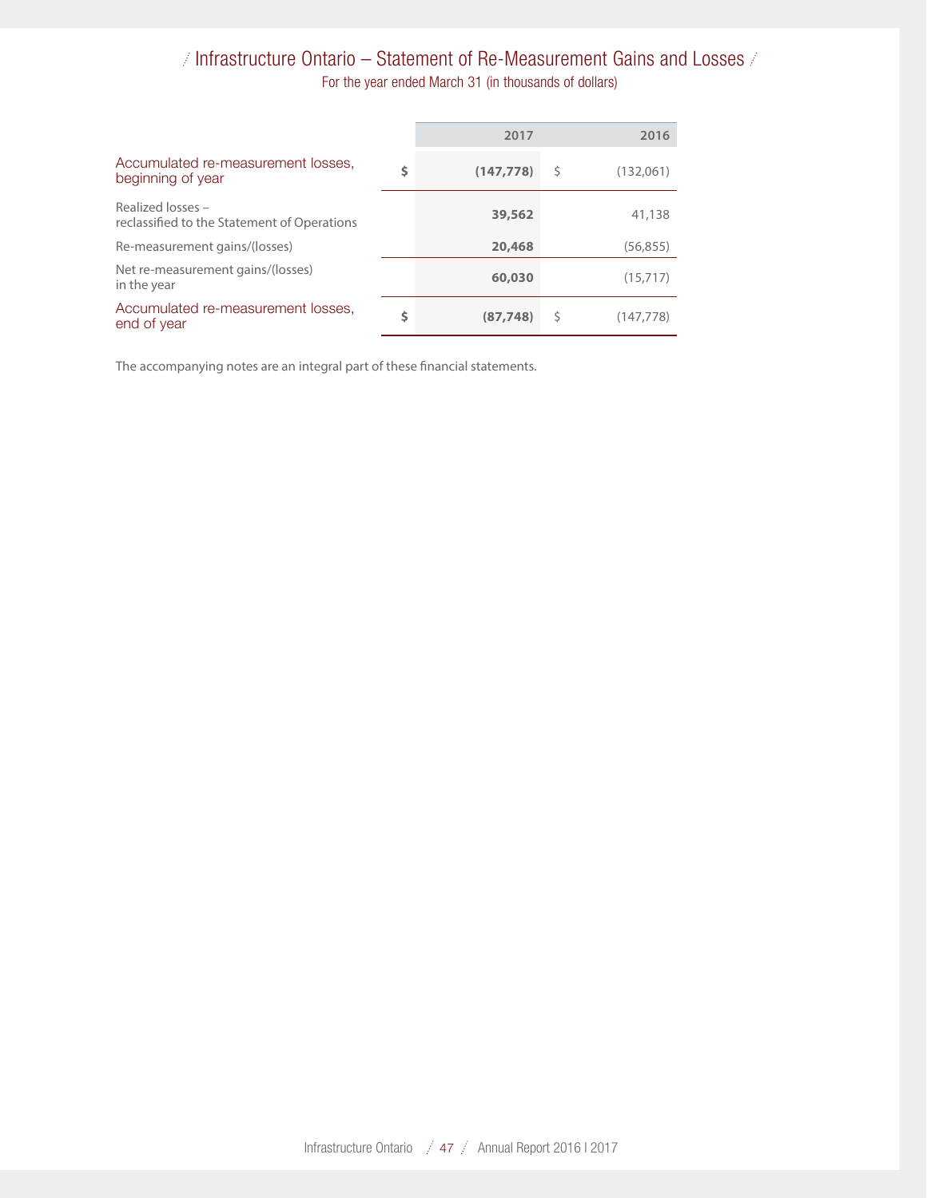# Infrastructure Ontario – Statement of Re-Measurement Gains and Losses

For the year ended March 31 (in thousands of dollars)

| | 2017 | 2016 |
|---|---|---|
| Accumulated re-measurement losses, beginning of year | $ **(147,778)** | $ (132,061) |
| Realized losses – reclassified to the Statement of Operations | **39,562** | 41,138 |
| Re-measurement gains/(losses) | **20,468** | (56,855) |
| Net re-measurement gains/(losses) in the year | **60,030** | (15,717) |
| Accumulated re-measurement losses, end of year | $ **(87,748)** | $ (147,778) |

The accompanying notes are an integral part of these financial statements.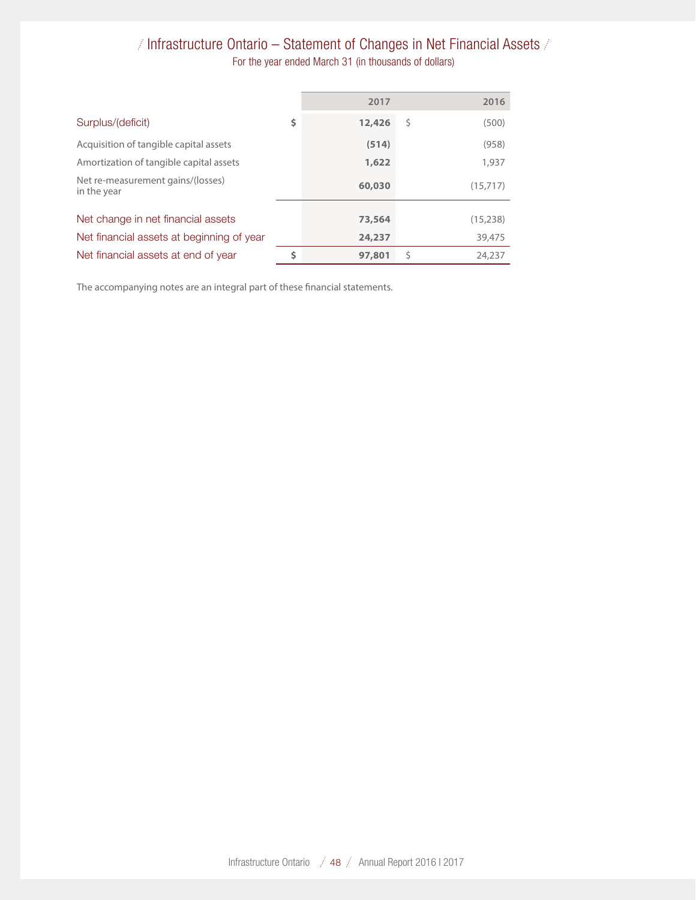# Infrastructure Ontario – Statement of Changes in Net Financial Assets

For the year ended March 31 (in thousands of dollars)

| | 2017 | 2016 |
|---|---|---|
| Surplus/(deficit) | $ **12,426** | $ (500) |
| Acquisition of tangible capital assets | **(514)** | (958) |
| Amortization of tangible capital assets | **1,622** | 1,937 |
| Net re-measurement gains/(losses) in the year | **60,030** | (15,717) |
| Net change in net financial assets | **73,564** | (15,238) |
| Net financial assets at beginning of year | **24,237** | 39,475 |
| Net financial assets at end of year | $ **97,801** | $ 24,237 |

The accompanying notes are an integral part of these financial statements.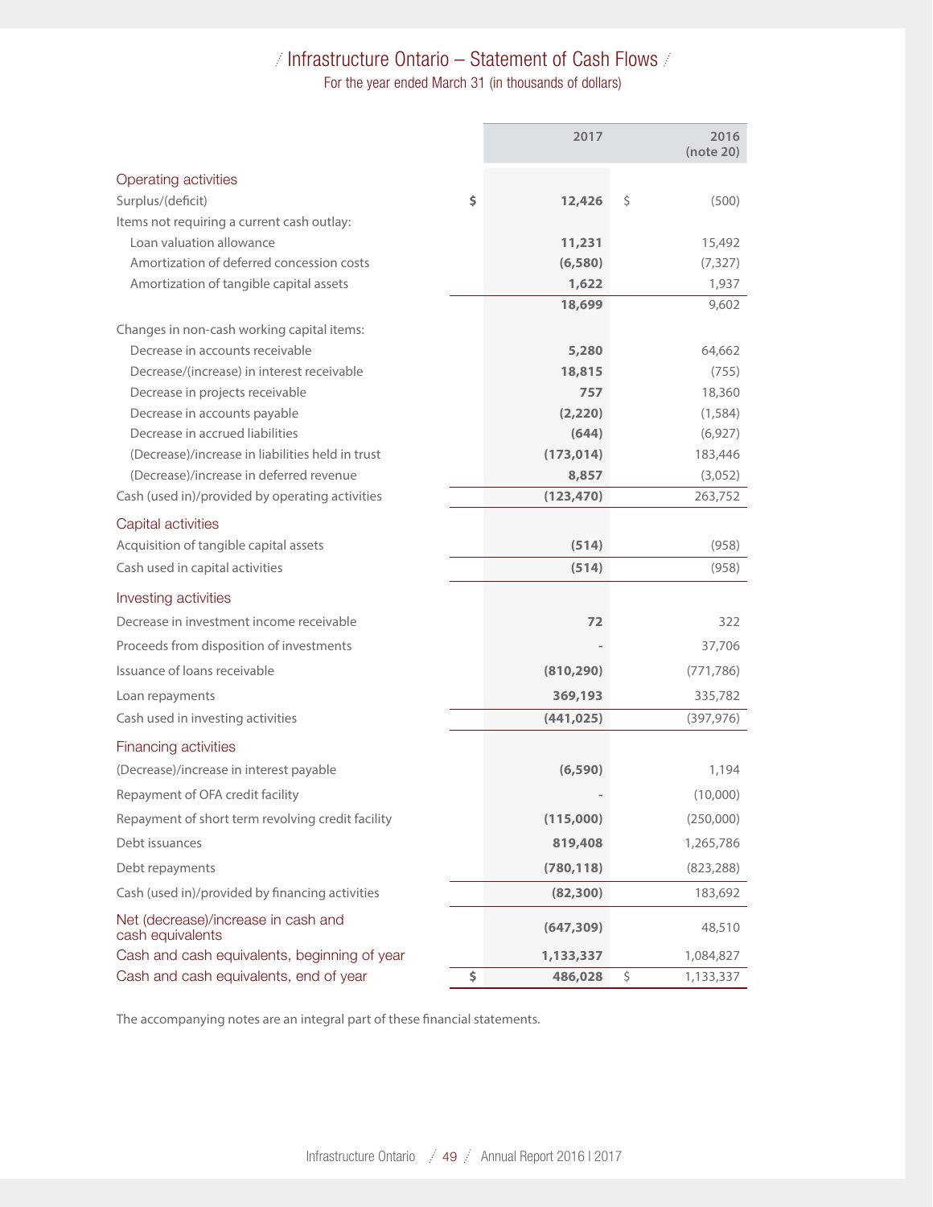# Infrastructure Ontario – Statement of Cash Flows

For the year ended March 31 (in thousands of dollars)

| | 2017 | 2016 (note 20) |
|---|---|---|
| **Operating activities** | | |
| Surplus/(deficit) | $ 12,426 | $ (500) |
| Items not requiring a current cash outlay: | | |
| Loan valuation allowance | 11,231 | 15,492 |
| Amortization of deferred concession costs | (6,580) | (7,327) |
| Amortization of tangible capital assets | 1,622 | 1,937 |
| | 18,699 | 9,602 |
| Changes in non-cash working capital items: | | |
| Decrease in accounts receivable | 5,280 | 64,662 |
| Decrease/(increase) in interest receivable | 18,815 | (755) |
| Decrease in projects receivable | 757 | 18,360 |
| Decrease in accounts payable | (2,220) | (1,584) |
| Decrease in accrued liabilities | (644) | (6,927) |
| (Decrease)/increase in liabilities held in trust | (173,014) | 183,446 |
| (Decrease)/increase in deferred revenue | 8,857 | (3,052) |
| Cash (used in)/provided by operating activities | (123,470) | 263,752 |
| **Capital activities** | | |
| Acquisition of tangible capital assets | (514) | (958) |
| Cash used in capital activities | (514) | (958) |
| **Investing activities** | | |
| Decrease in investment income receivable | 72 | 322 |
| Proceeds from disposition of investments | - | 37,706 |
| Issuance of loans receivable | (810,290) | (771,786) |
| Loan repayments | 369,193 | 335,782 |
| Cash used in investing activities | (441,025) | (397,976) |
| **Financing activities** | | |
| (Decrease)/increase in interest payable | (6,590) | 1,194 |
| Repayment of OFA credit facility | - | (10,000) |
| Repayment of short term revolving credit facility | (115,000) | (250,000) |
| Debt issuances | 819,408 | 1,265,786 |
| Debt repayments | (780,118) | (823,288) |
| Cash (used in)/provided by financing activities | (82,300) | 183,692 |
| **Net (decrease)/increase in cash and cash equivalents** | (647,309) | 48,510 |
| **Cash and cash equivalents, beginning of year** | 1,133,337 | 1,084,827 |
| **Cash and cash equivalents, end of year** | $ 486,028 | $ 1,133,337 |

The accompanying notes are an integral part of these financial statements.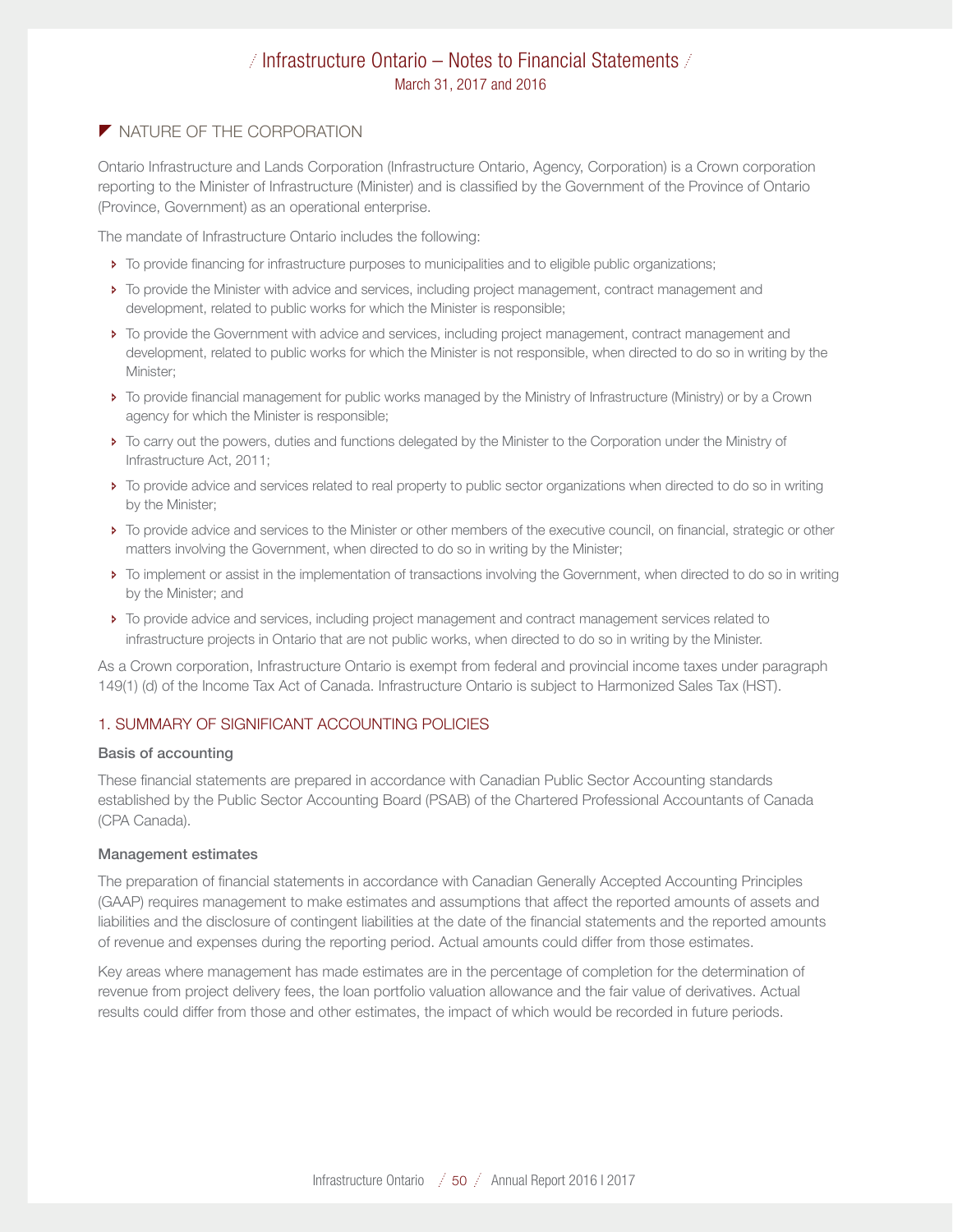# Infrastructure Ontario – Notes to Financial Statements

March 31, 2017 and 2016

## NATURE OF THE CORPORATION

Ontario Infrastructure and Lands Corporation (Infrastructure Ontario, Agency, Corporation) is a Crown corporation reporting to the Minister of Infrastructure (Minister) and is classified by the Government of the Province of Ontario (Province, Government) as an operational enterprise.

The mandate of Infrastructure Ontario includes the following:

- To provide financing for infrastructure purposes to municipalities and to eligible public organizations;
- To provide the Minister with advice and services, including project management, contract management and development, related to public works for which the Minister is responsible;
- To provide the Government with advice and services, including project management, contract management and development, related to public works for which the Minister is not responsible, when directed to do so in writing by the Minister;
- To provide financial management for public works managed by the Ministry of Infrastructure (Ministry) or by a Crown agency for which the Minister is responsible;
- To carry out the powers, duties and functions delegated by the Minister to the Corporation under the Ministry of Infrastructure Act, 2011;
- To provide advice and services related to real property to public sector organizations when directed to do so in writing by the Minister;
- To provide advice and services to the Minister or other members of the executive council, on financial, strategic or other matters involving the Government, when directed to do so in writing by the Minister;
- To implement or assist in the implementation of transactions involving the Government, when directed to do so in writing by the Minister; and
- To provide advice and services, including project management and contract management services related to infrastructure projects in Ontario that are not public works, when directed to do so in writing by the Minister.

As a Crown corporation, Infrastructure Ontario is exempt from federal and provincial income taxes under paragraph 149(1) (d) of the Income Tax Act of Canada. Infrastructure Ontario is subject to Harmonized Sales Tax (HST).

## 1. SUMMARY OF SIGNIFICANT ACCOUNTING POLICIES

### Basis of accounting

These financial statements are prepared in accordance with Canadian Public Sector Accounting standards established by the Public Sector Accounting Board (PSAB) of the Chartered Professional Accountants of Canada (CPA Canada).

### Management estimates

The preparation of financial statements in accordance with Canadian Generally Accepted Accounting Principles (GAAP) requires management to make estimates and assumptions that affect the reported amounts of assets and liabilities and the disclosure of contingent liabilities at the date of the financial statements and the reported amounts of revenue and expenses during the reporting period. Actual amounts could differ from those estimates.

Key areas where management has made estimates are in the percentage of completion for the determination of revenue from project delivery fees, the loan portfolio valuation allowance and the fair value of derivatives. Actual results could differ from those and other estimates, the impact of which would be recorded in future periods.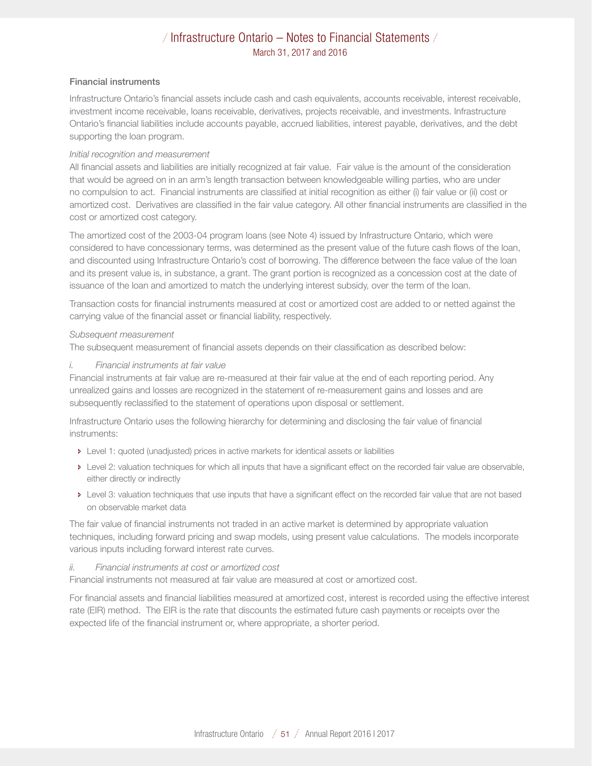### Financial instruments

Infrastructure Ontario's financial assets include cash and cash equivalents, accounts receivable, interest receivable, investment income receivable, loans receivable, derivatives, projects receivable, and investments. Infrastructure Ontario's financial liabilities include accounts payable, accrued liabilities, interest payable, derivatives, and the debt supporting the loan program.

*Initial recognition and measurement*

All financial assets and liabilities are initially recognized at fair value. Fair value is the amount of the consideration that would be agreed on in an arm's length transaction between knowledgeable willing parties, who are under no compulsion to act. Financial instruments are classified at initial recognition as either (i) fair value or (ii) cost or amortized cost. Derivatives are classified in the fair value category. All other financial instruments are classified in the cost or amortized cost category.

The amortized cost of the 2003-04 program loans (see Note 4) issued by Infrastructure Ontario, which were considered to have concessionary terms, was determined as the present value of the future cash flows of the loan, and discounted using Infrastructure Ontario's cost of borrowing. The difference between the face value of the loan and its present value is, in substance, a grant. The grant portion is recognized as a concession cost at the date of issuance of the loan and amortized to match the underlying interest subsidy, over the term of the loan.

Transaction costs for financial instruments measured at cost or amortized cost are added to or netted against the carrying value of the financial asset or financial liability, respectively.

*Subsequent measurement*

The subsequent measurement of financial assets depends on their classification as described below:

*i. Financial instruments at fair value*

Financial instruments at fair value are re-measured at their fair value at the end of each reporting period. Any unrealized gains and losses are recognized in the statement of re-measurement gains and losses and are subsequently reclassified to the statement of operations upon disposal or settlement.

Infrastructure Ontario uses the following hierarchy for determining and disclosing the fair value of financial instruments:

- Level 1: quoted (unadjusted) prices in active markets for identical assets or liabilities
- Level 2: valuation techniques for which all inputs that have a significant effect on the recorded fair value are observable, either directly or indirectly
- Level 3: valuation techniques that use inputs that have a significant effect on the recorded fair value that are not based on observable market data

The fair value of financial instruments not traded in an active market is determined by appropriate valuation techniques, including forward pricing and swap models, using present value calculations. The models incorporate various inputs including forward interest rate curves.

*ii. Financial instruments at cost or amortized cost*

Financial instruments not measured at fair value are measured at cost or amortized cost.

For financial assets and financial liabilities measured at amortized cost, interest is recorded using the effective interest rate (EIR) method. The EIR is the rate that discounts the estimated future cash payments or receipts over the expected life of the financial instrument or, where appropriate, a shorter period.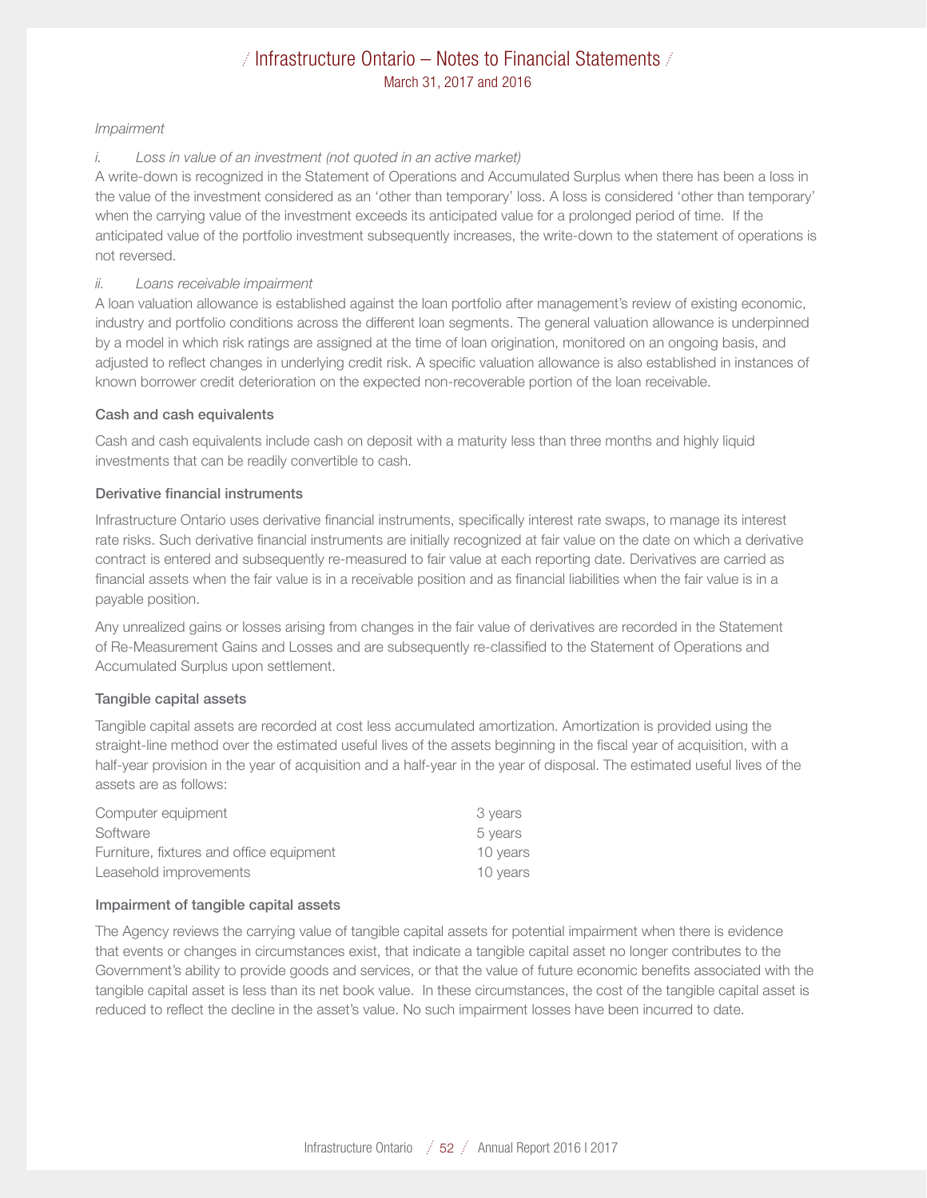*Impairment*

*i. Loss in value of an investment (not quoted in an active market)*

A write-down is recognized in the Statement of Operations and Accumulated Surplus when there has been a loss in the value of the investment considered as an 'other than temporary' loss. A loss is considered 'other than temporary' when the carrying value of the investment exceeds its anticipated value for a prolonged period of time. If the anticipated value of the portfolio investment subsequently increases, the write-down to the statement of operations is not reversed.

*ii. Loans receivable impairment*

A loan valuation allowance is established against the loan portfolio after management's review of existing economic, industry and portfolio conditions across the different loan segments. The general valuation allowance is underpinned by a model in which risk ratings are assigned at the time of loan origination, monitored on an ongoing basis, and adjusted to reflect changes in underlying credit risk. A specific valuation allowance is also established in instances of known borrower credit deterioration on the expected non-recoverable portion of the loan receivable.

**Cash and cash equivalents**

Cash and cash equivalents include cash on deposit with a maturity less than three months and highly liquid investments that can be readily convertible to cash.

**Derivative financial instruments**

Infrastructure Ontario uses derivative financial instruments, specifically interest rate swaps, to manage its interest rate risks. Such derivative financial instruments are initially recognized at fair value on the date on which a derivative contract is entered and subsequently re-measured to fair value at each reporting date. Derivatives are carried as financial assets when the fair value is in a receivable position and as financial liabilities when the fair value is in a payable position.

Any unrealized gains or losses arising from changes in the fair value of derivatives are recorded in the Statement of Re-Measurement Gains and Losses and are subsequently re-classified to the Statement of Operations and Accumulated Surplus upon settlement.

**Tangible capital assets**

Tangible capital assets are recorded at cost less accumulated amortization. Amortization is provided using the straight-line method over the estimated useful lives of the assets beginning in the fiscal year of acquisition, with a half-year provision in the year of acquisition and a half-year in the year of disposal. The estimated useful lives of the assets are as follows:

| | |
|---|---|
| Computer equipment | 3 years |
| Software | 5 years |
| Furniture, fixtures and office equipment | 10 years |
| Leasehold improvements | 10 years |

**Impairment of tangible capital assets**

The Agency reviews the carrying value of tangible capital assets for potential impairment when there is evidence that events or changes in circumstances exist, that indicate a tangible capital asset no longer contributes to the Government's ability to provide goods and services, or that the value of future economic benefits associated with the tangible capital asset is less than its net book value. In these circumstances, the cost of the tangible capital asset is reduced to reflect the decline in the asset's value. No such impairment losses have been incurred to date.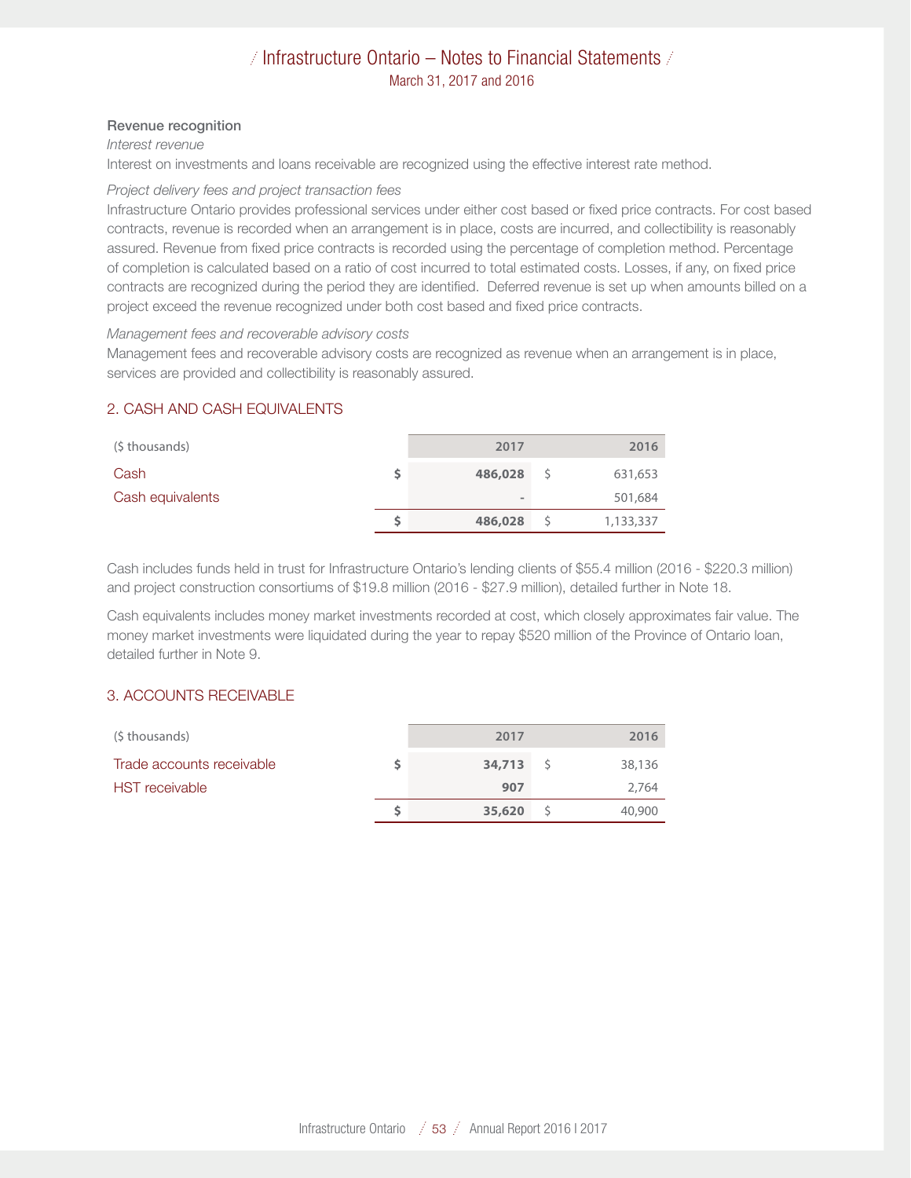### Revenue recognition

*Interest revenue*

Interest on investments and loans receivable are recognized using the effective interest rate method.

*Project delivery fees and project transaction fees*

Infrastructure Ontario provides professional services under either cost based or fixed price contracts. For cost based contracts, revenue is recorded when an arrangement is in place, costs are incurred, and collectibility is reasonably assured. Revenue from fixed price contracts is recorded using the percentage of completion method. Percentage of completion is calculated based on a ratio of cost incurred to total estimated costs. Losses, if any, on fixed price contracts are recognized during the period they are identified. Deferred revenue is set up when amounts billed on a project exceed the revenue recognized under both cost based and fixed price contracts.

*Management fees and recoverable advisory costs*

Management fees and recoverable advisory costs are recognized as revenue when an arrangement is in place, services are provided and collectibility is reasonably assured.

## 2. CASH AND CASH EQUIVALENTS

| ($ thousands) | | 2017 | | 2016 |
|---|---|---|---|---|
| Cash | $ | **486,028** | $ | 631,653 |
| Cash equivalents | | **-** | | 501,684 |
| | $ | **486,028** | $ | 1,133,337 |

Cash includes funds held in trust for Infrastructure Ontario's lending clients of $55.4 million (2016 - $220.3 million) and project construction consortiums of $19.8 million (2016 - $27.9 million), detailed further in Note 18.

Cash equivalents includes money market investments recorded at cost, which closely approximates fair value. The money market investments were liquidated during the year to repay $520 million of the Province of Ontario loan, detailed further in Note 9.

## 3. ACCOUNTS RECEIVABLE

| ($ thousands) | | 2017 | | 2016 |
|---|---|---|---|---|
| Trade accounts receivable | $ | **34,713** | $ | 38,136 |
| HST receivable | | **907** | | 2,764 |
| | $ | **35,620** | $ | 40,900 |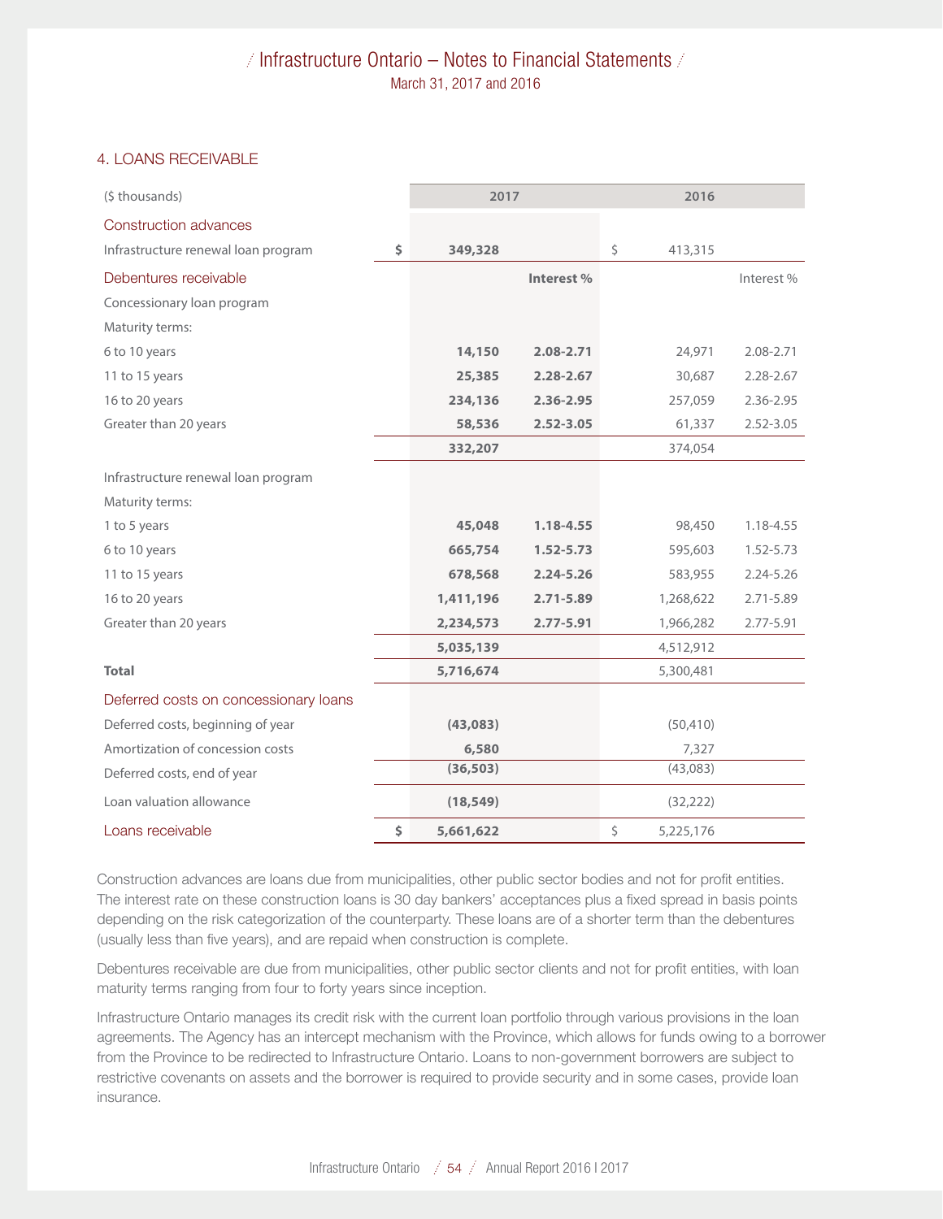## 4. LOANS RECEIVABLE

| ($ thousands) | 2017 | | 2016 | |
|---|---|---|---|---|
| **Construction advances** | | | | |
| Infrastructure renewal loan program | $ 349,328 | | $ 413,315 | |
| **Debentures receivable** | | **Interest %** | | Interest % |
| Concessionary loan program | | | | |
| Maturity terms: | | | | |
| 6 to 10 years | 14,150 | 2.08-2.71 | 24,971 | 2.08-2.71 |
| 11 to 15 years | 25,385 | 2.28-2.67 | 30,687 | 2.28-2.67 |
| 16 to 20 years | 234,136 | 2.36-2.95 | 257,059 | 2.36-2.95 |
| Greater than 20 years | 58,536 | 2.52-3.05 | 61,337 | 2.52-3.05 |
| | 332,207 | | 374,054 | |
| Infrastructure renewal loan program | | | | |
| Maturity terms: | | | | |
| 1 to 5 years | 45,048 | 1.18-4.55 | 98,450 | 1.18-4.55 |
| 6 to 10 years | 665,754 | 1.52-5.73 | 595,603 | 1.52-5.73 |
| 11 to 15 years | 678,568 | 2.24-5.26 | 583,955 | 2.24-5.26 |
| 16 to 20 years | 1,411,196 | 2.71-5.89 | 1,268,622 | 2.71-5.89 |
| Greater than 20 years | 2,234,573 | 2.77-5.91 | 1,966,282 | 2.77-5.91 |
| | 5,035,139 | | 4,512,912 | |
| **Total** | 5,716,674 | | 5,300,481 | |
| **Deferred costs on concessionary loans** | | | | |
| Deferred costs, beginning of year | (43,083) | | (50,410) | |
| Amortization of concession costs | 6,580 | | 7,327 | |
| Deferred costs, end of year | (36,503) | | (43,083) | |
| Loan valuation allowance | (18,549) | | (32,222) | |
| **Loans receivable** | $ 5,661,622 | | $ 5,225,176 | |

Construction advances are loans due from municipalities, other public sector bodies and not for profit entities. The interest rate on these construction loans is 30 day bankers' acceptances plus a fixed spread in basis points depending on the risk categorization of the counterparty. These loans are of a shorter term than the debentures (usually less than five years), and are repaid when construction is complete.

Debentures receivable are due from municipalities, other public sector clients and not for profit entities, with loan maturity terms ranging from four to forty years since inception.

Infrastructure Ontario manages its credit risk with the current loan portfolio through various provisions in the loan agreements. The Agency has an intercept mechanism with the Province, which allows for funds owing to a borrower from the Province to be redirected to Infrastructure Ontario. Loans to non-government borrowers are subject to restrictive covenants on assets and the borrower is required to provide security and in some cases, provide loan insurance.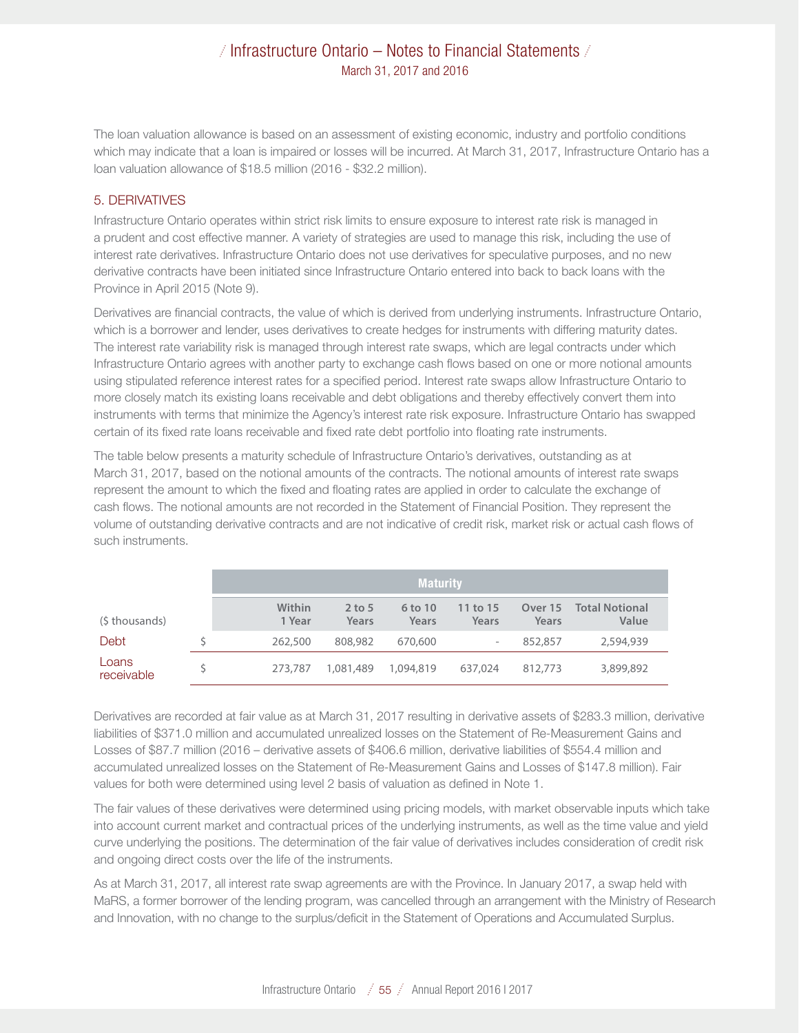The loan valuation allowance is based on an assessment of existing economic, industry and portfolio conditions which may indicate that a loan is impaired or losses will be incurred. At March 31, 2017, Infrastructure Ontario has a loan valuation allowance of $18.5 million (2016 - $32.2 million).

## 5. DERIVATIVES

Infrastructure Ontario operates within strict risk limits to ensure exposure to interest rate risk is managed in a prudent and cost effective manner. A variety of strategies are used to manage this risk, including the use of interest rate derivatives. Infrastructure Ontario does not use derivatives for speculative purposes, and no new derivative contracts have been initiated since Infrastructure Ontario entered into back to back loans with the Province in April 2015 (Note 9).

Derivatives are financial contracts, the value of which is derived from underlying instruments. Infrastructure Ontario, which is a borrower and lender, uses derivatives to create hedges for instruments with differing maturity dates. The interest rate variability risk is managed through interest rate swaps, which are legal contracts under which Infrastructure Ontario agrees with another party to exchange cash flows based on one or more notional amounts using stipulated reference interest rates for a specified period. Interest rate swaps allow Infrastructure Ontario to more closely match its existing loans receivable and debt obligations and thereby effectively convert them into instruments with terms that minimize the Agency's interest rate risk exposure. Infrastructure Ontario has swapped certain of its fixed rate loans receivable and fixed rate debt portfolio into floating rate instruments.

The table below presents a maturity schedule of Infrastructure Ontario's derivatives, outstanding as at March 31, 2017, based on the notional amounts of the contracts. The notional amounts of interest rate swaps represent the amount to which the fixed and floating rates are applied in order to calculate the exchange of cash flows. The notional amounts are not recorded in the Statement of Financial Position. They represent the volume of outstanding derivative contracts and are not indicative of credit risk, market risk or actual cash flows of such instruments.

| | | Maturity | | | | | |
|---|---|---|---|---|---|---|---|
| ($ thousands) | | Within 1 Year | 2 to 5 Years | 6 to 10 Years | 11 to 15 Years | Over 15 Years | Total Notional Value |
| Debt | $ | 262,500 | 808,982 | 670,600 | - | 852,857 | 2,594,939 |
| Loans receivable | $ | 273,787 | 1,081,489 | 1,094,819 | 637,024 | 812,773 | 3,899,892 |

Derivatives are recorded at fair value as at March 31, 2017 resulting in derivative assets of $283.3 million, derivative liabilities of $371.0 million and accumulated unrealized losses on the Statement of Re-Measurement Gains and Losses of $87.7 million (2016 – derivative assets of $406.6 million, derivative liabilities of $554.4 million and accumulated unrealized losses on the Statement of Re-Measurement Gains and Losses of $147.8 million). Fair values for both were determined using level 2 basis of valuation as defined in Note 1.

The fair values of these derivatives were determined using pricing models, with market observable inputs which take into account current market and contractual prices of the underlying instruments, as well as the time value and yield curve underlying the positions. The determination of the fair value of derivatives includes consideration of credit risk and ongoing direct costs over the life of the instruments.

As at March 31, 2017, all interest rate swap agreements are with the Province. In January 2017, a swap held with MaRS, a former borrower of the lending program, was cancelled through an arrangement with the Ministry of Research and Innovation, with no change to the surplus/deficit in the Statement of Operations and Accumulated Surplus.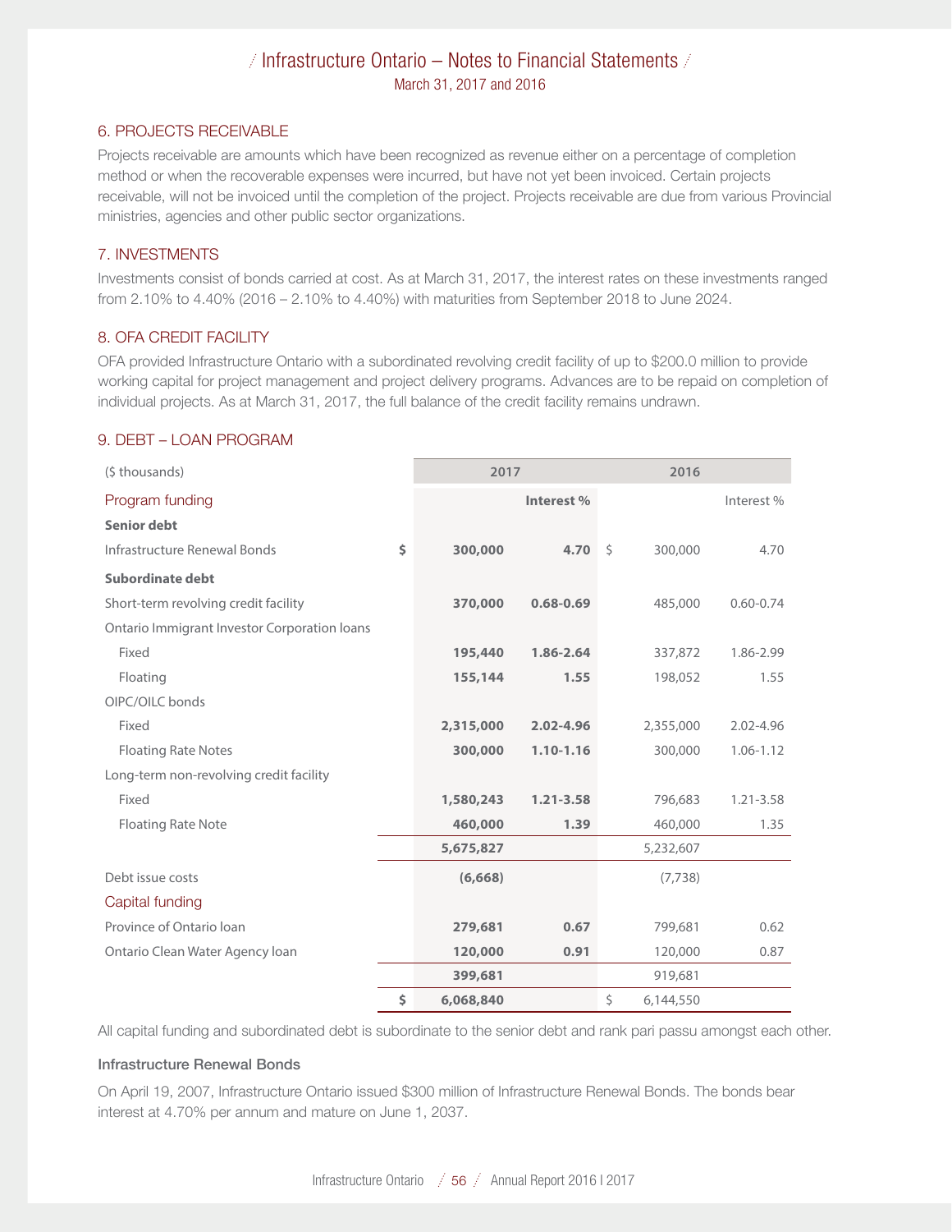## 6. PROJECTS RECEIVABLE

Projects receivable are amounts which have been recognized as revenue either on a percentage of completion method or when the recoverable expenses were incurred, but have not yet been invoiced. Certain projects receivable, will not be invoiced until the completion of the project. Projects receivable are due from various Provincial ministries, agencies and other public sector organizations.

## 7. INVESTMENTS

Investments consist of bonds carried at cost. As at March 31, 2017, the interest rates on these investments ranged from 2.10% to 4.40% (2016 – 2.10% to 4.40%) with maturities from September 2018 to June 2024.

## 8. OFA CREDIT FACILITY

OFA provided Infrastructure Ontario with a subordinated revolving credit facility of up to $200.0 million to provide working capital for project management and project delivery programs. Advances are to be repaid on completion of individual projects. As at March 31, 2017, the full balance of the credit facility remains undrawn.

## 9. DEBT – LOAN PROGRAM

| ($ thousands) | 2017 | | 2016 | |
|---|---|---|---|---|
| **Program funding** | | **Interest %** | | Interest % |
| **Senior debt** | | | | |
| Infrastructure Renewal Bonds | **$ 300,000** | **4.70** | $ 300,000 | 4.70 |
| **Subordinate debt** | | | | |
| Short-term revolving credit facility | **370,000** | **0.68-0.69** | 485,000 | 0.60-0.74 |
| Ontario Immigrant Investor Corporation loans | | | | |
| Fixed | **195,440** | **1.86-2.64** | 337,872 | 1.86-2.99 |
| Floating | **155,144** | **1.55** | 198,052 | 1.55 |
| OIPC/OILC bonds | | | | |
| Fixed | **2,315,000** | **2.02-4.96** | 2,355,000 | 2.02-4.96 |
| Floating Rate Notes | **300,000** | **1.10-1.16** | 300,000 | 1.06-1.12 |
| Long-term non-revolving credit facility | | | | |
| Fixed | **1,580,243** | **1.21-3.58** | 796,683 | 1.21-3.58 |
| Floating Rate Note | **460,000** | **1.39** | 460,000 | 1.35 |
| | **5,675,827** | | 5,232,607 | |
| Debt issue costs | **(6,668)** | | (7,738) | |
| **Capital funding** | | | | |
| Province of Ontario loan | **279,681** | **0.67** | 799,681 | 0.62 |
| Ontario Clean Water Agency loan | **120,000** | **0.91** | 120,000 | 0.87 |
| | **399,681** | | 919,681 | |
| | **$ 6,068,840** | | $ 6,144,550 | |

All capital funding and subordinated debt is subordinate to the senior debt and rank pari passu amongst each other.

### Infrastructure Renewal Bonds

On April 19, 2007, Infrastructure Ontario issued $300 million of Infrastructure Renewal Bonds. The bonds bear interest at 4.70% per annum and mature on June 1, 2037.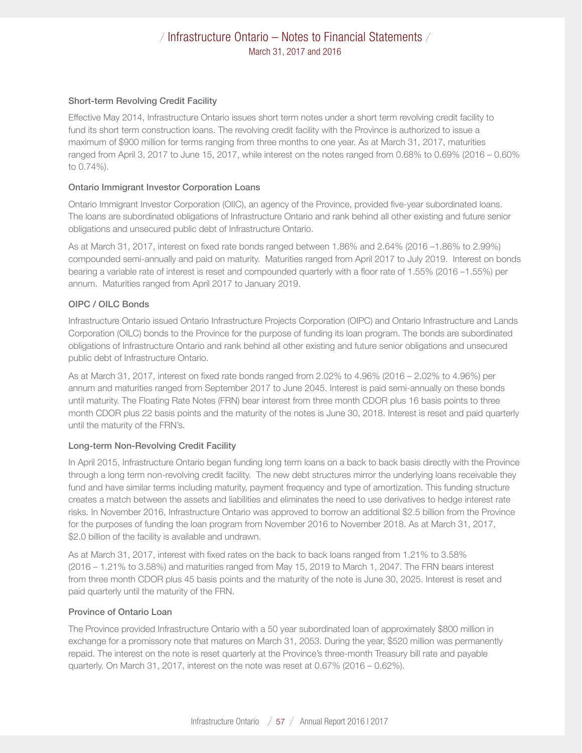### Short-term Revolving Credit Facility

Effective May 2014, Infrastructure Ontario issues short term notes under a short term revolving credit facility to fund its short term construction loans. The revolving credit facility with the Province is authorized to issue a maximum of $900 million for terms ranging from three months to one year. As at March 31, 2017, maturities ranged from April 3, 2017 to June 15, 2017, while interest on the notes ranged from 0.68% to 0.69% (2016 – 0.60% to 0.74%).

### Ontario Immigrant Investor Corporation Loans

Ontario Immigrant Investor Corporation (OIIC), an agency of the Province, provided five-year subordinated loans. The loans are subordinated obligations of Infrastructure Ontario and rank behind all other existing and future senior obligations and unsecured public debt of Infrastructure Ontario.

As at March 31, 2017, interest on fixed rate bonds ranged between 1.86% and 2.64% (2016 –1.86% to 2.99%) compounded semi-annually and paid on maturity. Maturities ranged from April 2017 to July 2019. Interest on bonds bearing a variable rate of interest is reset and compounded quarterly with a floor rate of 1.55% (2016 –1.55%) per annum. Maturities ranged from April 2017 to January 2019.

### OIPC / OILC Bonds

Infrastructure Ontario issued Ontario Infrastructure Projects Corporation (OIPC) and Ontario Infrastructure and Lands Corporation (OILC) bonds to the Province for the purpose of funding its loan program. The bonds are subordinated obligations of Infrastructure Ontario and rank behind all other existing and future senior obligations and unsecured public debt of Infrastructure Ontario.

As at March 31, 2017, interest on fixed rate bonds ranged from 2.02% to 4.96% (2016 – 2.02% to 4.96%) per annum and maturities ranged from September 2017 to June 2045. Interest is paid semi-annually on these bonds until maturity. The Floating Rate Notes (FRN) bear interest from three month CDOR plus 16 basis points to three month CDOR plus 22 basis points and the maturity of the notes is June 30, 2018. Interest is reset and paid quarterly until the maturity of the FRN's.

### Long-term Non-Revolving Credit Facility

In April 2015, Infrastructure Ontario began funding long term loans on a back to back basis directly with the Province through a long term non-revolving credit facility. The new debt structures mirror the underlying loans receivable they fund and have similar terms including maturity, payment frequency and type of amortization. This funding structure creates a match between the assets and liabilities and eliminates the need to use derivatives to hedge interest rate risks. In November 2016, Infrastructure Ontario was approved to borrow an additional $2.5 billion from the Province for the purposes of funding the loan program from November 2016 to November 2018. As at March 31, 2017, $2.0 billion of the facility is available and undrawn.

As at March 31, 2017, interest with fixed rates on the back to back loans ranged from 1.21% to 3.58% (2016 – 1.21% to 3.58%) and maturities ranged from May 15, 2019 to March 1, 2047. The FRN bears interest from three month CDOR plus 45 basis points and the maturity of the note is June 30, 2025. Interest is reset and paid quarterly until the maturity of the FRN.

### Province of Ontario Loan

The Province provided Infrastructure Ontario with a 50 year subordinated loan of approximately $800 million in exchange for a promissory note that matures on March 31, 2053. During the year, $520 million was permanently repaid. The interest on the note is reset quarterly at the Province's three-month Treasury bill rate and payable quarterly. On March 31, 2017, interest on the note was reset at 0.67% (2016 – 0.62%).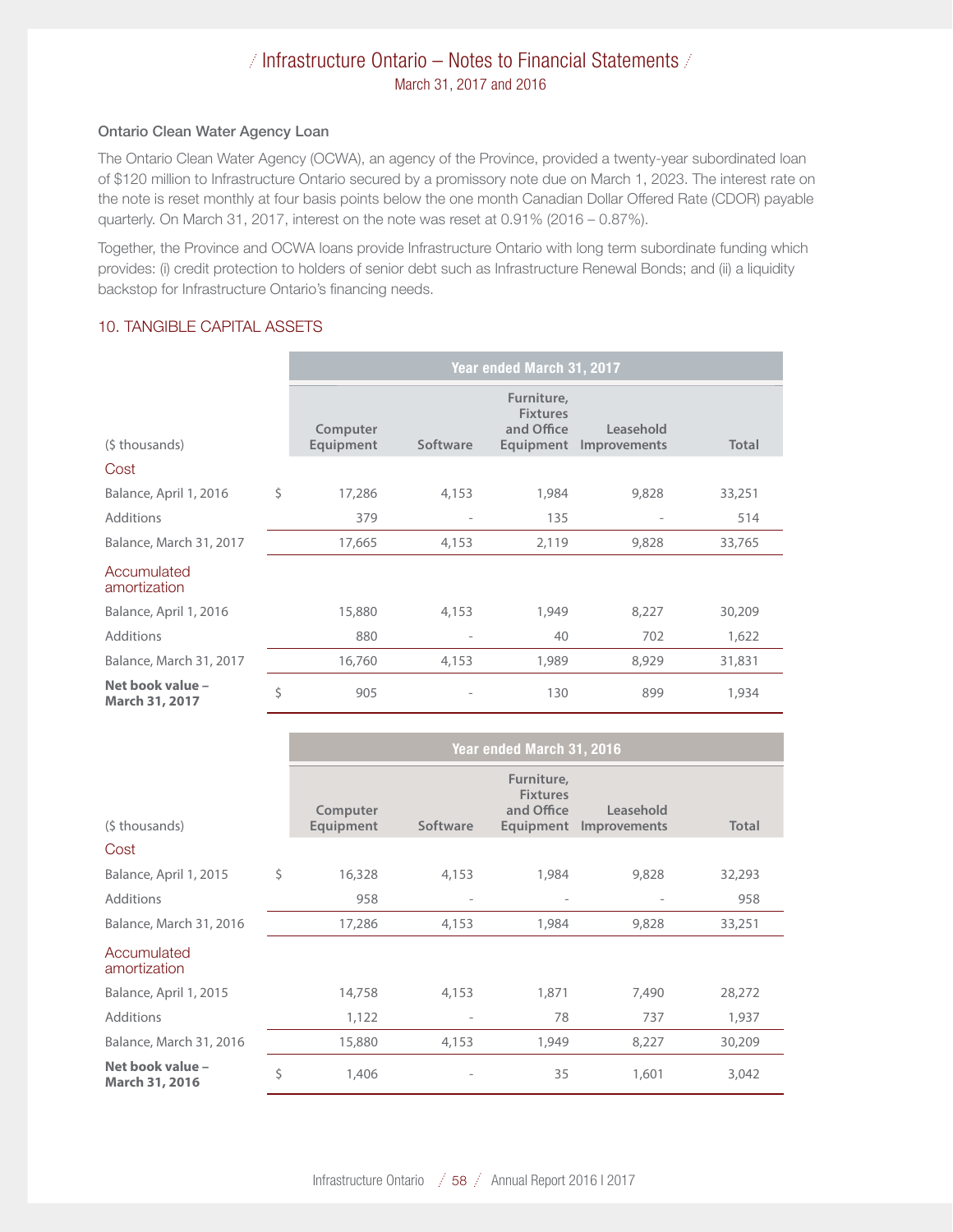### Ontario Clean Water Agency Loan

The Ontario Clean Water Agency (OCWA), an agency of the Province, provided a twenty-year subordinated loan of $120 million to Infrastructure Ontario secured by a promissory note due on March 1, 2023. The interest rate on the note is reset monthly at four basis points below the one month Canadian Dollar Offered Rate (CDOR) payable quarterly. On March 31, 2017, interest on the note was reset at 0.91% (2016 – 0.87%).

Together, the Province and OCWA loans provide Infrastructure Ontario with long term subordinate funding which provides: (i) credit protection to holders of senior debt such as Infrastructure Renewal Bonds; and (ii) a liquidity backstop for Infrastructure Ontario's financing needs.

## 10. TANGIBLE CAPITAL ASSETS

| | | Year ended March 31, 2017 | | | | |
|---|---|---|---|---|---|---|
| ($ thousands) | | Computer Equipment | Software | Furniture, Fixtures and Office Equipment | Leasehold Improvements | Total |
| **Cost** | | | | | | |
| Balance, April 1, 2016 | $ | 17,286 | 4,153 | 1,984 | 9,828 | 33,251 |
| Additions | | 379 | - | 135 | - | 514 |
| Balance, March 31, 2017 | | 17,665 | 4,153 | 2,119 | 9,828 | 33,765 |
| **Accumulated amortization** | | | | | | |
| Balance, April 1, 2016 | | 15,880 | 4,153 | 1,949 | 8,227 | 30,209 |
| Additions | | 880 | - | 40 | 702 | 1,622 |
| Balance, March 31, 2017 | | 16,760 | 4,153 | 1,989 | 8,929 | 31,831 |
| **Net book value – March 31, 2017** | $ | 905 | - | 130 | 899 | 1,934 |

| | | Year ended March 31, 2016 | | | | |
|---|---|---|---|---|---|---|
| ($ thousands) | | Computer Equipment | Software | Furniture, Fixtures and Office Equipment | Leasehold Improvements | Total |
| **Cost** | | | | | | |
| Balance, April 1, 2015 | $ | 16,328 | 4,153 | 1,984 | 9,828 | 32,293 |
| Additions | | 958 | - | - | - | 958 |
| Balance, March 31, 2016 | | 17,286 | 4,153 | 1,984 | 9,828 | 33,251 |
| **Accumulated amortization** | | | | | | |
| Balance, April 1, 2015 | | 14,758 | 4,153 | 1,871 | 7,490 | 28,272 |
| Additions | | 1,122 | - | 78 | 737 | 1,937 |
| Balance, March 31, 2016 | | 15,880 | 4,153 | 1,949 | 8,227 | 30,209 |
| **Net book value – March 31, 2016** | $ | 1,406 | - | 35 | 1,601 | 3,042 |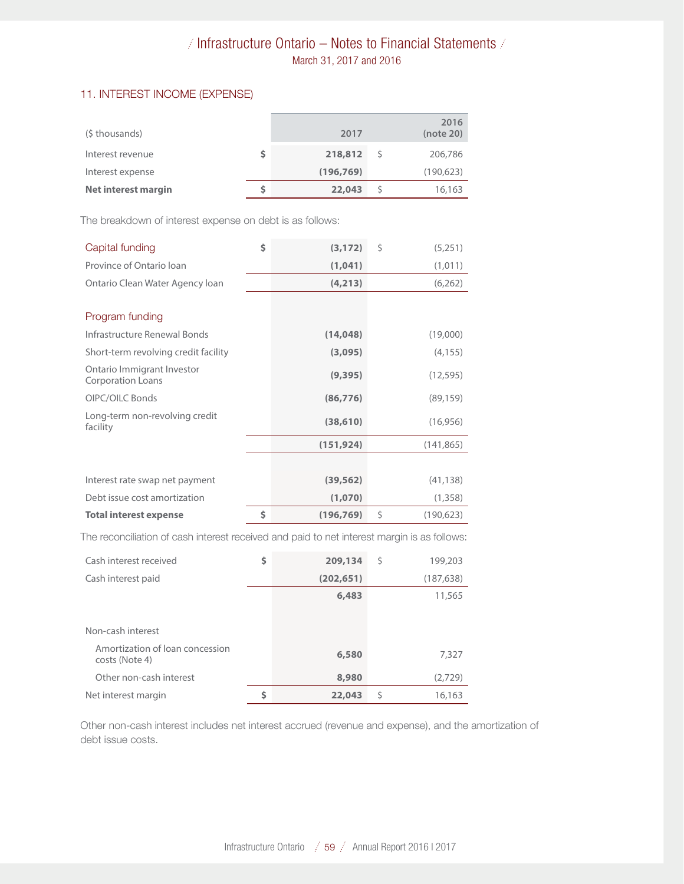## 11. INTEREST INCOME (EXPENSE)

| ($ thousands) | 2017 | 2016 (note 20) |
|---|---|---|
| Interest revenue | **$ 218,812** | $ 206,786 |
| Interest expense | **(196,769)** | (190,623) |
| **Net interest margin** | **$ 22,043** | $ 16,163 |

The breakdown of interest expense on debt is as follows:

| | 2017 | 2016 (note 20) |
|---|---|---|
| Capital funding | **$ (3,172)** | $ (5,251) |
| Province of Ontario loan | **(1,041)** | (1,011) |
| Ontario Clean Water Agency loan | **(4,213)** | (6,262) |
| | | |
| Program funding | | |
| Infrastructure Renewal Bonds | **(14,048)** | (19,000) |
| Short-term revolving credit facility | **(3,095)** | (4,155) |
| Ontario Immigrant Investor Corporation Loans | **(9,395)** | (12,595) |
| OIPC/OILC Bonds | **(86,776)** | (89,159) |
| Long-term non-revolving credit facility | **(38,610)** | (16,956) |
| | **(151,924)** | (141,865) |
| | | |
| Interest rate swap net payment | **(39,562)** | (41,138) |
| Debt issue cost amortization | **(1,070)** | (1,358) |
| **Total interest expense** | **$ (196,769)** | $ (190,623) |

The reconciliation of cash interest received and paid to net interest margin is as follows:

| | 2017 | 2016 (note 20) |
|---|---|---|
| Cash interest received | **$ 209,134** | $ 199,203 |
| Cash interest paid | **(202,651)** | (187,638) |
| | **6,483** | 11,565 |
| | | |
| Non-cash interest | | |
| Amortization of loan concession costs (Note 4) | **6,580** | 7,327 |
| Other non-cash interest | **8,980** | (2,729) |
| Net interest margin | **$ 22,043** | $ 16,163 |

Other non-cash interest includes net interest accrued (revenue and expense), and the amortization of debt issue costs.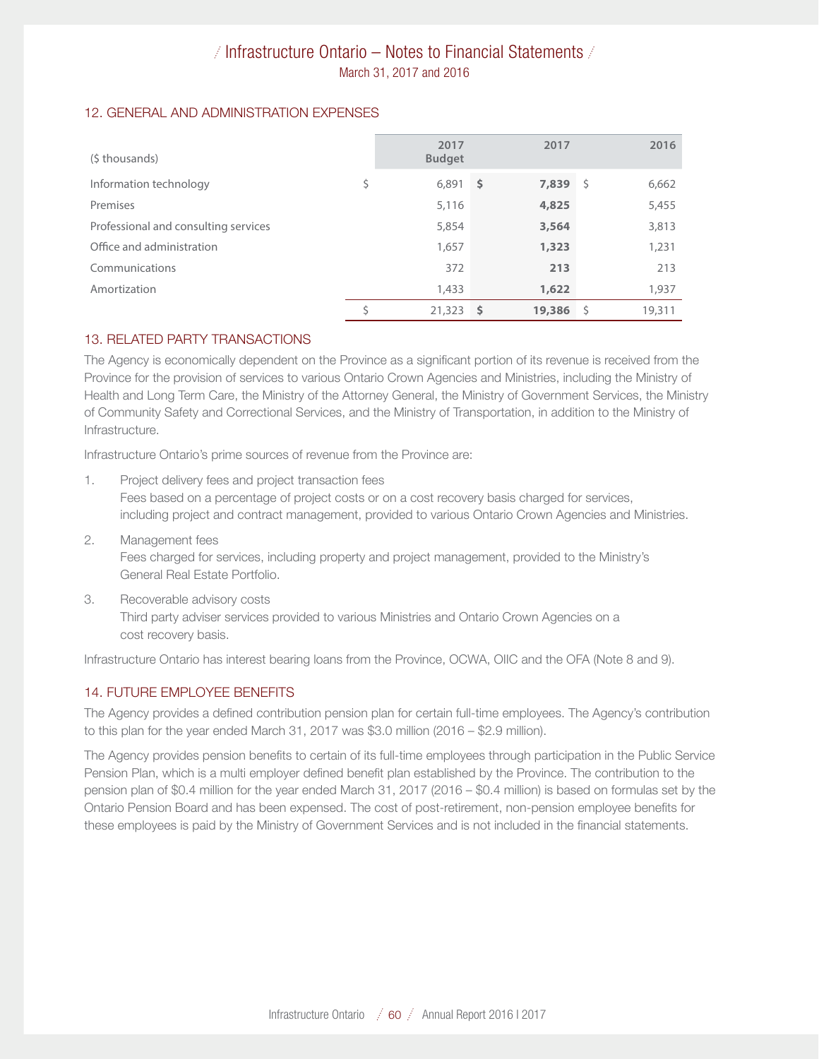## 12. GENERAL AND ADMINISTRATION EXPENSES

| ($ thousands) | 2017 Budget | 2017 | 2016 |
|---|---|---|---|
| Information technology | $ 6,891 | **$ 7,839** | $ 6,662 |
| Premises | 5,116 | **4,825** | 5,455 |
| Professional and consulting services | 5,854 | **3,564** | 3,813 |
| Office and administration | 1,657 | **1,323** | 1,231 |
| Communications | 372 | **213** | 213 |
| Amortization | 1,433 | **1,622** | 1,937 |
| | $ 21,323 | **$ 19,386** | $ 19,311 |

## 13. RELATED PARTY TRANSACTIONS

The Agency is economically dependent on the Province as a significant portion of its revenue is received from the Province for the provision of services to various Ontario Crown Agencies and Ministries, including the Ministry of Health and Long Term Care, the Ministry of the Attorney General, the Ministry of Government Services, the Ministry of Community Safety and Correctional Services, and the Ministry of Transportation, in addition to the Ministry of Infrastructure.

Infrastructure Ontario's prime sources of revenue from the Province are:

1. Project delivery fees and project transaction fees
   Fees based on a percentage of project costs or on a cost recovery basis charged for services, including project and contract management, provided to various Ontario Crown Agencies and Ministries.

2. Management fees
   Fees charged for services, including property and project management, provided to the Ministry's General Real Estate Portfolio.

3. Recoverable advisory costs
   Third party adviser services provided to various Ministries and Ontario Crown Agencies on a cost recovery basis.

Infrastructure Ontario has interest bearing loans from the Province, OCWA, OIIC and the OFA (Note 8 and 9).

## 14. FUTURE EMPLOYEE BENEFITS

The Agency provides a defined contribution pension plan for certain full-time employees. The Agency's contribution to this plan for the year ended March 31, 2017 was $3.0 million (2016 – $2.9 million).

The Agency provides pension benefits to certain of its full-time employees through participation in the Public Service Pension Plan, which is a multi employer defined benefit plan established by the Province. The contribution to the pension plan of $0.4 million for the year ended March 31, 2017 (2016 – $0.4 million) is based on formulas set by the Ontario Pension Board and has been expensed. The cost of post-retirement, non-pension employee benefits for these employees is paid by the Ministry of Government Services and is not included in the financial statements.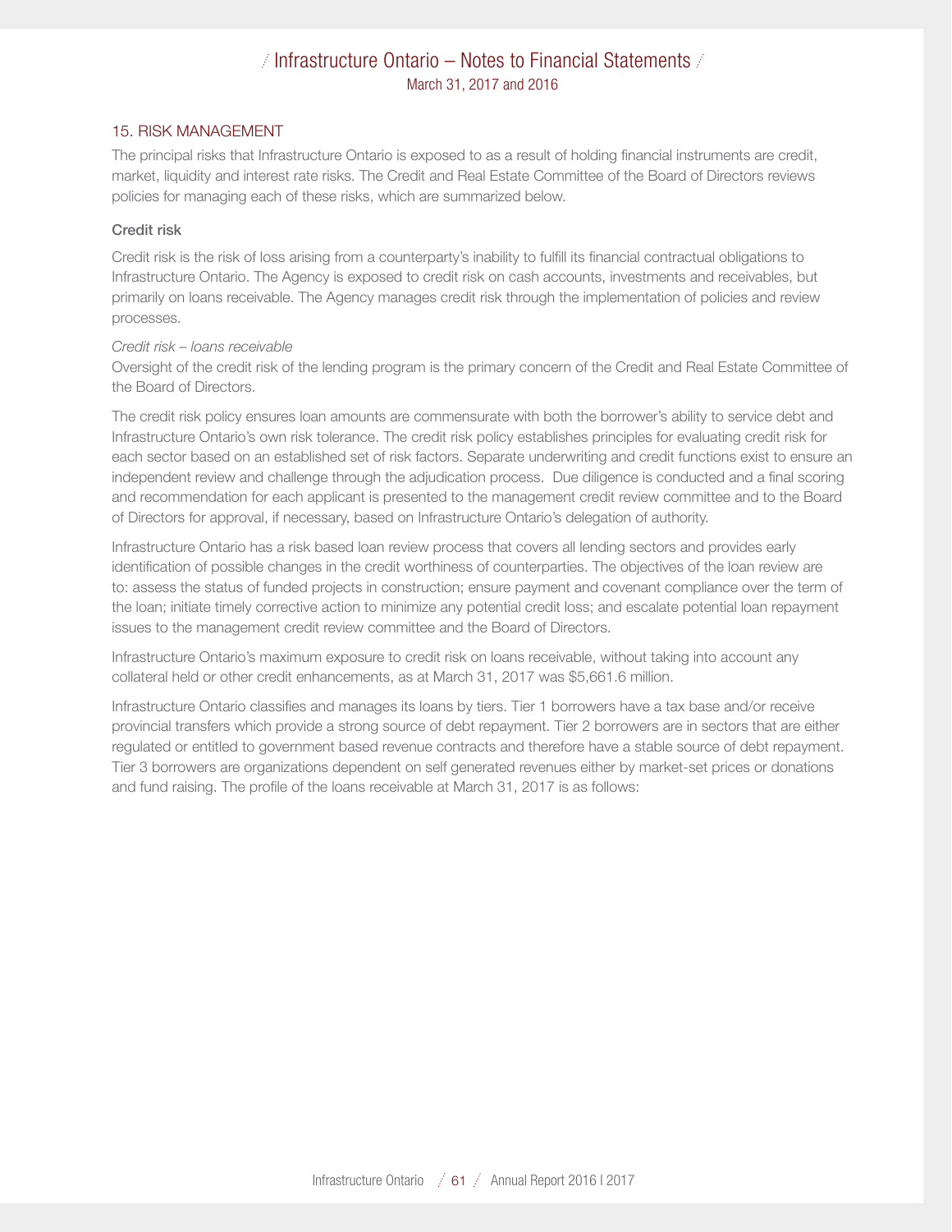## 15. RISK MANAGEMENT

The principal risks that Infrastructure Ontario is exposed to as a result of holding financial instruments are credit, market, liquidity and interest rate risks. The Credit and Real Estate Committee of the Board of Directors reviews policies for managing each of these risks, which are summarized below.

### Credit risk

Credit risk is the risk of loss arising from a counterparty's inability to fulfill its financial contractual obligations to Infrastructure Ontario. The Agency is exposed to credit risk on cash accounts, investments and receivables, but primarily on loans receivable. The Agency manages credit risk through the implementation of policies and review processes.

*Credit risk – loans receivable*

Oversight of the credit risk of the lending program is the primary concern of the Credit and Real Estate Committee of the Board of Directors.

The credit risk policy ensures loan amounts are commensurate with both the borrower's ability to service debt and Infrastructure Ontario's own risk tolerance. The credit risk policy establishes principles for evaluating credit risk for each sector based on an established set of risk factors. Separate underwriting and credit functions exist to ensure an independent review and challenge through the adjudication process. Due diligence is conducted and a final scoring and recommendation for each applicant is presented to the management credit review committee and to the Board of Directors for approval, if necessary, based on Infrastructure Ontario's delegation of authority.

Infrastructure Ontario has a risk based loan review process that covers all lending sectors and provides early identification of possible changes in the credit worthiness of counterparties. The objectives of the loan review are to: assess the status of funded projects in construction; ensure payment and covenant compliance over the term of the loan; initiate timely corrective action to minimize any potential credit loss; and escalate potential loan repayment issues to the management credit review committee and the Board of Directors.

Infrastructure Ontario's maximum exposure to credit risk on loans receivable, without taking into account any collateral held or other credit enhancements, as at March 31, 2017 was $5,661.6 million.

Infrastructure Ontario classifies and manages its loans by tiers. Tier 1 borrowers have a tax base and/or receive provincial transfers which provide a strong source of debt repayment. Tier 2 borrowers are in sectors that are either regulated or entitled to government based revenue contracts and therefore have a stable source of debt repayment. Tier 3 borrowers are organizations dependent on self generated revenues either by market-set prices or donations and fund raising. The profile of the loans receivable at March 31, 2017 is as follows: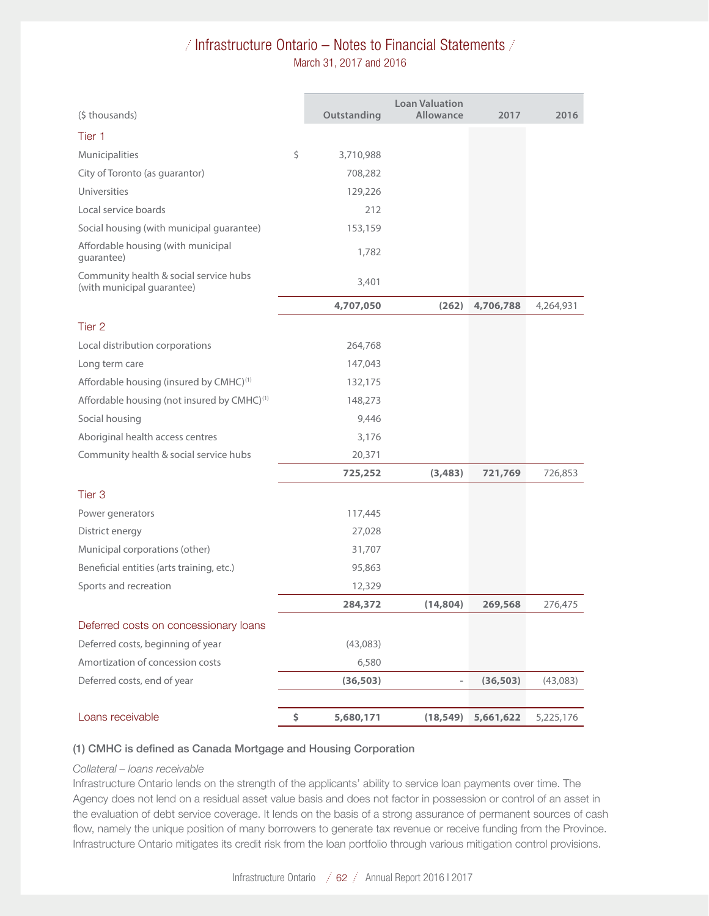| ($ thousands) | | Outstanding | Loan Valuation Allowance | 2017 | 2016 |
|---|---|---|---|---|---|
| **Tier 1** | | | | | |
| Municipalities | $ | 3,710,988 | | | |
| City of Toronto (as guarantor) | | 708,282 | | | |
| Universities | | 129,226 | | | |
| Local service boards | | 212 | | | |
| Social housing (with municipal guarantee) | | 153,159 | | | |
| Affordable housing (with municipal guarantee) | | 1,782 | | | |
| Community health & social service hubs (with municipal guarantee) | | 3,401 | | | |
| | | **4,707,050** | **(262)** | **4,706,788** | 4,264,931 |
| **Tier 2** | | | | | |
| Local distribution corporations | | 264,768 | | | |
| Long term care | | 147,043 | | | |
| Affordable housing (insured by CMHC)[(1)] | | 132,175 | | | |
| Affordable housing (not insured by CMHC)[(1)] | | 148,273 | | | |
| Social housing | | 9,446 | | | |
| Aboriginal health access centres | | 3,176 | | | |
| Community health & social service hubs | | 20,371 | | | |
| | | **725,252** | **(3,483)** | **721,769** | 726,853 |
| **Tier 3** | | | | | |
| Power generators | | 117,445 | | | |
| District energy | | 27,028 | | | |
| Municipal corporations (other) | | 31,707 | | | |
| Beneficial entities (arts training, etc.) | | 95,863 | | | |
| Sports and recreation | | 12,329 | | | |
| | | **284,372** | **(14,804)** | **269,568** | 276,475 |
| **Deferred costs on concessionary loans** | | | | | |
| Deferred costs, beginning of year | | (43,083) | | | |
| Amortization of concession costs | | 6,580 | | | |
| Deferred costs, end of year | | **(36,503)** | - | **(36,503)** | (43,083) |
| **Loans receivable** | **$** | **5,680,171** | **(18,549)** | **5,661,622** | 5,225,176 |

**(1) CMHC is defined as Canada Mortgage and Housing Corporation**

*Collateral – loans receivable*

Infrastructure Ontario lends on the strength of the applicants' ability to service loan payments over time. The Agency does not lend on a residual asset value basis and does not factor in possession or control of an asset in the evaluation of debt service coverage. It lends on the basis of a strong assurance of permanent sources of cash flow, namely the unique position of many borrowers to generate tax revenue or receive funding from the Province. Infrastructure Ontario mitigates its credit risk from the loan portfolio through various mitigation control provisions.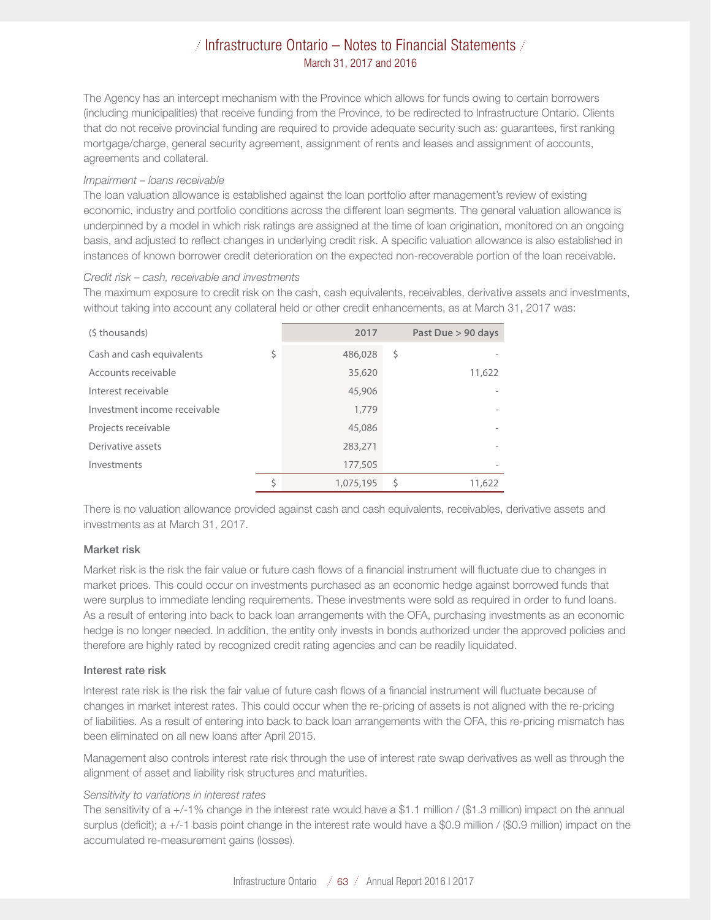The Agency has an intercept mechanism with the Province which allows for funds owing to certain borrowers (including municipalities) that receive funding from the Province, to be redirected to Infrastructure Ontario. Clients that do not receive provincial funding are required to provide adequate security such as: guarantees, first ranking mortgage/charge, general security agreement, assignment of rents and leases and assignment of accounts, agreements and collateral.

*Impairment – loans receivable*

The loan valuation allowance is established against the loan portfolio after management's review of existing economic, industry and portfolio conditions across the different loan segments. The general valuation allowance is underpinned by a model in which risk ratings are assigned at the time of loan origination, monitored on an ongoing basis, and adjusted to reflect changes in underlying credit risk. A specific valuation allowance is also established in instances of known borrower credit deterioration on the expected non-recoverable portion of the loan receivable.

*Credit risk – cash, receivable and investments*

The maximum exposure to credit risk on the cash, cash equivalents, receivables, derivative assets and investments, without taking into account any collateral held or other credit enhancements, as at March 31, 2017 was:

| ($ thousands) | | 2017 | | Past Due > 90 days |
|---|---|---|---|---|
| Cash and cash equivalents | $ | 486,028 | $ | - |
| Accounts receivable | | 35,620 | | 11,622 |
| Interest receivable | | 45,906 | | - |
| Investment income receivable | | 1,779 | | - |
| Projects receivable | | 45,086 | | - |
| Derivative assets | | 283,271 | | - |
| Investments | | 177,505 | | - |
| | $ | 1,075,195 | $ | 11,622 |

There is no valuation allowance provided against cash and cash equivalents, receivables, derivative assets and investments as at March 31, 2017.

### Market risk

Market risk is the risk the fair value or future cash flows of a financial instrument will fluctuate due to changes in market prices. This could occur on investments purchased as an economic hedge against borrowed funds that were surplus to immediate lending requirements. These investments were sold as required in order to fund loans. As a result of entering into back to back loan arrangements with the OFA, purchasing investments as an economic hedge is no longer needed. In addition, the entity only invests in bonds authorized under the approved policies and therefore are highly rated by recognized credit rating agencies and can be readily liquidated.

### Interest rate risk

Interest rate risk is the risk the fair value of future cash flows of a financial instrument will fluctuate because of changes in market interest rates. This could occur when the re-pricing of assets is not aligned with the re-pricing of liabilities. As a result of entering into back to back loan arrangements with the OFA, this re-pricing mismatch has been eliminated on all new loans after April 2015.

Management also controls interest rate risk through the use of interest rate swap derivatives as well as through the alignment of asset and liability risk structures and maturities.

*Sensitivity to variations in interest rates*

The sensitivity of a +/-1% change in the interest rate would have a $1.1 million / ($1.3 million) impact on the annual surplus (deficit); a +/-1 basis point change in the interest rate would have a $0.9 million / ($0.9 million) impact on the accumulated re-measurement gains (losses).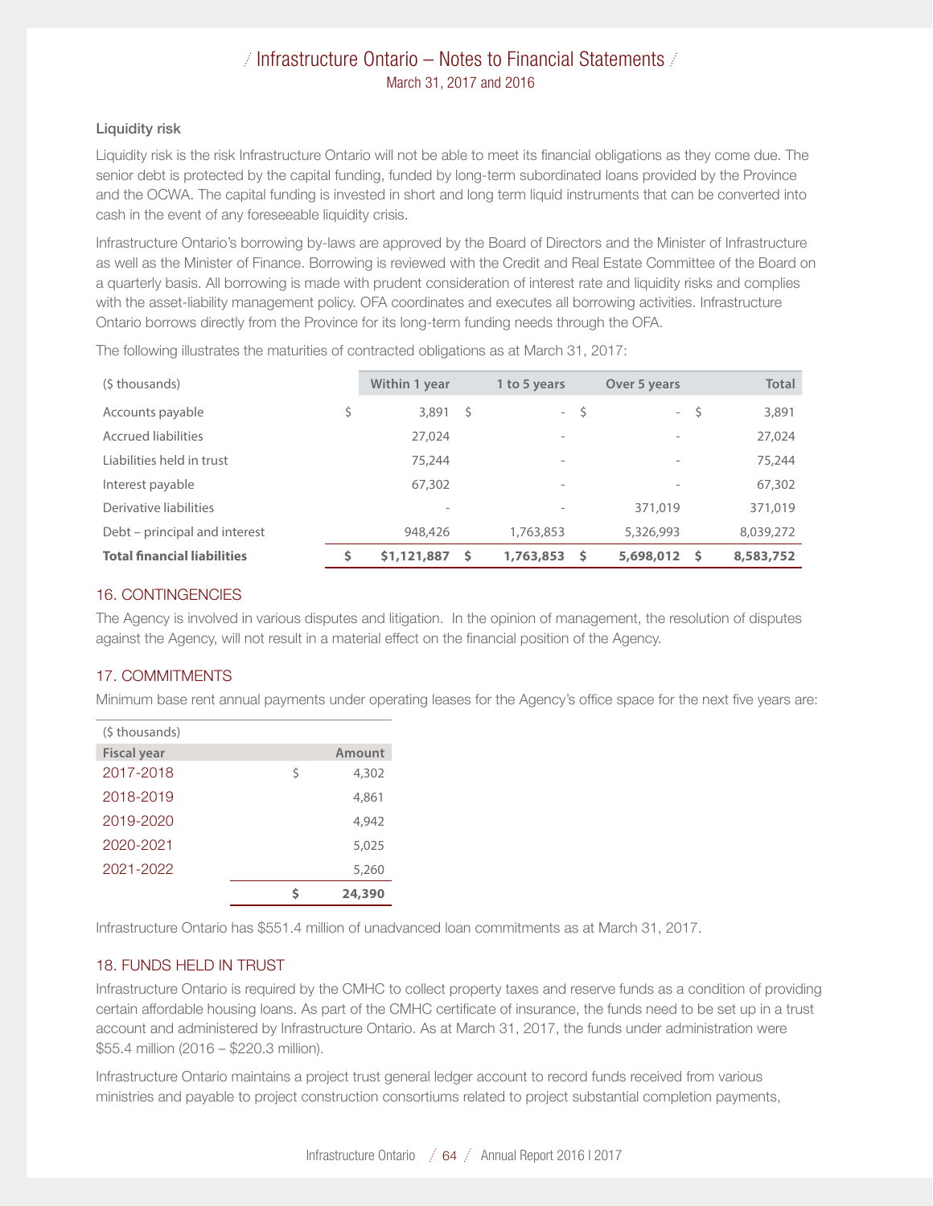### Liquidity risk

Liquidity risk is the risk Infrastructure Ontario will not be able to meet its financial obligations as they come due. The senior debt is protected by the capital funding, funded by long-term subordinated loans provided by the Province and the OCWA. The capital funding is invested in short and long term liquid instruments that can be converted into cash in the event of any foreseeable liquidity crisis.

Infrastructure Ontario's borrowing by-laws are approved by the Board of Directors and the Minister of Infrastructure as well as the Minister of Finance. Borrowing is reviewed with the Credit and Real Estate Committee of the Board on a quarterly basis. All borrowing is made with prudent consideration of interest rate and liquidity risks and complies with the asset-liability management policy. OFA coordinates and executes all borrowing activities. Infrastructure Ontario borrows directly from the Province for its long-term funding needs through the OFA.

The following illustrates the maturities of contracted obligations as at March 31, 2017:

| ($ thousands) | Within 1 year | 1 to 5 years | Over 5 years | Total |
|---|---|---|---|---|
| Accounts payable | $ 3,891 | $ - | $ - | $ 3,891 |
| Accrued liabilities | 27,024 | - | - | 27,024 |
| Liabilities held in trust | 75,244 | - | - | 75,244 |
| Interest payable | 67,302 | - | - | 67,302 |
| Derivative liabilities | - | - | 371,019 | 371,019 |
| Debt – principal and interest | 948,426 | 1,763,853 | 5,326,993 | 8,039,272 |
| **Total financial liabilities** | **$ $1,121,887** | **$ 1,763,853** | **$ 5,698,012** | **$ 8,583,752** |

## 16. CONTINGENCIES

The Agency is involved in various disputes and litigation. In the opinion of management, the resolution of disputes against the Agency, will not result in a material effect on the financial position of the Agency.

## 17. COMMITMENTS

Minimum base rent annual payments under operating leases for the Agency's office space for the next five years are:

| ($ thousands) Fiscal year | Amount |
|---|---|
| 2017-2018 | $ 4,302 |
| 2018-2019 | 4,861 |
| 2019-2020 | 4,942 |
| 2020-2021 | 5,025 |
| 2021-2022 | 5,260 |
| | **$ 24,390** |

Infrastructure Ontario has $551.4 million of unadvanced loan commitments as at March 31, 2017.

## 18. FUNDS HELD IN TRUST

Infrastructure Ontario is required by the CMHC to collect property taxes and reserve funds as a condition of providing certain affordable housing loans. As part of the CMHC certificate of insurance, the funds need to be set up in a trust account and administered by Infrastructure Ontario. As at March 31, 2017, the funds under administration were $55.4 million (2016 – $220.3 million).

Infrastructure Ontario maintains a project trust general ledger account to record funds received from various ministries and payable to project construction consortiums related to project substantial completion payments,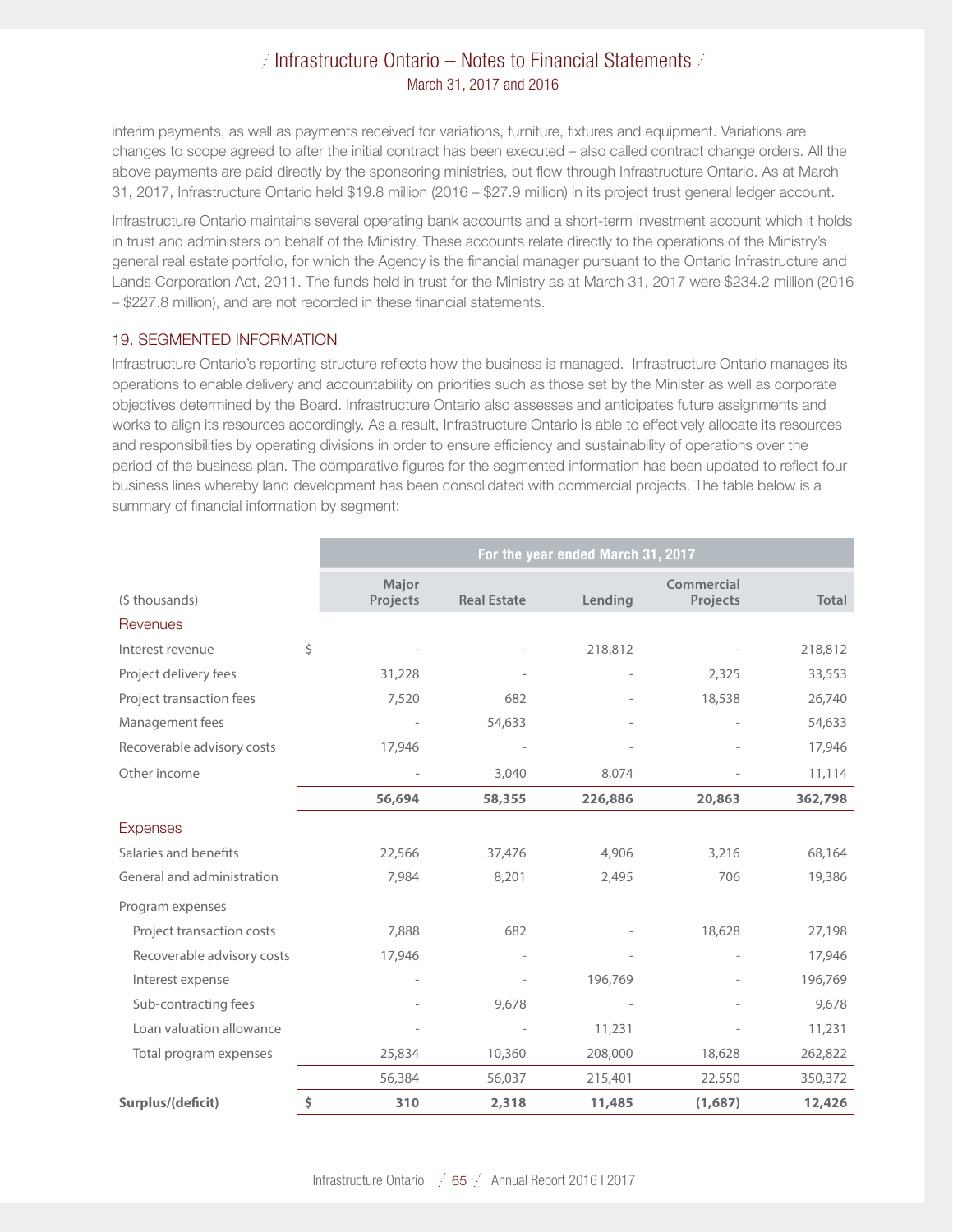interim payments, as well as payments received for variations, furniture, fixtures and equipment. Variations are changes to scope agreed to after the initial contract has been executed – also called contract change orders. All the above payments are paid directly by the sponsoring ministries, but flow through Infrastructure Ontario. As at March 31, 2017, Infrastructure Ontario held $19.8 million (2016 – $27.9 million) in its project trust general ledger account.

Infrastructure Ontario maintains several operating bank accounts and a short-term investment account which it holds in trust and administers on behalf of the Ministry. These accounts relate directly to the operations of the Ministry's general real estate portfolio, for which the Agency is the financial manager pursuant to the Ontario Infrastructure and Lands Corporation Act, 2011. The funds held in trust for the Ministry as at March 31, 2017 were $234.2 million (2016 – $227.8 million), and are not recorded in these financial statements.

## 19. SEGMENTED INFORMATION

Infrastructure Ontario's reporting structure reflects how the business is managed. Infrastructure Ontario manages its operations to enable delivery and accountability on priorities such as those set by the Minister as well as corporate objectives determined by the Board. Infrastructure Ontario also assesses and anticipates future assignments and works to align its resources accordingly. As a result, Infrastructure Ontario is able to effectively allocate its resources and responsibilities by operating divisions in order to ensure efficiency and sustainability of operations over the period of the business plan. The comparative figures for the segmented information has been updated to reflect four business lines whereby land development has been consolidated with commercial projects. The table below is a summary of financial information by segment:

| | For the year ended March 31, 2017 | | | | |
|---|---|---|---|---|---|
| ($ thousands) | Major Projects | Real Estate | Lending | Commercial Projects | Total |
| **Revenues** | | | | | |
| Interest revenue | $ - | - | 218,812 | - | 218,812 |
| Project delivery fees | 31,228 | - | - | 2,325 | 33,553 |
| Project transaction fees | 7,520 | 682 | - | 18,538 | 26,740 |
| Management fees | - | 54,633 | - | - | 54,633 |
| Recoverable advisory costs | 17,946 | - | - | - | 17,946 |
| Other income | - | 3,040 | 8,074 | - | 11,114 |
| | **56,694** | **58,355** | **226,886** | **20,863** | **362,798** |
| **Expenses** | | | | | |
| Salaries and benefits | 22,566 | 37,476 | 4,906 | 3,216 | 68,164 |
| General and administration | 7,984 | 8,201 | 2,495 | 706 | 19,386 |
| Program expenses | | | | | |
| Project transaction costs | 7,888 | 682 | - | 18,628 | 27,198 |
| Recoverable advisory costs | 17,946 | - | - | - | 17,946 |
| Interest expense | - | - | 196,769 | - | 196,769 |
| Sub-contracting fees | - | 9,678 | - | - | 9,678 |
| Loan valuation allowance | - | - | 11,231 | - | 11,231 |
| Total program expenses | 25,834 | 10,360 | 208,000 | 18,628 | 262,822 |
| | 56,384 | 56,037 | 215,401 | 22,550 | 350,372 |
| **Surplus/(deficit)** | **$ 310** | **2,318** | **11,485** | **(1,687)** | **12,426** |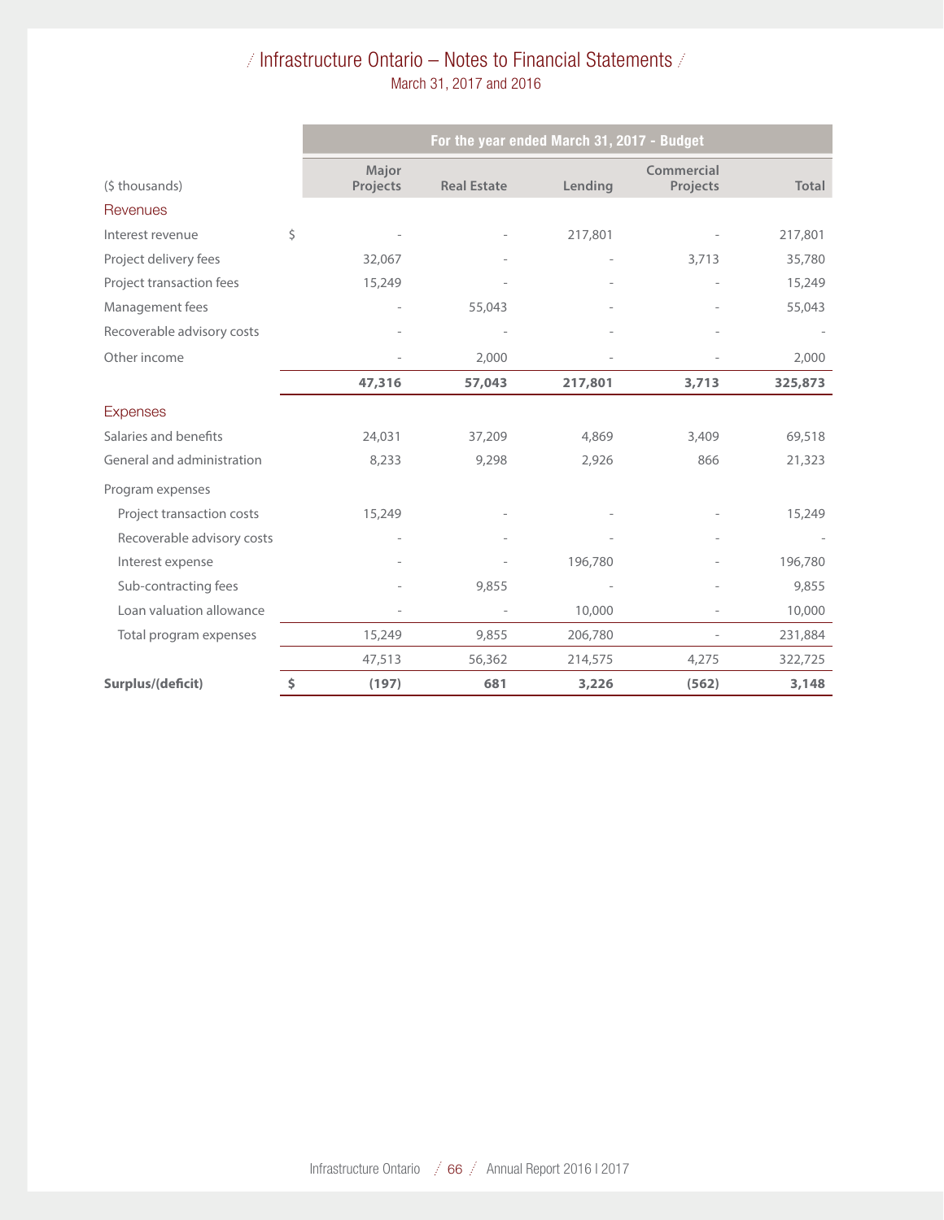# Infrastructure Ontario – Notes to Financial Statements

March 31, 2017 and 2016

| ($ thousands) | For the year ended March 31, 2017 - Budget | | | | |
|---|---|---|---|---|---|
| | Major Projects | Real Estate | Lending | Commercial Projects | Total |
| **Revenues** | | | | | |
| Interest revenue | $ - | - | 217,801 | - | 217,801 |
| Project delivery fees | 32,067 | - | - | 3,713 | 35,780 |
| Project transaction fees | 15,249 | - | - | - | 15,249 |
| Management fees | - | 55,043 | - | - | 55,043 |
| Recoverable advisory costs | - | - | - | - | - |
| Other income | - | 2,000 | - | - | 2,000 |
| | **47,316** | **57,043** | **217,801** | **3,713** | **325,873** |
| **Expenses** | | | | | |
| Salaries and benefits | 24,031 | 37,209 | 4,869 | 3,409 | 69,518 |
| General and administration | 8,233 | 9,298 | 2,926 | 866 | 21,323 |
| Program expenses | | | | | |
| Project transaction costs | 15,249 | - | - | - | 15,249 |
| Recoverable advisory costs | - | - | - | - | - |
| Interest expense | - | - | 196,780 | - | 196,780 |
| Sub-contracting fees | - | 9,855 | - | - | 9,855 |
| Loan valuation allowance | - | - | 10,000 | - | 10,000 |
| Total program expenses | 15,249 | 9,855 | 206,780 | - | 231,884 |
| | 47,513 | 56,362 | 214,575 | 4,275 | 322,725 |
| **Surplus/(deficit)** | **$ (197)** | **681** | **3,226** | **(562)** | **3,148** |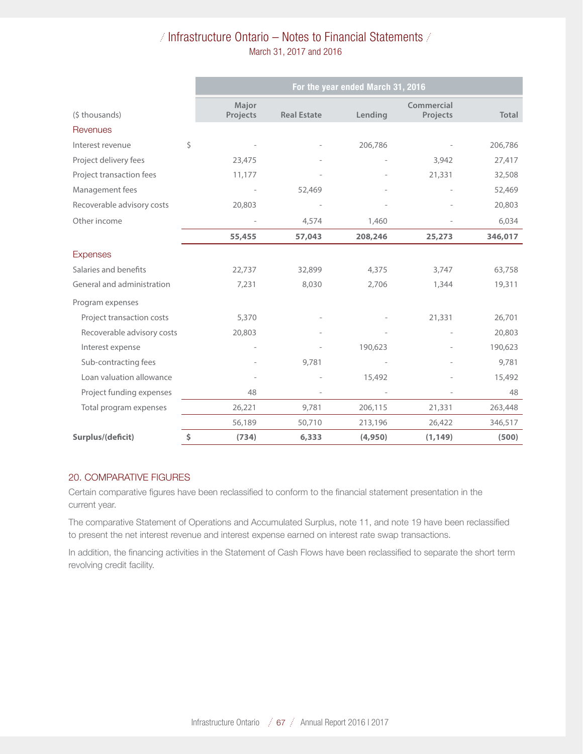| ($ thousands) | | For the year ended March 31, 2016 | | | | |
|---|---|---|---|---|---|---|
| | | Major Projects | Real Estate | Lending | Commercial Projects | Total |
| **Revenues** | | | | | | |
| Interest revenue | $ | - | - | 206,786 | - | 206,786 |
| Project delivery fees | | 23,475 | - | - | 3,942 | 27,417 |
| Project transaction fees | | 11,177 | - | - | 21,331 | 32,508 |
| Management fees | | - | 52,469 | - | - | 52,469 |
| Recoverable advisory costs | | 20,803 | - | - | - | 20,803 |
| Other income | | - | 4,574 | 1,460 | - | 6,034 |
| | | **55,455** | **57,043** | **208,246** | **25,273** | **346,017** |
| **Expenses** | | | | | | |
| Salaries and benefits | | 22,737 | 32,899 | 4,375 | 3,747 | 63,758 |
| General and administration | | 7,231 | 8,030 | 2,706 | 1,344 | 19,311 |
| Program expenses | | | | | | |
| Project transaction costs | | 5,370 | - | - | 21,331 | 26,701 |
| Recoverable advisory costs | | 20,803 | - | - | - | 20,803 |
| Interest expense | | - | - | 190,623 | - | 190,623 |
| Sub-contracting fees | | - | 9,781 | - | - | 9,781 |
| Loan valuation allowance | | - | - | 15,492 | - | 15,492 |
| Project funding expenses | | 48 | - | - | - | 48 |
| Total program expenses | | 26,221 | 9,781 | 206,115 | 21,331 | 263,448 |
| | | 56,189 | 50,710 | 213,196 | 26,422 | 346,517 |
| **Surplus/(deficit)** | **$** | **(734)** | **6,333** | **(4,950)** | **(1,149)** | **(500)** |

## 20. COMPARATIVE FIGURES

Certain comparative figures have been reclassified to conform to the financial statement presentation in the current year.

The comparative Statement of Operations and Accumulated Surplus, note 11, and note 19 have been reclassified to present the net interest revenue and interest expense earned on interest rate swap transactions.

In addition, the financing activities in the Statement of Cash Flows have been reclassified to separate the short term revolving credit facility.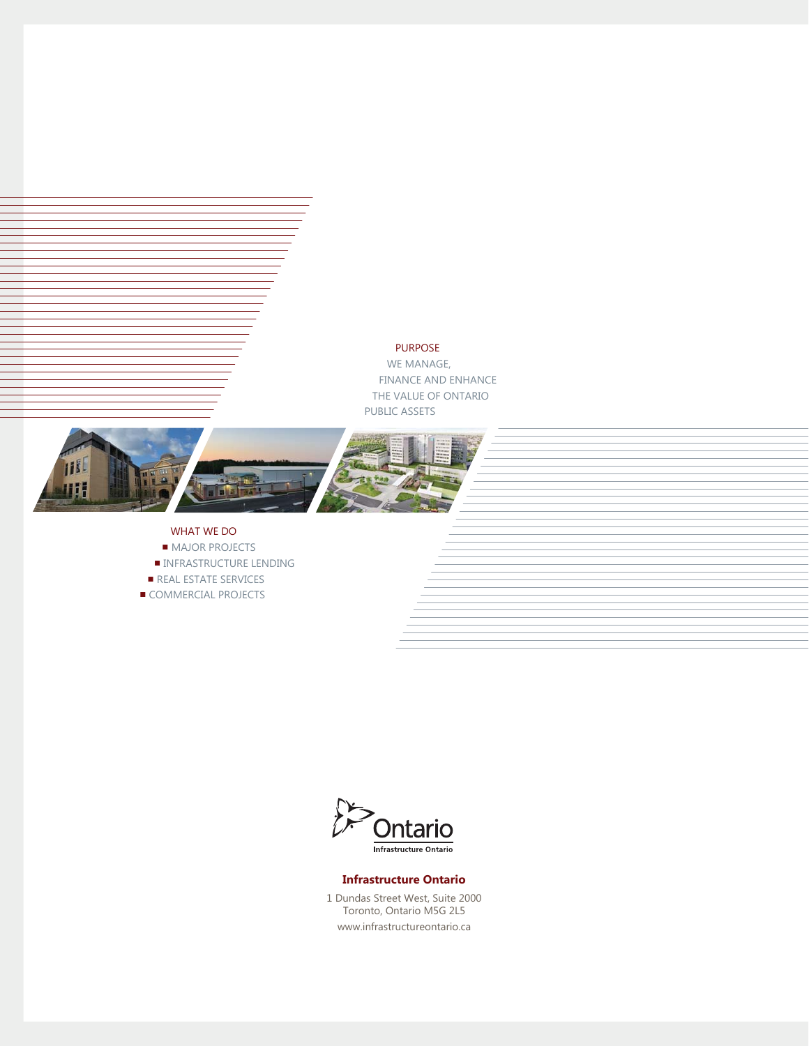PURPOSE

WE MANAGE, FINANCE AND ENHANCE THE VALUE OF ONTARIO PUBLIC ASSETS

WHAT WE DO

- MAJOR PROJECTS
- INFRASTRUCTURE LENDING
- REAL ESTATE SERVICES
- COMMERCIAL PROJECTS

Ontario

Infrastructure Ontario

**Infrastructure Ontario**

1 Dundas Street West, Suite 2000
Toronto, Ontario M5G 2L5
www.infrastructureontario.ca